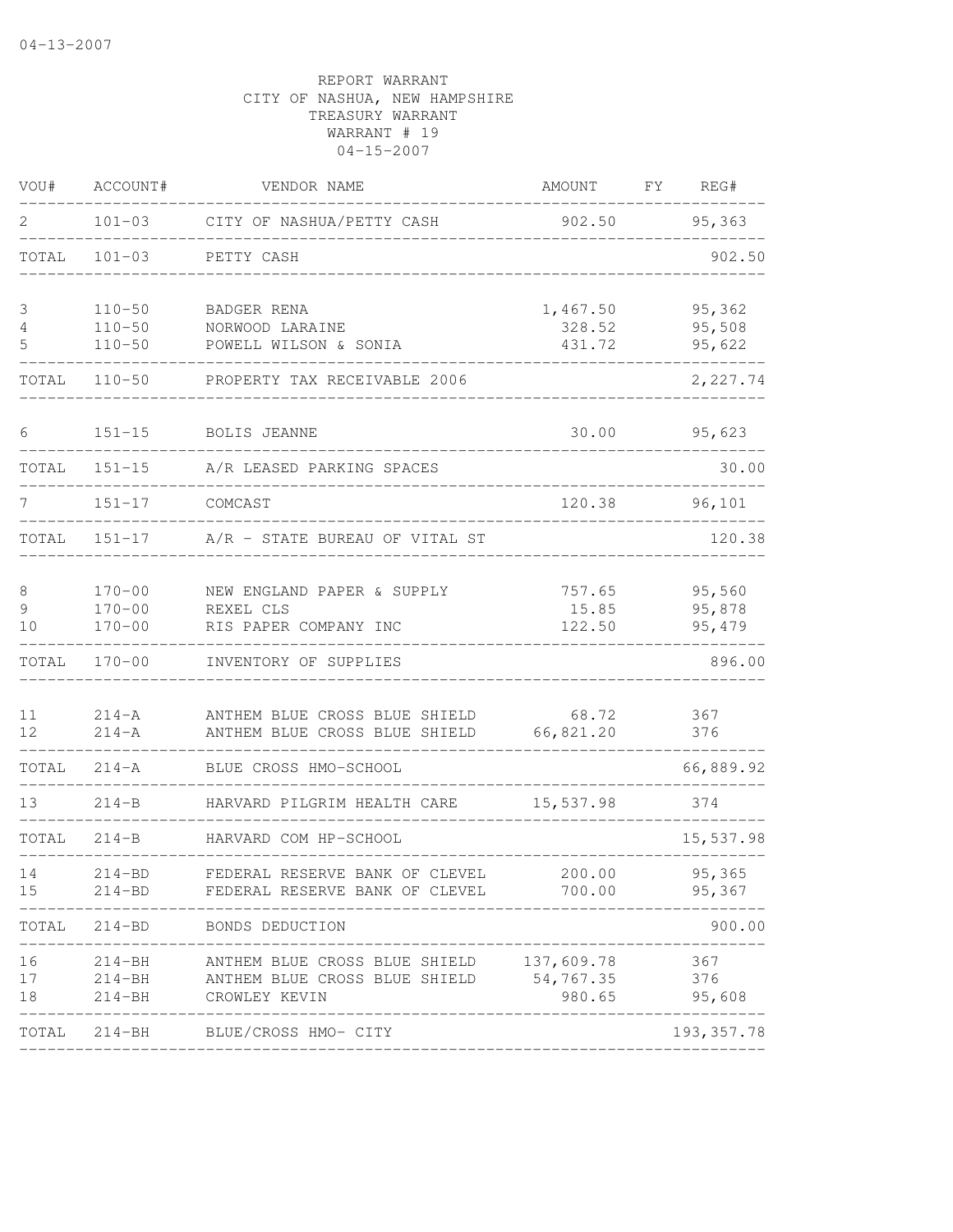04-13-2007

REPORT WARRANT
CITY OF NASHUA, NEW HAMPSHIRE
TREASURY WARRANT
WARRANT # 19
04-15-2007

| VOU# | ACCOUNT# | VENDOR NAME | AMOUNT | FY | REG# |
|---|---|---|---|---|---|
| 2 | 101-03 | CITY OF NASHUA/PETTY CASH | 902.50 | | 95,363 |
| TOTAL | 101-03 | PETTY CASH | | | 902.50 |
| 3 | 110-50 | BADGER RENA | 1,467.50 | | 95,362 |
| 4 | 110-50 | NORWOOD LARAINE | 328.52 | | 95,508 |
| 5 | 110-50 | POWELL WILSON & SONIA | 431.72 | | 95,622 |
| TOTAL | 110-50 | PROPERTY TAX RECEIVABLE 2006 | | | 2,227.74 |
| 6 | 151-15 | BOLIS JEANNE | 30.00 | | 95,623 |
| TOTAL | 151-15 | A/R LEASED PARKING SPACES | | | 30.00 |
| 7 | 151-17 | COMCAST | 120.38 | | 96,101 |
| TOTAL | 151-17 | A/R - STATE BUREAU OF VITAL ST | | | 120.38 |
| 8 | 170-00 | NEW ENGLAND PAPER & SUPPLY | 757.65 | | 95,560 |
| 9 | 170-00 | REXEL CLS | 15.85 | | 95,878 |
| 10 | 170-00 | RIS PAPER COMPANY INC | 122.50 | | 95,479 |
| TOTAL | 170-00 | INVENTORY OF SUPPLIES | | | 896.00 |
| 11 | 214-A | ANTHEM BLUE CROSS BLUE SHIELD | 68.72 | | 367 |
| 12 | 214-A | ANTHEM BLUE CROSS BLUE SHIELD | 66,821.20 | | 376 |
| TOTAL | 214-A | BLUE CROSS HMO-SCHOOL | | | 66,889.92 |
| 13 | 214-B | HARVARD PILGRIM HEALTH CARE | 15,537.98 | | 374 |
| TOTAL | 214-B | HARVARD COM HP-SCHOOL | | | 15,537.98 |
| 14 | 214-BD | FEDERAL RESERVE BANK OF CLEVEL | 200.00 | | 95,365 |
| 15 | 214-BD | FEDERAL RESERVE BANK OF CLEVEL | 700.00 | | 95,367 |
| TOTAL | 214-BD | BONDS DEDUCTION | | | 900.00 |
| 16 | 214-BH | ANTHEM BLUE CROSS BLUE SHIELD | 137,609.78 | | 367 |
| 17 | 214-BH | ANTHEM BLUE CROSS BLUE SHIELD | 54,767.35 | | 376 |
| 18 | 214-BH | CROWLEY KEVIN | 980.65 | | 95,608 |
| TOTAL | 214-BH | BLUE/CROSS HMO- CITY | | | 193,357.78 |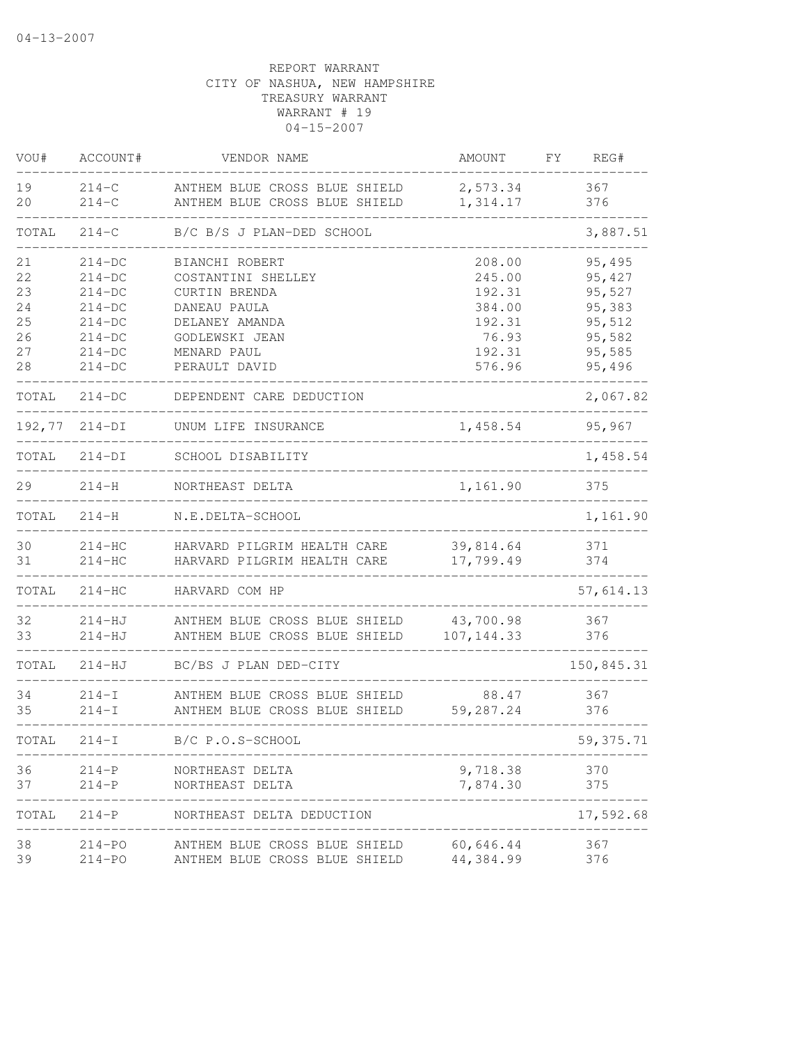REPORT WARRANT
CITY OF NASHUA, NEW HAMPSHIRE
TREASURY WARRANT
WARRANT # 19
04-15-2007

| VOU# | ACCOUNT# | VENDOR NAME | AMOUNT | FY | REG# |
|---|---|---|---|---|---|
| 19 | 214-C | ANTHEM BLUE CROSS BLUE SHIELD | 2,573.34 | | 367 |
| 20 | 214-C | ANTHEM BLUE CROSS BLUE SHIELD | 1,314.17 | | 376 |
| TOTAL | 214-C | B/C B/S J PLAN-DED SCHOOL | | | 3,887.51 |
| 21 | 214-DC | BIANCHI ROBERT | 208.00 | | 95,495 |
| 22 | 214-DC | COSTANTINI SHELLEY | 245.00 | | 95,427 |
| 23 | 214-DC | CURTIN BRENDA | 192.31 | | 95,527 |
| 24 | 214-DC | DANEAU PAULA | 384.00 | | 95,383 |
| 25 | 214-DC | DELANEY AMANDA | 192.31 | | 95,512 |
| 26 | 214-DC | GODLEWSKI JEAN | 76.93 | | 95,582 |
| 27 | 214-DC | MENARD PAUL | 192.31 | | 95,585 |
| 28 | 214-DC | PERAULT DAVID | 576.96 | | 95,496 |
| TOTAL | 214-DC | DEPENDENT CARE DEDUCTION | | | 2,067.82 |
| 192,77 | 214-DI | UNUM LIFE INSURANCE | 1,458.54 | | 95,967 |
| TOTAL | 214-DI | SCHOOL DISABILITY | | | 1,458.54 |
| 29 | 214-H | NORTHEAST DELTA | 1,161.90 | | 375 |
| TOTAL | 214-H | N.E.DELTA-SCHOOL | | | 1,161.90 |
| 30 | 214-HC | HARVARD PILGRIM HEALTH CARE | 39,814.64 | | 371 |
| 31 | 214-HC | HARVARD PILGRIM HEALTH CARE | 17,799.49 | | 374 |
| TOTAL | 214-HC | HARVARD COM HP | | | 57,614.13 |
| 32 | 214-HJ | ANTHEM BLUE CROSS BLUE SHIELD | 43,700.98 | | 367 |
| 33 | 214-HJ | ANTHEM BLUE CROSS BLUE SHIELD | 107,144.33 | | 376 |
| TOTAL | 214-HJ | BC/BS J PLAN DED-CITY | | | 150,845.31 |
| 34 | 214-I | ANTHEM BLUE CROSS BLUE SHIELD | 88.47 | | 367 |
| 35 | 214-I | ANTHEM BLUE CROSS BLUE SHIELD | 59,287.24 | | 376 |
| TOTAL | 214-I | B/C P.O.S-SCHOOL | | | 59,375.71 |
| 36 | 214-P | NORTHEAST DELTA | 9,718.38 | | 370 |
| 37 | 214-P | NORTHEAST DELTA | 7,874.30 | | 375 |
| TOTAL | 214-P | NORTHEAST DELTA DEDUCTION | | | 17,592.68 |
| 38 | 214-PO | ANTHEM BLUE CROSS BLUE SHIELD | 60,646.44 | | 367 |
| 39 | 214-PO | ANTHEM BLUE CROSS BLUE SHIELD | 44,384.99 | | 376 |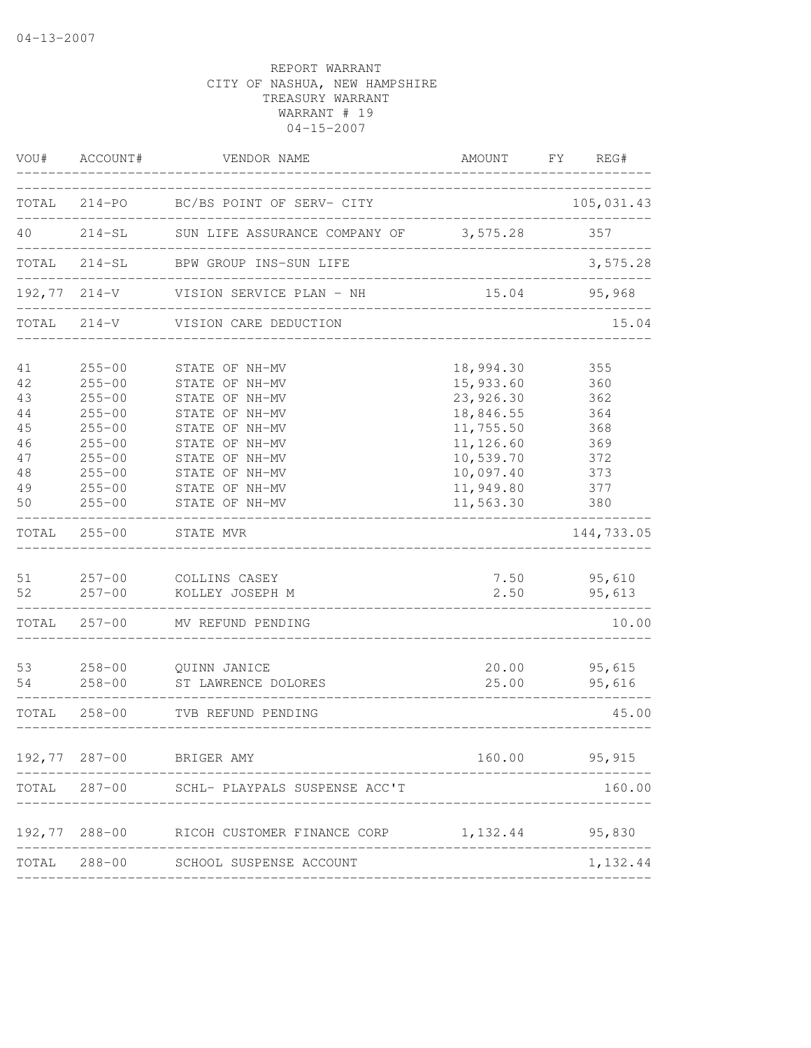REPORT WARRANT
CITY OF NASHUA, NEW HAMPSHIRE
TREASURY WARRANT
WARRANT # 19
04-15-2007

| VOU# | ACCOUNT# | VENDOR NAME | AMOUNT | FY | REG# |
|---|---|---|---|---|---|
| TOTAL | 214-PO | BC/BS POINT OF SERV- CITY | | | 105,031.43 |
| 40 | 214-SL | SUN LIFE ASSURANCE COMPANY OF | 3,575.28 | | 357 |
| TOTAL | 214-SL | BPW GROUP INS-SUN LIFE | | | 3,575.28 |
| 192,77 | 214-V | VISION SERVICE PLAN - NH | 15.04 | | 95,968 |
| TOTAL | 214-V | VISION CARE DEDUCTION | | | 15.04 |
| 41 | 255-00 | STATE OF NH-MV | 18,994.30 | | 355 |
| 42 | 255-00 | STATE OF NH-MV | 15,933.60 | | 360 |
| 43 | 255-00 | STATE OF NH-MV | 23,926.30 | | 362 |
| 44 | 255-00 | STATE OF NH-MV | 18,846.55 | | 364 |
| 45 | 255-00 | STATE OF NH-MV | 11,755.50 | | 368 |
| 46 | 255-00 | STATE OF NH-MV | 11,126.60 | | 369 |
| 47 | 255-00 | STATE OF NH-MV | 10,539.70 | | 372 |
| 48 | 255-00 | STATE OF NH-MV | 10,097.40 | | 373 |
| 49 | 255-00 | STATE OF NH-MV | 11,949.80 | | 377 |
| 50 | 255-00 | STATE OF NH-MV | 11,563.30 | | 380 |
| TOTAL | 255-00 | STATE MVR | | | 144,733.05 |
| 51 | 257-00 | COLLINS CASEY | 7.50 | | 95,610 |
| 52 | 257-00 | KOLLEY JOSEPH M | 2.50 | | 95,613 |
| TOTAL | 257-00 | MV REFUND PENDING | | | 10.00 |
| 53 | 258-00 | QUINN JANICE | 20.00 | | 95,615 |
| 54 | 258-00 | ST LAWRENCE DOLORES | 25.00 | | 95,616 |
| TOTAL | 258-00 | TVB REFUND PENDING | | | 45.00 |
| 192,77 | 287-00 | BRIGER AMY | 160.00 | | 95,915 |
| TOTAL | 287-00 | SCHL- PLAYPALS SUSPENSE ACC'T | | | 160.00 |
| 192,77 | 288-00 | RICOH CUSTOMER FINANCE CORP | 1,132.44 | | 95,830 |
| TOTAL | 288-00 | SCHOOL SUSPENSE ACCOUNT | | | 1,132.44 |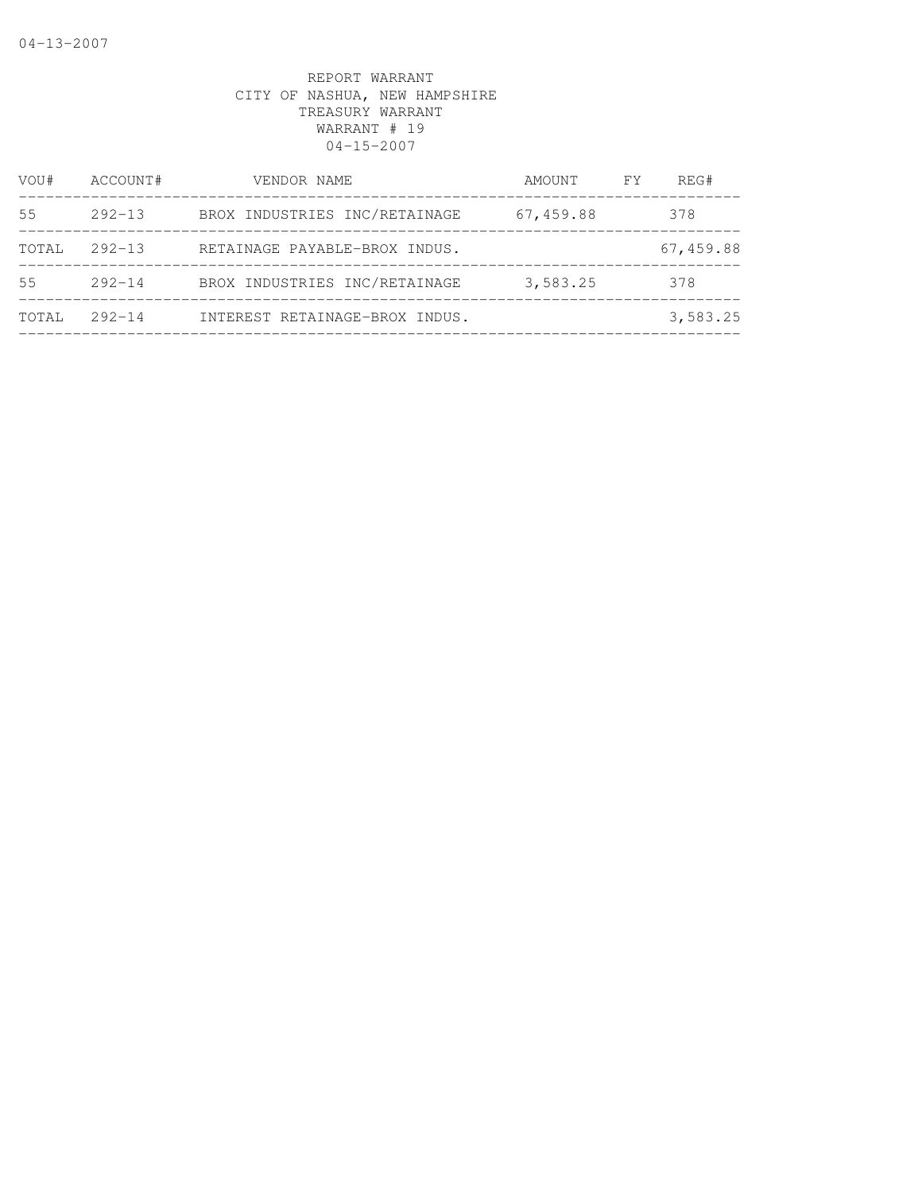REPORT WARRANT
CITY OF NASHUA, NEW HAMPSHIRE
TREASURY WARRANT
WARRANT # 19
04-15-2007

| VOU# | ACCOUNT# | VENDOR NAME | AMOUNT | FY | REG# |
|---|---|---|---|---|---|
| 55 | 292-13 | BROX INDUSTRIES INC/RETAINAGE | 67,459.88 | | 378 |
| TOTAL | 292-13 | RETAINAGE PAYABLE-BROX INDUS. | | | 67,459.88 |
| 55 | 292-14 | BROX INDUSTRIES INC/RETAINAGE | 3,583.25 | | 378 |
| TOTAL | 292-14 | INTEREST RETAINAGE-BROX INDUS. | | | 3,583.25 |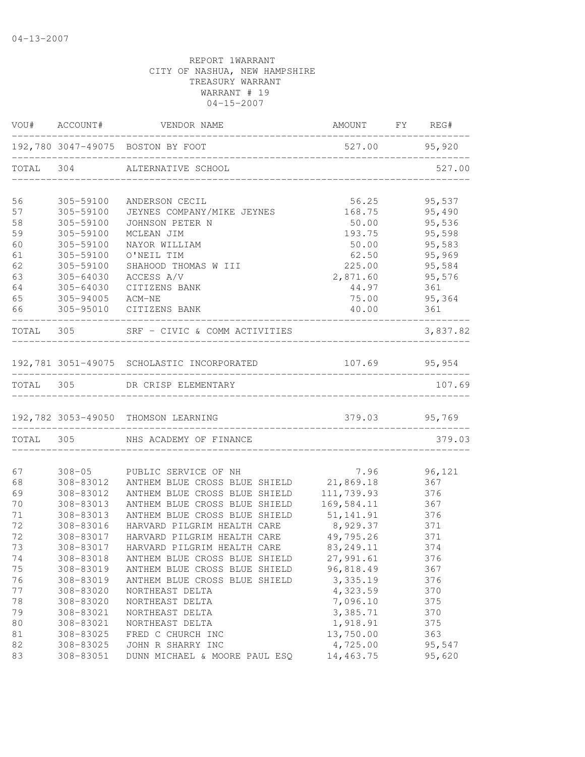04-13-2007

REPORT 1WARRANT
CITY OF NASHUA, NEW HAMPSHIRE
TREASURY WARRANT
WARRANT # 19
04-15-2007

| VOU# | ACCOUNT# | VENDOR NAME | AMOUNT | FY | REG# |
|---|---|---|---|---|---|
| 192,780 | 3047-49075 | BOSTON BY FOOT | 527.00 | | 95,920 |
| TOTAL | 304 | ALTERNATIVE SCHOOL | | | 527.00 |
| 56 | 305-59100 | ANDERSON CECIL | 56.25 | | 95,537 |
| 57 | 305-59100 | JEYNES COMPANY/MIKE JEYNES | 168.75 | | 95,490 |
| 58 | 305-59100 | JOHNSON PETER N | 50.00 | | 95,536 |
| 59 | 305-59100 | MCLEAN JIM | 193.75 | | 95,598 |
| 60 | 305-59100 | NAYOR WILLIAM | 50.00 | | 95,583 |
| 61 | 305-59100 | O'NEIL TIM | 62.50 | | 95,969 |
| 62 | 305-59100 | SHAHOOD THOMAS W III | 225.00 | | 95,584 |
| 63 | 305-64030 | ACCESS A/V | 2,871.60 | | 95,576 |
| 64 | 305-64030 | CITIZENS BANK | 44.97 | | 361 |
| 65 | 305-94005 | ACM-NE | 75.00 | | 95,364 |
| 66 | 305-95010 | CITIZENS BANK | 40.00 | | 361 |
| TOTAL | 305 | SRF - CIVIC & COMM ACTIVITIES | | | 3,837.82 |
| 192,781 | 3051-49075 | SCHOLASTIC INCORPORATED | 107.69 | | 95,954 |
| TOTAL | 305 | DR CRISP ELEMENTARY | | | 107.69 |
| 192,782 | 3053-49050 | THOMSON LEARNING | 379.03 | | 95,769 |
| TOTAL | 305 | NHS ACADEMY OF FINANCE | | | 379.03 |
| 67 | 308-05 | PUBLIC SERVICE OF NH | 7.96 | | 96,121 |
| 68 | 308-83012 | ANTHEM BLUE CROSS BLUE SHIELD | 21,869.18 | | 367 |
| 69 | 308-83012 | ANTHEM BLUE CROSS BLUE SHIELD | 111,739.93 | | 376 |
| 70 | 308-83013 | ANTHEM BLUE CROSS BLUE SHIELD | 169,584.11 | | 367 |
| 71 | 308-83013 | ANTHEM BLUE CROSS BLUE SHIELD | 51,141.91 | | 376 |
| 72 | 308-83016 | HARVARD PILGRIM HEALTH CARE | 8,929.37 | | 371 |
| 72 | 308-83017 | HARVARD PILGRIM HEALTH CARE | 49,795.26 | | 371 |
| 73 | 308-83017 | HARVARD PILGRIM HEALTH CARE | 83,249.11 | | 374 |
| 74 | 308-83018 | ANTHEM BLUE CROSS BLUE SHIELD | 27,991.61 | | 376 |
| 75 | 308-83019 | ANTHEM BLUE CROSS BLUE SHIELD | 96,818.49 | | 367 |
| 76 | 308-83019 | ANTHEM BLUE CROSS BLUE SHIELD | 3,335.19 | | 376 |
| 77 | 308-83020 | NORTHEAST DELTA | 4,323.59 | | 370 |
| 78 | 308-83020 | NORTHEAST DELTA | 7,096.10 | | 375 |
| 79 | 308-83021 | NORTHEAST DELTA | 3,385.71 | | 370 |
| 80 | 308-83021 | NORTHEAST DELTA | 1,918.91 | | 375 |
| 81 | 308-83025 | FRED C CHURCH INC | 13,750.00 | | 363 |
| 82 | 308-83025 | JOHN R SHARRY INC | 4,725.00 | | 95,547 |
| 83 | 308-83051 | DUNN MICHAEL & MOORE PAUL ESQ | 14,463.75 | | 95,620 |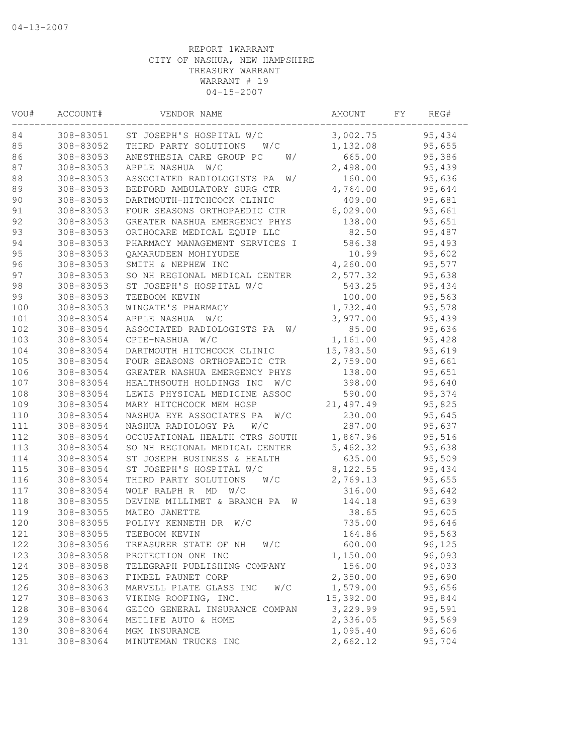04-13-2007

REPORT 1WARRANT
CITY OF NASHUA, NEW HAMPSHIRE
TREASURY WARRANT
WARRANT # 19
04-15-2007

| VOU# | ACCOUNT# | VENDOR NAME | AMOUNT | FY | REG# |
|---|---|---|---|---|---|
| 84 | 308-83051 | ST JOSEPH'S HOSPITAL W/C | 3,002.75 | | 95,434 |
| 85 | 308-83052 | THIRD PARTY SOLUTIONS W/C | 1,132.08 | | 95,655 |
| 86 | 308-83053 | ANESTHESIA CARE GROUP PC W/ | 665.00 | | 95,386 |
| 87 | 308-83053 | APPLE NASHUA W/C | 2,498.00 | | 95,439 |
| 88 | 308-83053 | ASSOCIATED RADIOLOGISTS PA W/ | 160.00 | | 95,636 |
| 89 | 308-83053 | BEDFORD AMBULATORY SURG CTR | 4,764.00 | | 95,644 |
| 90 | 308-83053 | DARTMOUTH-HITCHCOCK CLINIC | 409.00 | | 95,681 |
| 91 | 308-83053 | FOUR SEASONS ORTHOPAEDIC CTR | 6,029.00 | | 95,661 |
| 92 | 308-83053 | GREATER NASHUA EMERGENCY PHYS | 138.00 | | 95,651 |
| 93 | 308-83053 | ORTHOCARE MEDICAL EQUIP LLC | 82.50 | | 95,487 |
| 94 | 308-83053 | PHARMACY MANAGEMENT SERVICES I | 586.38 | | 95,493 |
| 95 | 308-83053 | QAMARUDEEN MOHIYUDEE | 10.99 | | 95,602 |
| 96 | 308-83053 | SMITH & NEPHEW INC | 4,260.00 | | 95,577 |
| 97 | 308-83053 | SO NH REGIONAL MEDICAL CENTER | 2,577.32 | | 95,638 |
| 98 | 308-83053 | ST JOSEPH'S HOSPITAL W/C | 543.25 | | 95,434 |
| 99 | 308-83053 | TEEBOOM KEVIN | 100.00 | | 95,563 |
| 100 | 308-83053 | WINGATE'S PHARMACY | 1,732.40 | | 95,578 |
| 101 | 308-83054 | APPLE NASHUA W/C | 3,977.00 | | 95,439 |
| 102 | 308-83054 | ASSOCIATED RADIOLOGISTS PA W/ | 85.00 | | 95,636 |
| 103 | 308-83054 | CPTE-NASHUA W/C | 1,161.00 | | 95,428 |
| 104 | 308-83054 | DARTMOUTH HITCHCOCK CLINIC | 15,783.50 | | 95,619 |
| 105 | 308-83054 | FOUR SEASONS ORTHOPAEDIC CTR | 2,759.00 | | 95,661 |
| 106 | 308-83054 | GREATER NASHUA EMERGENCY PHYS | 138.00 | | 95,651 |
| 107 | 308-83054 | HEALTHSOUTH HOLDINGS INC W/C | 398.00 | | 95,640 |
| 108 | 308-83054 | LEWIS PHYSICAL MEDICINE ASSOC | 590.00 | | 95,374 |
| 109 | 308-83054 | MARY HITCHCOCK MEM HOSP | 21,497.49 | | 95,825 |
| 110 | 308-83054 | NASHUA EYE ASSOCIATES PA W/C | 230.00 | | 95,645 |
| 111 | 308-83054 | NASHUA RADIOLOGY PA W/C | 287.00 | | 95,637 |
| 112 | 308-83054 | OCCUPATIONAL HEALTH CTRS SOUTH | 1,867.96 | | 95,516 |
| 113 | 308-83054 | SO NH REGIONAL MEDICAL CENTER | 5,462.32 | | 95,638 |
| 114 | 308-83054 | ST JOSEPH BUSINESS & HEALTH | 635.00 | | 95,509 |
| 115 | 308-83054 | ST JOSEPH'S HOSPITAL W/C | 8,122.55 | | 95,434 |
| 116 | 308-83054 | THIRD PARTY SOLUTIONS W/C | 2,769.13 | | 95,655 |
| 117 | 308-83054 | WOLF RALPH R MD W/C | 316.00 | | 95,642 |
| 118 | 308-83055 | DEVINE MILLIMET & BRANCH PA W | 144.18 | | 95,639 |
| 119 | 308-83055 | MATEO JANETTE | 38.65 | | 95,605 |
| 120 | 308-83055 | POLIVY KENNETH DR W/C | 735.00 | | 95,646 |
| 121 | 308-83055 | TEEBOOM KEVIN | 164.86 | | 95,563 |
| 122 | 308-83056 | TREASURER STATE OF NH W/C | 600.00 | | 96,125 |
| 123 | 308-83058 | PROTECTION ONE INC | 1,150.00 | | 96,093 |
| 124 | 308-83058 | TELEGRAPH PUBLISHING COMPANY | 156.00 | | 96,033 |
| 125 | 308-83063 | FIMBEL PAUNET CORP | 2,350.00 | | 95,690 |
| 126 | 308-83063 | MARVELL PLATE GLASS INC W/C | 1,579.00 | | 95,656 |
| 127 | 308-83063 | VIKING ROOFING, INC. | 15,392.00 | | 95,844 |
| 128 | 308-83064 | GEICO GENERAL INSURANCE COMPAN | 3,229.99 | | 95,591 |
| 129 | 308-83064 | METLIFE AUTO & HOME | 2,336.05 | | 95,569 |
| 130 | 308-83064 | MGM INSURANCE | 1,095.40 | | 95,606 |
| 131 | 308-83064 | MINUTEMAN TRUCKS INC | 2,662.12 | | 95,704 |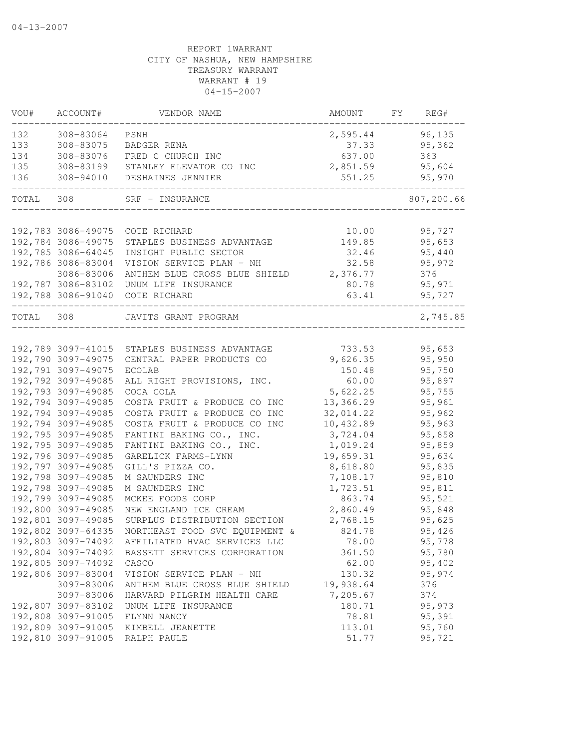04-13-2007

REPORT 1WARRANT
CITY OF NASHUA, NEW HAMPSHIRE
TREASURY WARRANT
WARRANT # 19
04-15-2007

| VOU# | ACCOUNT# | VENDOR NAME | AMOUNT | FY | REG# |
|---|---|---|---|---|---|
| 132 | 308-83064 | PSNH | 2,595.44 | | 96,135 |
| 133 | 308-83075 | BADGER RENA | 37.33 | | 95,362 |
| 134 | 308-83076 | FRED C CHURCH INC | 637.00 | | 363 |
| 135 | 308-83199 | STANLEY ELEVATOR CO INC | 2,851.59 | | 95,604 |
| 136 | 308-94010 | DESHAINES JENNIER | 551.25 | | 95,970 |
| TOTAL | 308 | SRF - INSURANCE | | | 807,200.66 |
| 192,783 | 3086-49075 | COTE RICHARD | 10.00 | | 95,727 |
| 192,784 | 3086-49075 | STAPLES BUSINESS ADVANTAGE | 149.85 | | 95,653 |
| 192,785 | 3086-64045 | INSIGHT PUBLIC SECTOR | 32.46 | | 95,440 |
| 192,786 | 3086-83004 | VISION SERVICE PLAN - NH | 32.58 | | 95,972 |
| | 3086-83006 | ANTHEM BLUE CROSS BLUE SHIELD | 2,376.77 | | 376 |
| 192,787 | 3086-83102 | UNUM LIFE INSURANCE | 80.78 | | 95,971 |
| 192,788 | 3086-91040 | COTE RICHARD | 63.41 | | 95,727 |
| TOTAL | 308 | JAVITS GRANT PROGRAM | | | 2,745.85 |
| 192,789 | 3097-41015 | STAPLES BUSINESS ADVANTAGE | 733.53 | | 95,653 |
| 192,790 | 3097-49075 | CENTRAL PAPER PRODUCTS CO | 9,626.35 | | 95,950 |
| 192,791 | 3097-49075 | ECOLAB | 150.48 | | 95,750 |
| 192,792 | 3097-49085 | ALL RIGHT PROVISIONS, INC. | 60.00 | | 95,897 |
| 192,793 | 3097-49085 | COCA COLA | 5,622.25 | | 95,755 |
| 192,794 | 3097-49085 | COSTA FRUIT & PRODUCE CO INC | 13,366.29 | | 95,961 |
| 192,794 | 3097-49085 | COSTA FRUIT & PRODUCE CO INC | 32,014.22 | | 95,962 |
| 192,794 | 3097-49085 | COSTA FRUIT & PRODUCE CO INC | 10,432.89 | | 95,963 |
| 192,795 | 3097-49085 | FANTINI BAKING CO., INC. | 3,724.04 | | 95,858 |
| 192,795 | 3097-49085 | FANTINI BAKING CO., INC. | 1,019.24 | | 95,859 |
| 192,796 | 3097-49085 | GARELICK FARMS-LYNN | 19,659.31 | | 95,634 |
| 192,797 | 3097-49085 | GILL'S PIZZA CO. | 8,618.80 | | 95,835 |
| 192,798 | 3097-49085 | M SAUNDERS INC | 7,108.17 | | 95,810 |
| 192,798 | 3097-49085 | M SAUNDERS INC | 1,723.51 | | 95,811 |
| 192,799 | 3097-49085 | MCKEE FOODS CORP | 863.74 | | 95,521 |
| 192,800 | 3097-49085 | NEW ENGLAND ICE CREAM | 2,860.49 | | 95,848 |
| 192,801 | 3097-49085 | SURPLUS DISTRIBUTION SECTION | 2,768.15 | | 95,625 |
| 192,802 | 3097-64335 | NORTHEAST FOOD SVC EQUIPMENT & | 824.78 | | 95,426 |
| 192,803 | 3097-74092 | AFFILIATED HVAC SERVICES LLC | 78.00 | | 95,778 |
| 192,804 | 3097-74092 | BASSETT SERVICES CORPORATION | 361.50 | | 95,780 |
| 192,805 | 3097-74092 | CASCO | 62.00 | | 95,402 |
| 192,806 | 3097-83004 | VISION SERVICE PLAN - NH | 130.32 | | 95,974 |
| | 3097-83006 | ANTHEM BLUE CROSS BLUE SHIELD | 19,938.64 | | 376 |
| | 3097-83006 | HARVARD PILGRIM HEALTH CARE | 7,205.67 | | 374 |
| 192,807 | 3097-83102 | UNUM LIFE INSURANCE | 180.71 | | 95,973 |
| 192,808 | 3097-91005 | FLYNN NANCY | 78.81 | | 95,391 |
| 192,809 | 3097-91005 | KIMBELL JEANETTE | 113.01 | | 95,760 |
| 192,810 | 3097-91005 | RALPH PAULE | 51.77 | | 95,721 |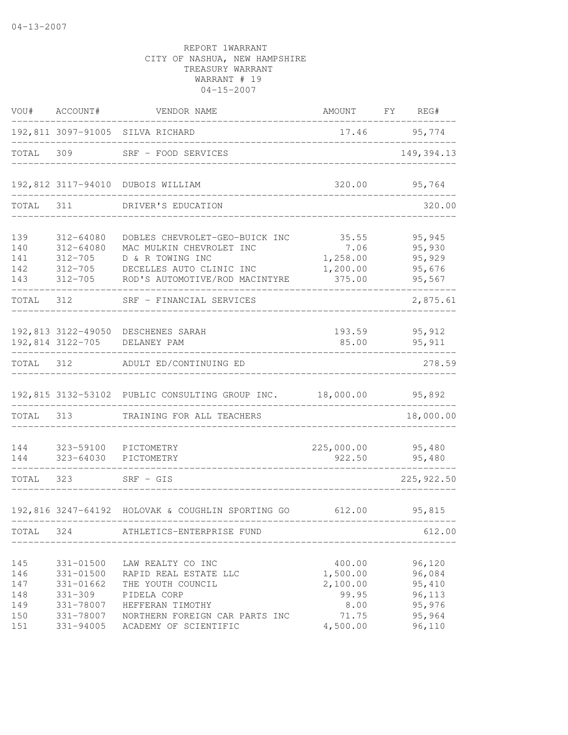REPORT 1WARRANT
CITY OF NASHUA, NEW HAMPSHIRE
TREASURY WARRANT
WARRANT # 19
04-15-2007

| VOU# | ACCOUNT# | VENDOR NAME | AMOUNT | FY | REG# |
|---|---|---|---|---|---|
| 192,811 | 3097-91005 | SILVA RICHARD | 17.46 | | 95,774 |
| TOTAL | 309 | SRF - FOOD SERVICES | | | 149,394.13 |
| 192,812 | 3117-94010 | DUBOIS WILLIAM | 320.00 | | 95,764 |
| TOTAL | 311 | DRIVER'S EDUCATION | | | 320.00 |
| 139 | 312-64080 | DOBLES CHEVROLET-GEO-BUICK INC | 35.55 | | 95,945 |
| 140 | 312-64080 | MAC MULKIN CHEVROLET INC | 7.06 | | 95,930 |
| 141 | 312-705 | D & R TOWING INC | 1,258.00 | | 95,929 |
| 142 | 312-705 | DECELLES AUTO CLINIC INC | 1,200.00 | | 95,676 |
| 143 | 312-705 | ROD'S AUTOMOTIVE/ROD MACINTYRE | 375.00 | | 95,567 |
| TOTAL | 312 | SRF - FINANCIAL SERVICES | | | 2,875.61 |
| 192,813 | 3122-49050 | DESCHENES SARAH | 193.59 | | 95,912 |
| 192,814 | 3122-705 | DELANEY PAM | 85.00 | | 95,911 |
| TOTAL | 312 | ADULT ED/CONTINUING ED | | | 278.59 |
| 192,815 | 3132-53102 | PUBLIC CONSULTING GROUP INC. | 18,000.00 | | 95,892 |
| TOTAL | 313 | TRAINING FOR ALL TEACHERS | | | 18,000.00 |
| 144 | 323-59100 | PICTOMETRY | 225,000.00 | | 95,480 |
| 144 | 323-64030 | PICTOMETRY | 922.50 | | 95,480 |
| TOTAL | 323 | SRF - GIS | | | 225,922.50 |
| 192,816 | 3247-64192 | HOLOVAK & COUGHLIN SPORTING GO | 612.00 | | 95,815 |
| TOTAL | 324 | ATHLETICS-ENTERPRISE FUND | | | 612.00 |
| 145 | 331-01500 | LAW REALTY CO INC | 400.00 | | 96,120 |
| 146 | 331-01500 | RAPID REAL ESTATE LLC | 1,500.00 | | 96,084 |
| 147 | 331-01662 | THE YOUTH COUNCIL | 2,100.00 | | 95,410 |
| 148 | 331-309 | PIDELA CORP | 99.95 | | 96,113 |
| 149 | 331-78007 | HEFFERAN TIMOTHY | 8.00 | | 95,976 |
| 150 | 331-78007 | NORTHERN FOREIGN CAR PARTS INC | 71.75 | | 95,964 |
| 151 | 331-94005 | ACADEMY OF SCIENTIFIC | 4,500.00 | | 96,110 |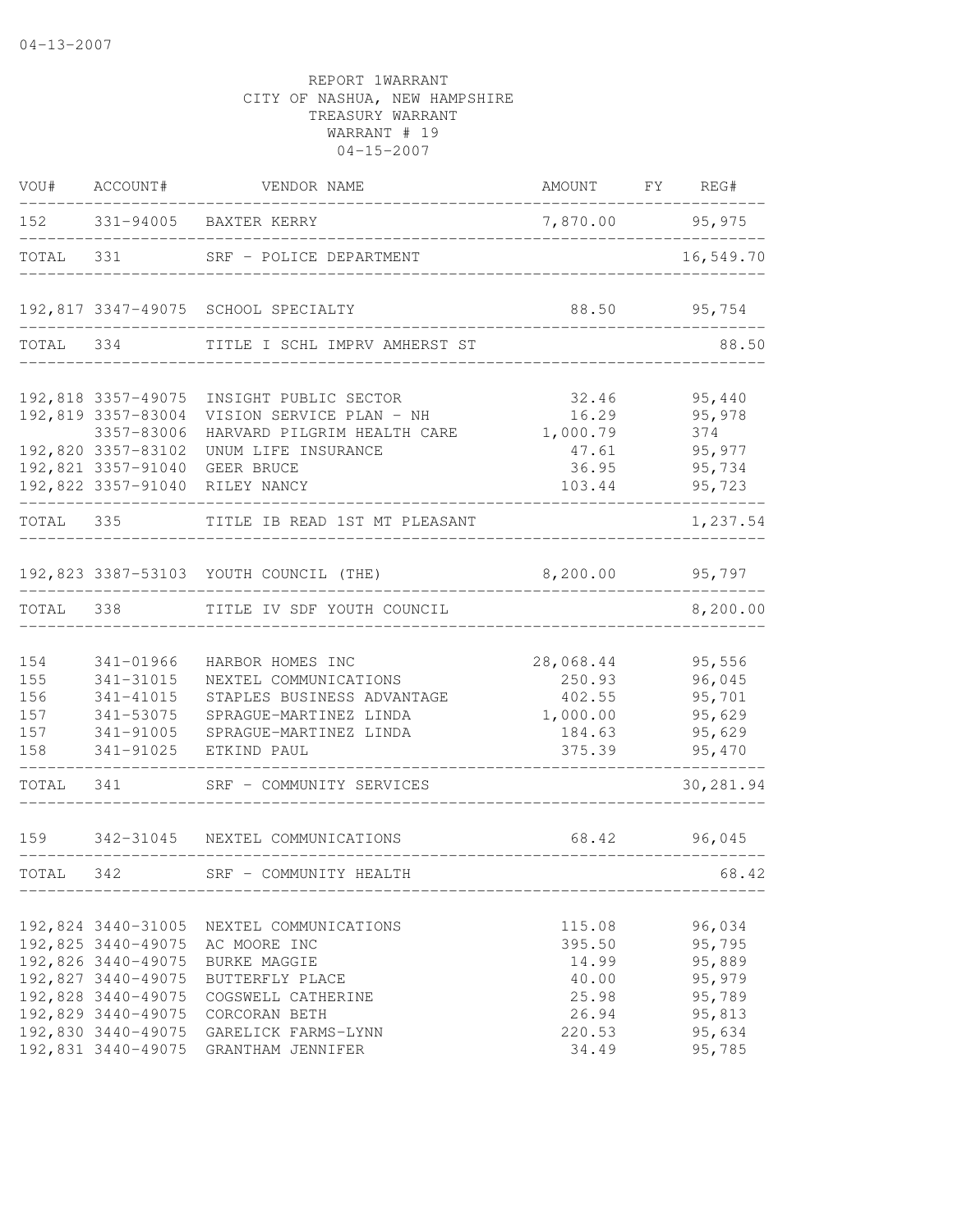REPORT 1WARRANT
CITY OF NASHUA, NEW HAMPSHIRE
TREASURY WARRANT
WARRANT # 19
04-15-2007

| VOU# | ACCOUNT# | VENDOR NAME | AMOUNT | FY | REG# |
|---|---|---|---|---|---|
| 152 | 331-94005 | BAXTER KERRY | 7,870.00 | | 95,975 |
| TOTAL | 331 | SRF - POLICE DEPARTMENT | | | 16,549.70 |
| 192,817 | 3347-49075 | SCHOOL SPECIALTY | 88.50 | | 95,754 |
| TOTAL | 334 | TITLE I SCHL IMPRV AMHERST ST | | | 88.50 |
| 192,818 | 3357-49075 | INSIGHT PUBLIC SECTOR | 32.46 | | 95,440 |
| 192,819 | 3357-83004 | VISION SERVICE PLAN - NH | 16.29 | | 95,978 |
| | 3357-83006 | HARVARD PILGRIM HEALTH CARE | 1,000.79 | | 374 |
| 192,820 | 3357-83102 | UNUM LIFE INSURANCE | 47.61 | | 95,977 |
| 192,821 | 3357-91040 | GEER BRUCE | 36.95 | | 95,734 |
| 192,822 | 3357-91040 | RILEY NANCY | 103.44 | | 95,723 |
| TOTAL | 335 | TITLE IB READ 1ST MT PLEASANT | | | 1,237.54 |
| 192,823 | 3387-53103 | YOUTH COUNCIL (THE) | 8,200.00 | | 95,797 |
| TOTAL | 338 | TITLE IV SDF YOUTH COUNCIL | | | 8,200.00 |
| 154 | 341-01966 | HARBOR HOMES INC | 28,068.44 | | 95,556 |
| 155 | 341-31015 | NEXTEL COMMUNICATIONS | 250.93 | | 96,045 |
| 156 | 341-41015 | STAPLES BUSINESS ADVANTAGE | 402.55 | | 95,701 |
| 157 | 341-53075 | SPRAGUE-MARTINEZ LINDA | 1,000.00 | | 95,629 |
| 157 | 341-91005 | SPRAGUE-MARTINEZ LINDA | 184.63 | | 95,629 |
| 158 | 341-91025 | ETKIND PAUL | 375.39 | | 95,470 |
| TOTAL | 341 | SRF - COMMUNITY SERVICES | | | 30,281.94 |
| 159 | 342-31045 | NEXTEL COMMUNICATIONS | 68.42 | | 96,045 |
| TOTAL | 342 | SRF - COMMUNITY HEALTH | | | 68.42 |
| 192,824 | 3440-31005 | NEXTEL COMMUNICATIONS | 115.08 | | 96,034 |
| 192,825 | 3440-49075 | AC MOORE INC | 395.50 | | 95,795 |
| 192,826 | 3440-49075 | BURKE MAGGIE | 14.99 | | 95,889 |
| 192,827 | 3440-49075 | BUTTERFLY PLACE | 40.00 | | 95,979 |
| 192,828 | 3440-49075 | COGSWELL CATHERINE | 25.98 | | 95,789 |
| 192,829 | 3440-49075 | CORCORAN BETH | 26.94 | | 95,813 |
| 192,830 | 3440-49075 | GARELICK FARMS-LYNN | 220.53 | | 95,634 |
| 192,831 | 3440-49075 | GRANTHAM JENNIFER | 34.49 | | 95,785 |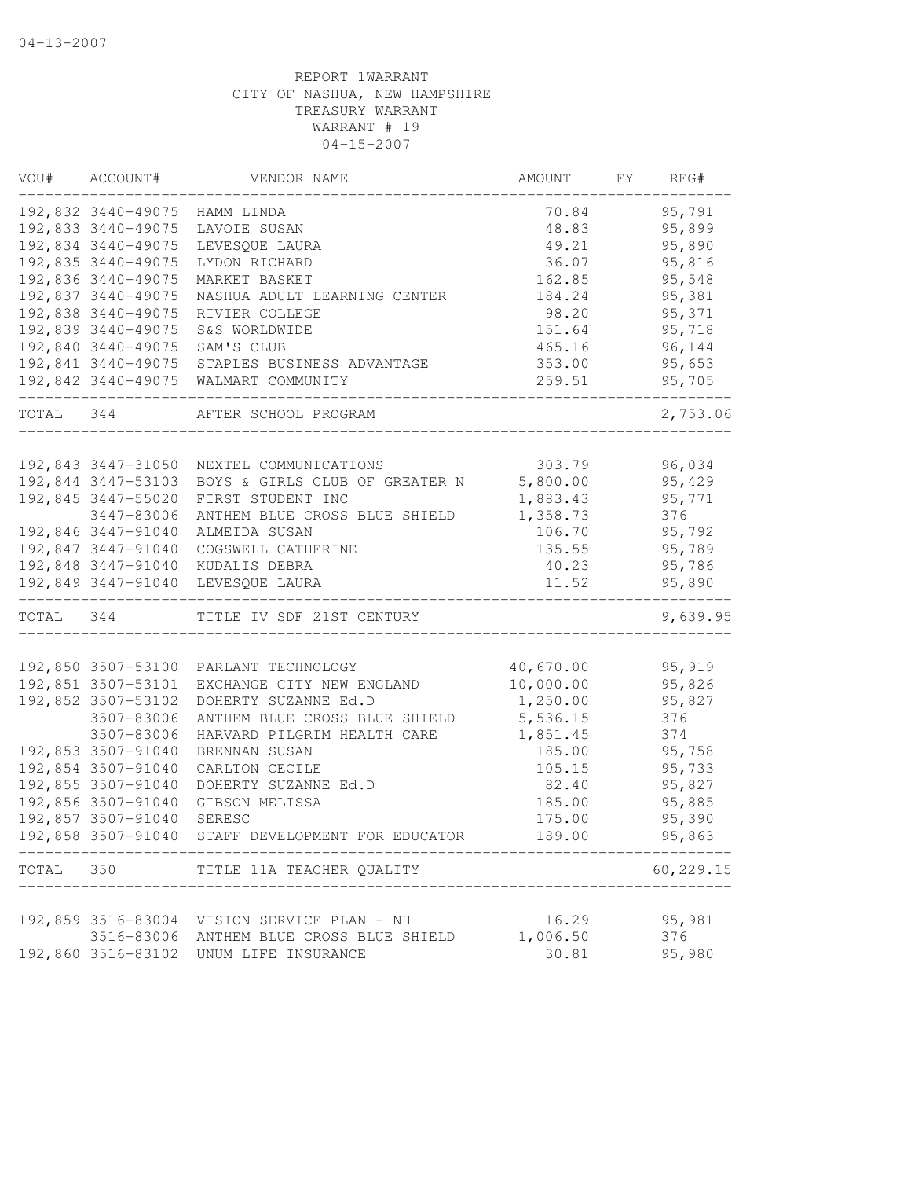04-13-2007

REPORT 1WARRANT
CITY OF NASHUA, NEW HAMPSHIRE
TREASURY WARRANT
WARRANT # 19
04-15-2007

| VOU# | ACCOUNT# | VENDOR NAME | AMOUNT | FY | REG# |
|---|---|---|---|---|---|
| 192,832 | 3440-49075 | HAMM LINDA | 70.84 | | 95,791 |
| 192,833 | 3440-49075 | LAVOIE SUSAN | 48.83 | | 95,899 |
| 192,834 | 3440-49075 | LEVESQUE LAURA | 49.21 | | 95,890 |
| 192,835 | 3440-49075 | LYDON RICHARD | 36.07 | | 95,816 |
| 192,836 | 3440-49075 | MARKET BASKET | 162.85 | | 95,548 |
| 192,837 | 3440-49075 | NASHUA ADULT LEARNING CENTER | 184.24 | | 95,381 |
| 192,838 | 3440-49075 | RIVIER COLLEGE | 98.20 | | 95,371 |
| 192,839 | 3440-49075 | S&S WORLDWIDE | 151.64 | | 95,718 |
| 192,840 | 3440-49075 | SAM'S CLUB | 465.16 | | 96,144 |
| 192,841 | 3440-49075 | STAPLES BUSINESS ADVANTAGE | 353.00 | | 95,653 |
| 192,842 | 3440-49075 | WALMART COMMUNITY | 259.51 | | 95,705 |
| TOTAL | 344 | AFTER SCHOOL PROGRAM | | | 2,753.06 |
| 192,843 | 3447-31050 | NEXTEL COMMUNICATIONS | 303.79 | | 96,034 |
| 192,844 | 3447-53103 | BOYS & GIRLS CLUB OF GREATER N | 5,800.00 | | 95,429 |
| 192,845 | 3447-55020 | FIRST STUDENT INC | 1,883.43 | | 95,771 |
| | 3447-83006 | ANTHEM BLUE CROSS BLUE SHIELD | 1,358.73 | | 376 |
| 192,846 | 3447-91040 | ALMEIDA SUSAN | 106.70 | | 95,792 |
| 192,847 | 3447-91040 | COGSWELL CATHERINE | 135.55 | | 95,789 |
| 192,848 | 3447-91040 | KUDALIS DEBRA | 40.23 | | 95,786 |
| 192,849 | 3447-91040 | LEVESQUE LAURA | 11.52 | | 95,890 |
| TOTAL | 344 | TITLE IV SDF 21ST CENTURY | | | 9,639.95 |
| 192,850 | 3507-53100 | PARLANT TECHNOLOGY | 40,670.00 | | 95,919 |
| 192,851 | 3507-53101 | EXCHANGE CITY NEW ENGLAND | 10,000.00 | | 95,826 |
| 192,852 | 3507-53102 | DOHERTY SUZANNE Ed.D | 1,250.00 | | 95,827 |
| | 3507-83006 | ANTHEM BLUE CROSS BLUE SHIELD | 5,536.15 | | 376 |
| | 3507-83006 | HARVARD PILGRIM HEALTH CARE | 1,851.45 | | 374 |
| 192,853 | 3507-91040 | BRENNAN SUSAN | 185.00 | | 95,758 |
| 192,854 | 3507-91040 | CARLTON CECILE | 105.15 | | 95,733 |
| 192,855 | 3507-91040 | DOHERTY SUZANNE Ed.D | 82.40 | | 95,827 |
| 192,856 | 3507-91040 | GIBSON MELISSA | 185.00 | | 95,885 |
| 192,857 | 3507-91040 | SERESC | 175.00 | | 95,390 |
| 192,858 | 3507-91040 | STAFF DEVELOPMENT FOR EDUCATOR | 189.00 | | 95,863 |
| TOTAL | 350 | TITLE 11A TEACHER QUALITY | | | 60,229.15 |
| 192,859 | 3516-83004 | VISION SERVICE PLAN - NH | 16.29 | | 95,981 |
| | 3516-83006 | ANTHEM BLUE CROSS BLUE SHIELD | 1,006.50 | | 376 |
| 192,860 | 3516-83102 | UNUM LIFE INSURANCE | 30.81 | | 95,980 |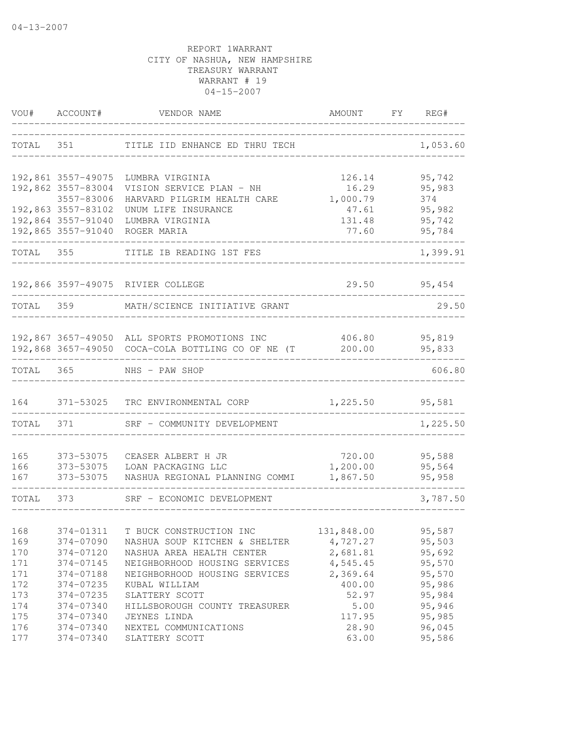04-13-2007

REPORT 1WARRANT
CITY OF NASHUA, NEW HAMPSHIRE
TREASURY WARRANT
WARRANT # 19
04-15-2007

| VOU# | ACCOUNT# | VENDOR NAME | AMOUNT | FY | REG# |
|---|---|---|---|---|---|
| TOTAL | 351 | TITLE IID ENHANCE ED THRU TECH | | | 1,053.60 |
| 192,861 | 3557-49075 | LUMBRA VIRGINIA | 126.14 | | 95,742 |
| 192,862 | 3557-83004 | VISION SERVICE PLAN - NH | 16.29 | | 95,983 |
| | 3557-83006 | HARVARD PILGRIM HEALTH CARE | 1,000.79 | | 374 |
| 192,863 | 3557-83102 | UNUM LIFE INSURANCE | 47.61 | | 95,982 |
| 192,864 | 3557-91040 | LUMBRA VIRGINIA | 131.48 | | 95,742 |
| 192,865 | 3557-91040 | ROGER MARIA | 77.60 | | 95,784 |
| TOTAL | 355 | TITLE IB READING 1ST FES | | | 1,399.91 |
| 192,866 | 3597-49075 | RIVIER COLLEGE | 29.50 | | 95,454 |
| TOTAL | 359 | MATH/SCIENCE INITIATIVE GRANT | | | 29.50 |
| 192,867 | 3657-49050 | ALL SPORTS PROMOTIONS INC | 406.80 | | 95,819 |
| 192,868 | 3657-49050 | COCA-COLA BOTTLING CO OF NE (T | 200.00 | | 95,833 |
| TOTAL | 365 | NHS - PAW SHOP | | | 606.80 |
| 164 | 371-53025 | TRC ENVIRONMENTAL CORP | 1,225.50 | | 95,581 |
| TOTAL | 371 | SRF - COMMUNITY DEVELOPMENT | | | 1,225.50 |
| 165 | 373-53075 | CEASER ALBERT H JR | 720.00 | | 95,588 |
| 166 | 373-53075 | LOAN PACKAGING LLC | 1,200.00 | | 95,564 |
| 167 | 373-53075 | NASHUA REGIONAL PLANNING COMMI | 1,867.50 | | 95,958 |
| TOTAL | 373 | SRF - ECONOMIC DEVELOPMENT | | | 3,787.50 |
| 168 | 374-01311 | T BUCK CONSTRUCTION INC | 131,848.00 | | 95,587 |
| 169 | 374-07090 | NASHUA SOUP KITCHEN & SHELTER | 4,727.27 | | 95,503 |
| 170 | 374-07120 | NASHUA AREA HEALTH CENTER | 2,681.81 | | 95,692 |
| 171 | 374-07145 | NEIGHBORHOOD HOUSING SERVICES | 4,545.45 | | 95,570 |
| 171 | 374-07188 | NEIGHBORHOOD HOUSING SERVICES | 2,369.64 | | 95,570 |
| 172 | 374-07235 | KUBAL WILLIAM | 400.00 | | 95,986 |
| 173 | 374-07235 | SLATTERY SCOTT | 52.97 | | 95,984 |
| 174 | 374-07340 | HILLSBOROUGH COUNTY TREASURER | 5.00 | | 95,946 |
| 175 | 374-07340 | JEYNES LINDA | 117.95 | | 95,985 |
| 176 | 374-07340 | NEXTEL COMMUNICATIONS | 28.90 | | 96,045 |
| 177 | 374-07340 | SLATTERY SCOTT | 63.00 | | 95,586 |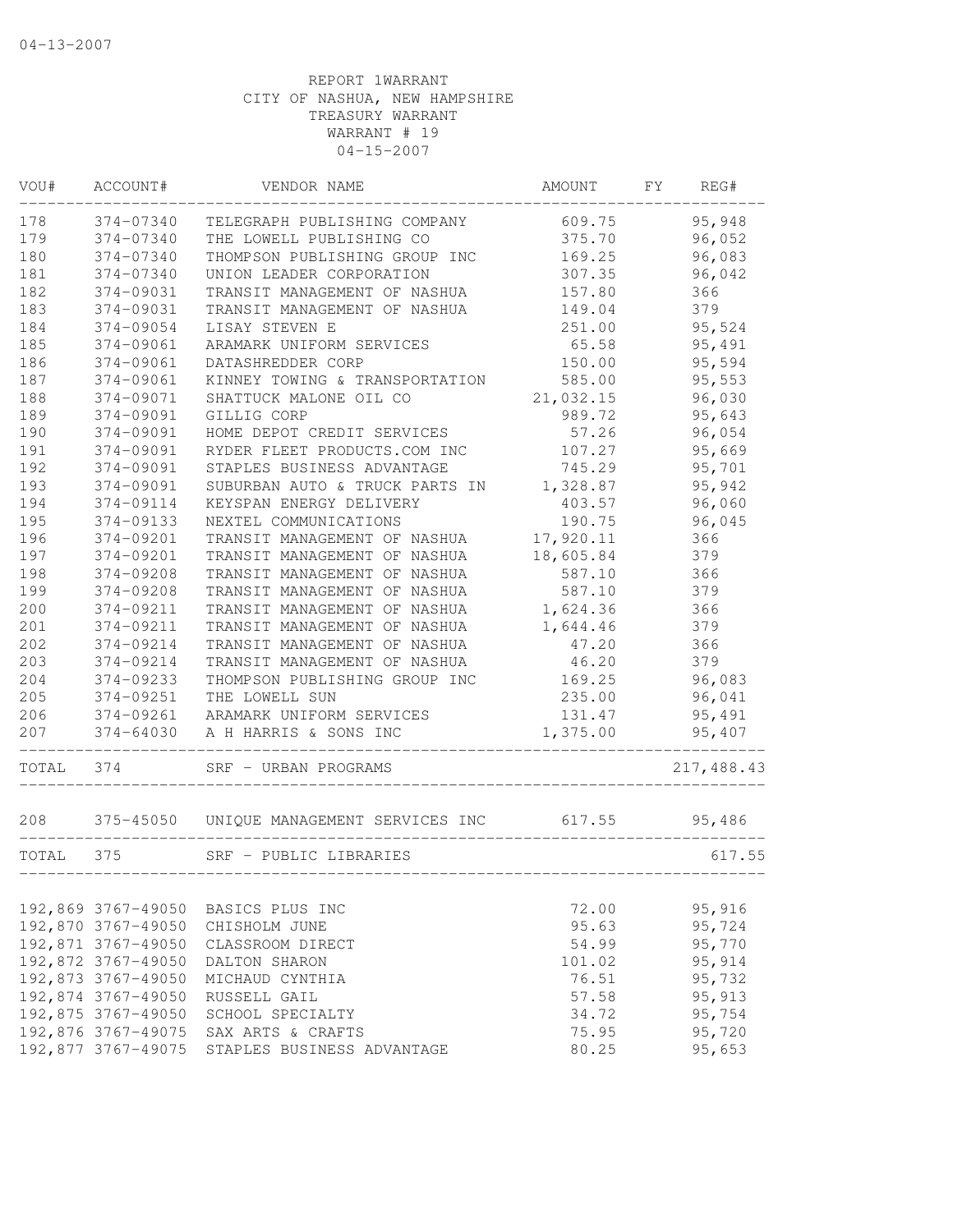04-13-2007

REPORT 1WARRANT
CITY OF NASHUA, NEW HAMPSHIRE
TREASURY WARRANT
WARRANT # 19
04-15-2007

| VOU# | ACCOUNT# | VENDOR NAME | AMOUNT | FY | REG# |
|---|---|---|---|---|---|
| 178 | 374-07340 | TELEGRAPH PUBLISHING COMPANY | 609.75 | | 95,948 |
| 179 | 374-07340 | THE LOWELL PUBLISHING CO | 375.70 | | 96,052 |
| 180 | 374-07340 | THOMPSON PUBLISHING GROUP INC | 169.25 | | 96,083 |
| 181 | 374-07340 | UNION LEADER CORPORATION | 307.35 | | 96,042 |
| 182 | 374-09031 | TRANSIT MANAGEMENT OF NASHUA | 157.80 | | 366 |
| 183 | 374-09031 | TRANSIT MANAGEMENT OF NASHUA | 149.04 | | 379 |
| 184 | 374-09054 | LISAY STEVEN E | 251.00 | | 95,524 |
| 185 | 374-09061 | ARAMARK UNIFORM SERVICES | 65.58 | | 95,491 |
| 186 | 374-09061 | DATASHREDDER CORP | 150.00 | | 95,594 |
| 187 | 374-09061 | KINNEY TOWING & TRANSPORTATION | 585.00 | | 95,553 |
| 188 | 374-09071 | SHATTUCK MALONE OIL CO | 21,032.15 | | 96,030 |
| 189 | 374-09091 | GILLIG CORP | 989.72 | | 95,643 |
| 190 | 374-09091 | HOME DEPOT CREDIT SERVICES | 57.26 | | 96,054 |
| 191 | 374-09091 | RYDER FLEET PRODUCTS.COM INC | 107.27 | | 95,669 |
| 192 | 374-09091 | STAPLES BUSINESS ADVANTAGE | 745.29 | | 95,701 |
| 193 | 374-09091 | SUBURBAN AUTO & TRUCK PARTS IN | 1,328.87 | | 95,942 |
| 194 | 374-09114 | KEYSPAN ENERGY DELIVERY | 403.57 | | 96,060 |
| 195 | 374-09133 | NEXTEL COMMUNICATIONS | 190.75 | | 96,045 |
| 196 | 374-09201 | TRANSIT MANAGEMENT OF NASHUA | 17,920.11 | | 366 |
| 197 | 374-09201 | TRANSIT MANAGEMENT OF NASHUA | 18,605.84 | | 379 |
| 198 | 374-09208 | TRANSIT MANAGEMENT OF NASHUA | 587.10 | | 366 |
| 199 | 374-09208 | TRANSIT MANAGEMENT OF NASHUA | 587.10 | | 379 |
| 200 | 374-09211 | TRANSIT MANAGEMENT OF NASHUA | 1,624.36 | | 366 |
| 201 | 374-09211 | TRANSIT MANAGEMENT OF NASHUA | 1,644.46 | | 379 |
| 202 | 374-09214 | TRANSIT MANAGEMENT OF NASHUA | 47.20 | | 366 |
| 203 | 374-09214 | TRANSIT MANAGEMENT OF NASHUA | 46.20 | | 379 |
| 204 | 374-09233 | THOMPSON PUBLISHING GROUP INC | 169.25 | | 96,083 |
| 205 | 374-09251 | THE LOWELL SUN | 235.00 | | 96,041 |
| 206 | 374-09261 | ARAMARK UNIFORM SERVICES | 131.47 | | 95,491 |
| 207 | 374-64030 | A H HARRIS & SONS INC | 1,375.00 | | 95,407 |
| TOTAL | 374 | SRF - URBAN PROGRAMS | | | 217,488.43 |
| 208 | 375-45050 | UNIQUE MANAGEMENT SERVICES INC | 617.55 | | 95,486 |
| TOTAL | 375 | SRF - PUBLIC LIBRARIES | | | 617.55 |
| 192,869 | 3767-49050 | BASICS PLUS INC | 72.00 | | 95,916 |
| 192,870 | 3767-49050 | CHISHOLM JUNE | 95.63 | | 95,724 |
| 192,871 | 3767-49050 | CLASSROOM DIRECT | 54.99 | | 95,770 |
| 192,872 | 3767-49050 | DALTON SHARON | 101.02 | | 95,914 |
| 192,873 | 3767-49050 | MICHAUD CYNTHIA | 76.51 | | 95,732 |
| 192,874 | 3767-49050 | RUSSELL GAIL | 57.58 | | 95,913 |
| 192,875 | 3767-49050 | SCHOOL SPECIALTY | 34.72 | | 95,754 |
| 192,876 | 3767-49075 | SAX ARTS & CRAFTS | 75.95 | | 95,720 |
| 192,877 | 3767-49075 | STAPLES BUSINESS ADVANTAGE | 80.25 | | 95,653 |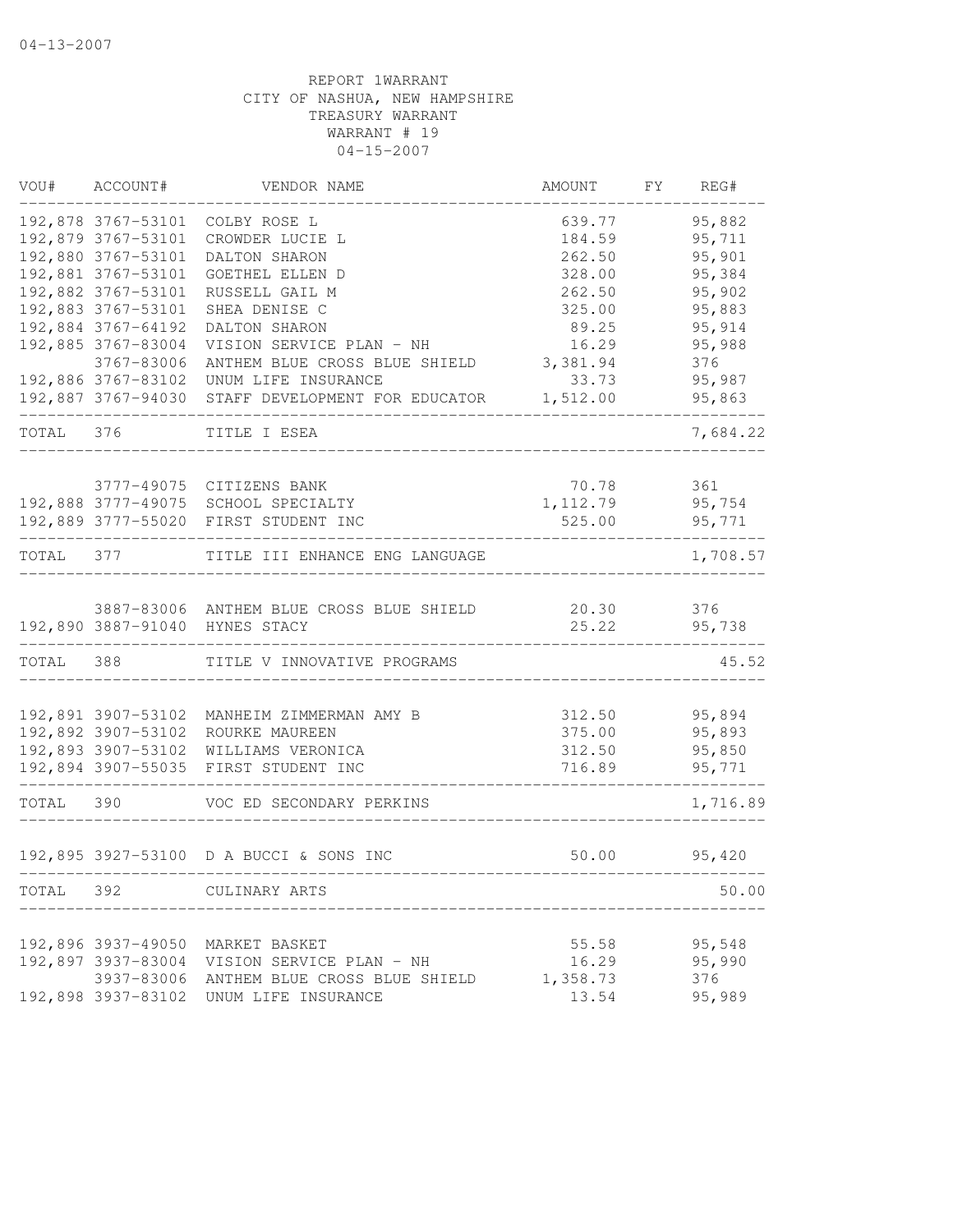REPORT 1WARRANT
CITY OF NASHUA, NEW HAMPSHIRE
TREASURY WARRANT
WARRANT # 19
04-15-2007

| VOU# | ACCOUNT# | VENDOR NAME | AMOUNT | FY | REG# |
|---|---|---|---|---|---|
| 192,878 | 3767-53101 | COLBY ROSE L | 639.77 | | 95,882 |
| 192,879 | 3767-53101 | CROWDER LUCIE L | 184.59 | | 95,711 |
| 192,880 | 3767-53101 | DALTON SHARON | 262.50 | | 95,901 |
| 192,881 | 3767-53101 | GOETHEL ELLEN D | 328.00 | | 95,384 |
| 192,882 | 3767-53101 | RUSSELL GAIL M | 262.50 | | 95,902 |
| 192,883 | 3767-53101 | SHEA DENISE C | 325.00 | | 95,883 |
| 192,884 | 3767-64192 | DALTON SHARON | 89.25 | | 95,914 |
| 192,885 | 3767-83004 | VISION SERVICE PLAN - NH | 16.29 | | 95,988 |
| | 3767-83006 | ANTHEM BLUE CROSS BLUE SHIELD | 3,381.94 | | 376 |
| 192,886 | 3767-83102 | UNUM LIFE INSURANCE | 33.73 | | 95,987 |
| 192,887 | 3767-94030 | STAFF DEVELOPMENT FOR EDUCATOR | 1,512.00 | | 95,863 |
| TOTAL | 376 | TITLE I ESEA | | | 7,684.22 |
| | 3777-49075 | CITIZENS BANK | 70.78 | | 361 |
| 192,888 | 3777-49075 | SCHOOL SPECIALTY | 1,112.79 | | 95,754 |
| 192,889 | 3777-55020 | FIRST STUDENT INC | 525.00 | | 95,771 |
| TOTAL | 377 | TITLE III ENHANCE ENG LANGUAGE | | | 1,708.57 |
| | 3887-83006 | ANTHEM BLUE CROSS BLUE SHIELD | 20.30 | | 376 |
| 192,890 | 3887-91040 | HYNES STACY | 25.22 | | 95,738 |
| TOTAL | 388 | TITLE V INNOVATIVE PROGRAMS | | | 45.52 |
| 192,891 | 3907-53102 | MANHEIM ZIMMERMAN AMY B | 312.50 | | 95,894 |
| 192,892 | 3907-53102 | ROURKE MAUREEN | 375.00 | | 95,893 |
| 192,893 | 3907-53102 | WILLIAMS VERONICA | 312.50 | | 95,850 |
| 192,894 | 3907-55035 | FIRST STUDENT INC | 716.89 | | 95,771 |
| TOTAL | 390 | VOC ED SECONDARY PERKINS | | | 1,716.89 |
| 192,895 | 3927-53100 | D A BUCCI & SONS INC | 50.00 | | 95,420 |
| TOTAL | 392 | CULINARY ARTS | | | 50.00 |
| 192,896 | 3937-49050 | MARKET BASKET | 55.58 | | 95,548 |
| 192,897 | 3937-83004 | VISION SERVICE PLAN - NH | 16.29 | | 95,990 |
| | 3937-83006 | ANTHEM BLUE CROSS BLUE SHIELD | 1,358.73 | | 376 |
| 192,898 | 3937-83102 | UNUM LIFE INSURANCE | 13.54 | | 95,989 |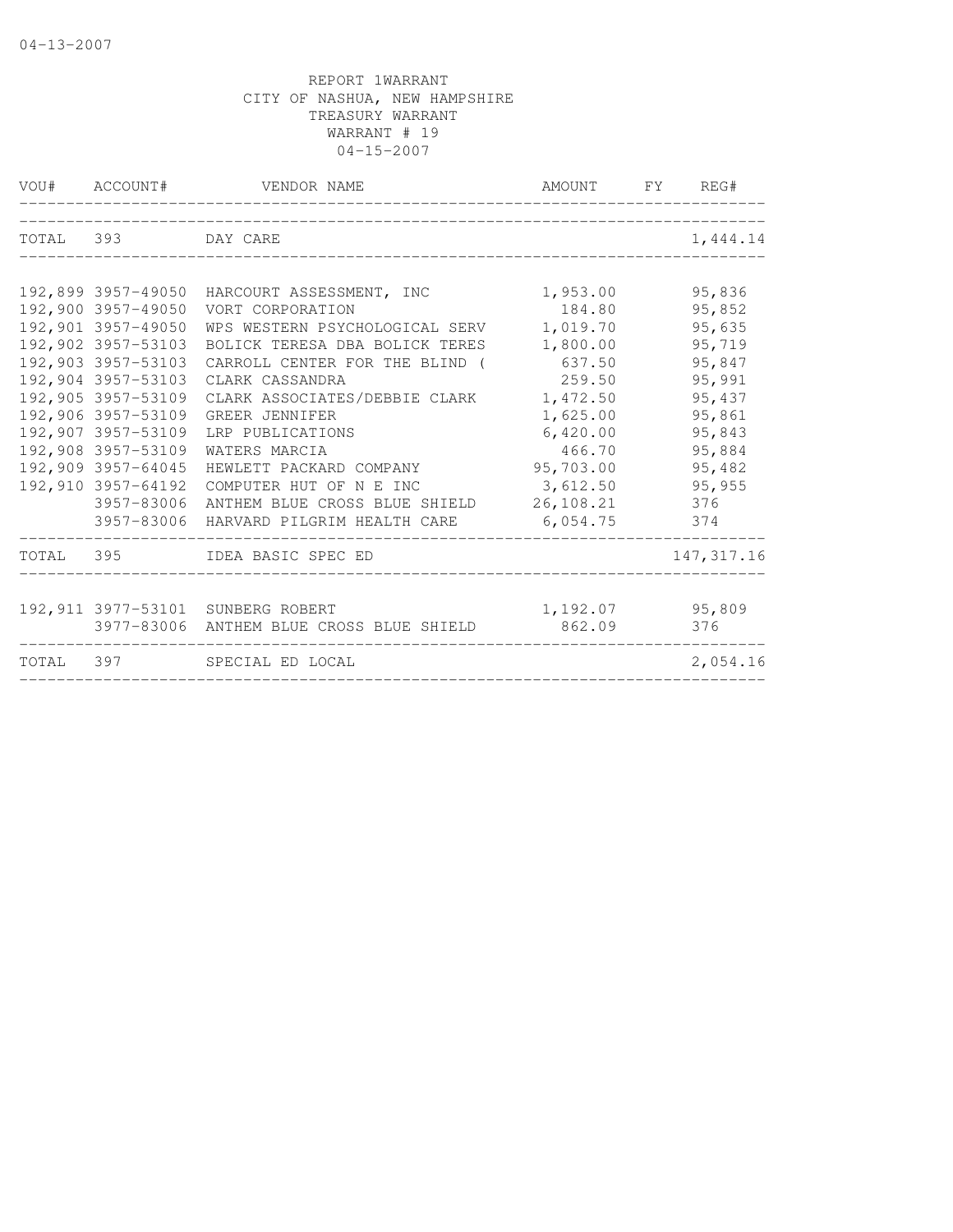04-13-2007

REPORT 1WARRANT
CITY OF NASHUA, NEW HAMPSHIRE
TREASURY WARRANT
WARRANT # 19
04-15-2007

| VOU# | ACCOUNT# | VENDOR NAME | AMOUNT | FY | REG# |
|---|---|---|---|---|---|
| TOTAL | 393 | DAY CARE | | | 1,444.14 |
| 192,899 | 3957-49050 | HARCOURT ASSESSMENT, INC | 1,953.00 | | 95,836 |
| 192,900 | 3957-49050 | VORT CORPORATION | 184.80 | | 95,852 |
| 192,901 | 3957-49050 | WPS WESTERN PSYCHOLOGICAL SERV | 1,019.70 | | 95,635 |
| 192,902 | 3957-53103 | BOLICK TERESA DBA BOLICK TERES | 1,800.00 | | 95,719 |
| 192,903 | 3957-53103 | CARROLL CENTER FOR THE BLIND ( | 637.50 | | 95,847 |
| 192,904 | 3957-53103 | CLARK CASSANDRA | 259.50 | | 95,991 |
| 192,905 | 3957-53109 | CLARK ASSOCIATES/DEBBIE CLARK | 1,472.50 | | 95,437 |
| 192,906 | 3957-53109 | GREER JENNIFER | 1,625.00 | | 95,861 |
| 192,907 | 3957-53109 | LRP PUBLICATIONS | 6,420.00 | | 95,843 |
| 192,908 | 3957-53109 | WATERS MARCIA | 466.70 | | 95,884 |
| 192,909 | 3957-64045 | HEWLETT PACKARD COMPANY | 95,703.00 | | 95,482 |
| 192,910 | 3957-64192 | COMPUTER HUT OF N E INC | 3,612.50 | | 95,955 |
| | 3957-83006 | ANTHEM BLUE CROSS BLUE SHIELD | 26,108.21 | | 376 |
| | 3957-83006 | HARVARD PILGRIM HEALTH CARE | 6,054.75 | | 374 |
| TOTAL | 395 | IDEA BASIC SPEC ED | | | 147,317.16 |
| 192,911 | 3977-53101 | SUNBERG ROBERT | 1,192.07 | | 95,809 |
| | 3977-83006 | ANTHEM BLUE CROSS BLUE SHIELD | 862.09 | | 376 |
| TOTAL | 397 | SPECIAL ED LOCAL | | | 2,054.16 |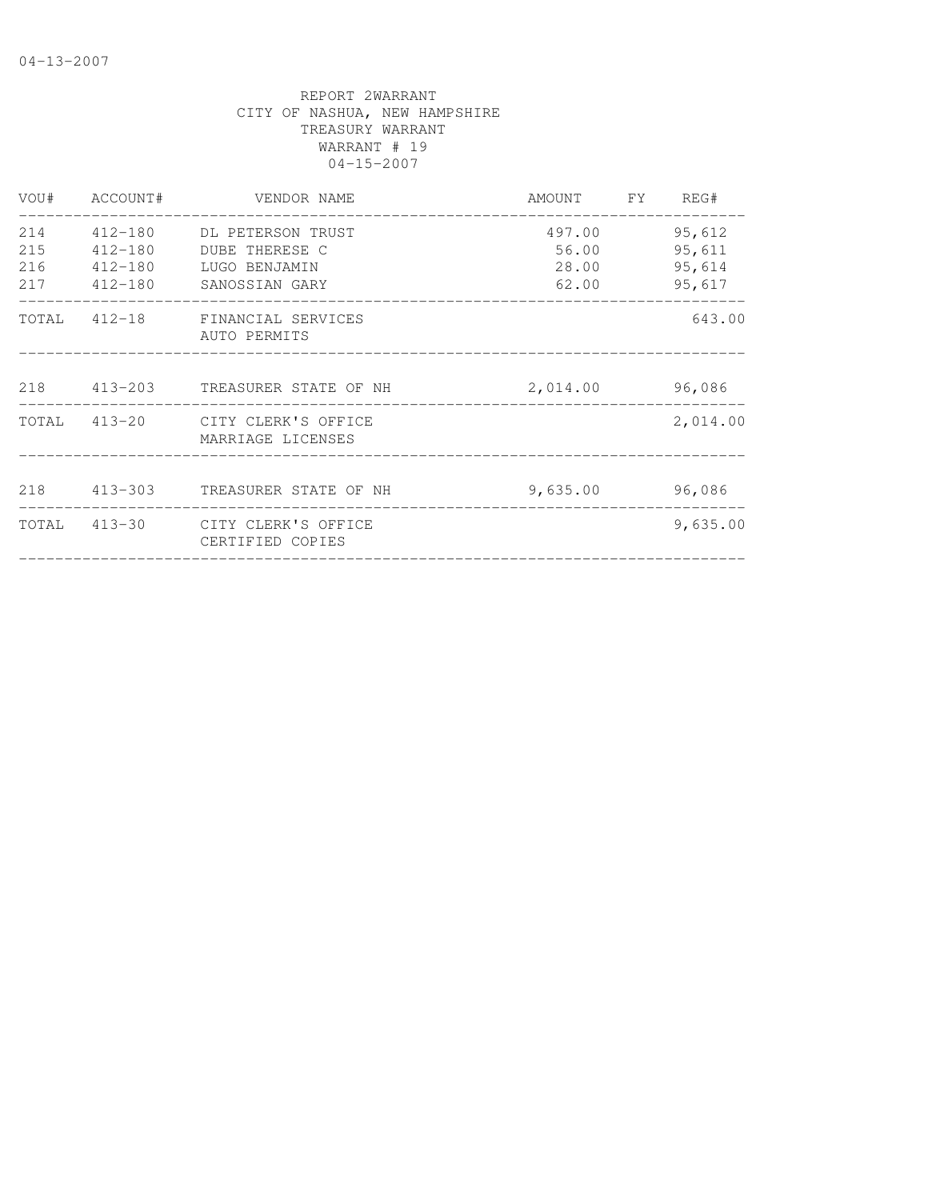04-13-2007

REPORT 2WARRANT
CITY OF NASHUA, NEW HAMPSHIRE
TREASURY WARRANT
WARRANT # 19
04-15-2007

| VOU# | ACCOUNT# | VENDOR NAME | AMOUNT | FY | REG# |
|---|---|---|---|---|---|
| 214 | 412-180 | DL PETERSON TRUST | 497.00 | | 95,612 |
| 215 | 412-180 | DUBE THERESE C | 56.00 | | 95,611 |
| 216 | 412-180 | LUGO BENJAMIN | 28.00 | | 95,614 |
| 217 | 412-180 | SANOSSIAN GARY | 62.00 | | 95,617 |
| TOTAL | 412-18 | FINANCIAL SERVICES AUTO PERMITS | | | 643.00 |
| 218 | 413-203 | TREASURER STATE OF NH | 2,014.00 | | 96,086 |
| TOTAL | 413-20 | CITY CLERK'S OFFICE MARRIAGE LICENSES | | | 2,014.00 |
| 218 | 413-303 | TREASURER STATE OF NH | 9,635.00 | | 96,086 |
| TOTAL | 413-30 | CITY CLERK'S OFFICE CERTIFIED COPIES | | | 9,635.00 |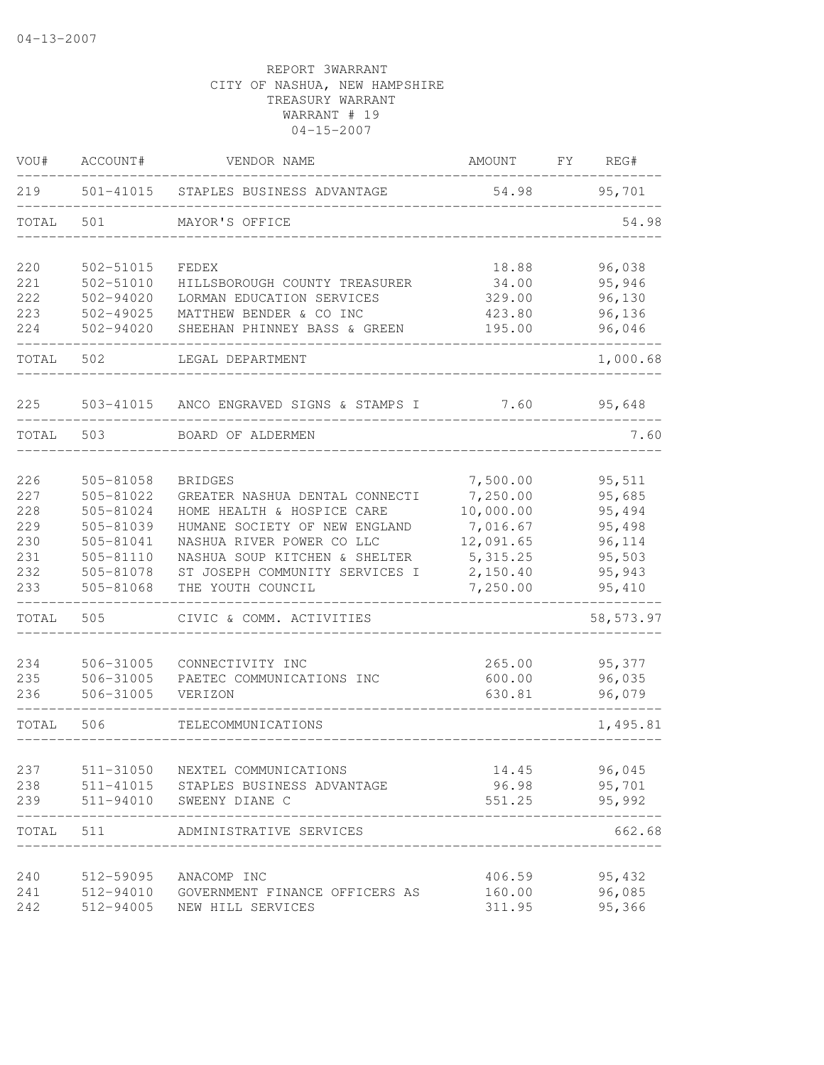04-13-2007

REPORT 3WARRANT
CITY OF NASHUA, NEW HAMPSHIRE
TREASURY WARRANT
WARRANT # 19
04-15-2007

| VOU# | ACCOUNT# | VENDOR NAME | AMOUNT | FY | REG# |
|---|---|---|---|---|---|
| 219 | 501-41015 | STAPLES BUSINESS ADVANTAGE | 54.98 | | 95,701 |
| TOTAL | 501 | MAYOR'S OFFICE | | | 54.98 |
| 220 | 502-51015 | FEDEX | 18.88 | | 96,038 |
| 221 | 502-51010 | HILLSBOROUGH COUNTY TREASURER | 34.00 | | 95,946 |
| 222 | 502-94020 | LORMAN EDUCATION SERVICES | 329.00 | | 96,130 |
| 223 | 502-49025 | MATTHEW BENDER & CO INC | 423.80 | | 96,136 |
| 224 | 502-94020 | SHEEHAN PHINNEY BASS & GREEN | 195.00 | | 96,046 |
| TOTAL | 502 | LEGAL DEPARTMENT | | | 1,000.68 |
| 225 | 503-41015 | ANCO ENGRAVED SIGNS & STAMPS I | 7.60 | | 95,648 |
| TOTAL | 503 | BOARD OF ALDERMEN | | | 7.60 |
| 226 | 505-81058 | BRIDGES | 7,500.00 | | 95,511 |
| 227 | 505-81022 | GREATER NASHUA DENTAL CONNECTI | 7,250.00 | | 95,685 |
| 228 | 505-81024 | HOME HEALTH & HOSPICE CARE | 10,000.00 | | 95,494 |
| 229 | 505-81039 | HUMANE SOCIETY OF NEW ENGLAND | 7,016.67 | | 95,498 |
| 230 | 505-81041 | NASHUA RIVER POWER CO LLC | 12,091.65 | | 96,114 |
| 231 | 505-81110 | NASHUA SOUP KITCHEN & SHELTER | 5,315.25 | | 95,503 |
| 232 | 505-81078 | ST JOSEPH COMMUNITY SERVICES I | 2,150.40 | | 95,943 |
| 233 | 505-81068 | THE YOUTH COUNCIL | 7,250.00 | | 95,410 |
| TOTAL | 505 | CIVIC & COMM. ACTIVITIES | | | 58,573.97 |
| 234 | 506-31005 | CONNECTIVITY INC | 265.00 | | 95,377 |
| 235 | 506-31005 | PAETEC COMMUNICATIONS INC | 600.00 | | 96,035 |
| 236 | 506-31005 | VERIZON | 630.81 | | 96,079 |
| TOTAL | 506 | TELECOMMUNICATIONS | | | 1,495.81 |
| 237 | 511-31050 | NEXTEL COMMUNICATIONS | 14.45 | | 96,045 |
| 238 | 511-41015 | STAPLES BUSINESS ADVANTAGE | 96.98 | | 95,701 |
| 239 | 511-94010 | SWEENY DIANE C | 551.25 | | 95,992 |
| TOTAL | 511 | ADMINISTRATIVE SERVICES | | | 662.68 |
| 240 | 512-59095 | ANACOMP INC | 406.59 | | 95,432 |
| 241 | 512-94010 | GOVERNMENT FINANCE OFFICERS AS | 160.00 | | 96,085 |
| 242 | 512-94005 | NEW HILL SERVICES | 311.95 | | 95,366 |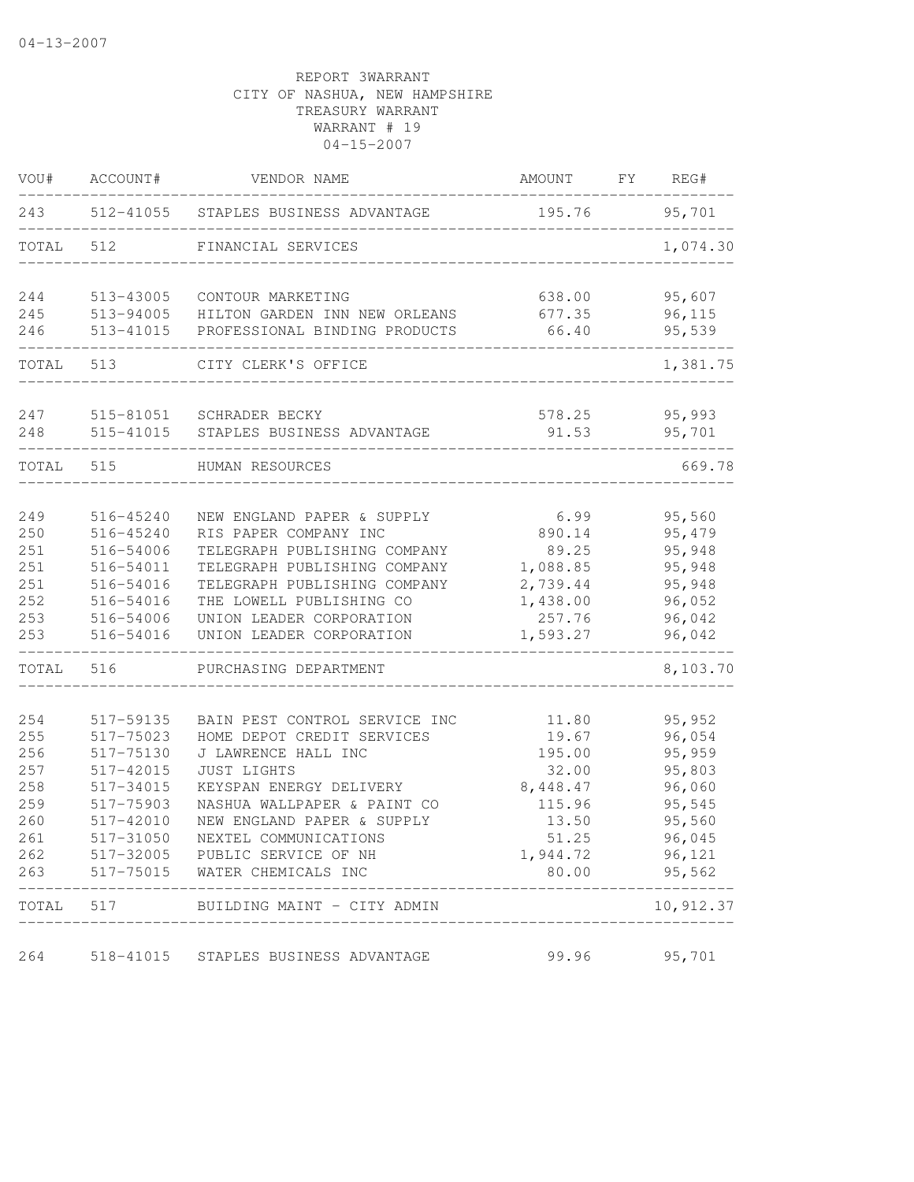REPORT 3WARRANT
CITY OF NASHUA, NEW HAMPSHIRE
TREASURY WARRANT
WARRANT # 19
04-15-2007

| VOU# | ACCOUNT# | VENDOR NAME | AMOUNT | FY | REG# |
|---|---|---|---|---|---|
| 243 | 512-41055 | STAPLES BUSINESS ADVANTAGE | 195.76 | | 95,701 |
| TOTAL | 512 | FINANCIAL SERVICES | | | 1,074.30 |
| 244 | 513-43005 | CONTOUR MARKETING | 638.00 | | 95,607 |
| 245 | 513-94005 | HILTON GARDEN INN NEW ORLEANS | 677.35 | | 96,115 |
| 246 | 513-41015 | PROFESSIONAL BINDING PRODUCTS | 66.40 | | 95,539 |
| TOTAL | 513 | CITY CLERK'S OFFICE | | | 1,381.75 |
| 247 | 515-81051 | SCHRADER BECKY | 578.25 | | 95,993 |
| 248 | 515-41015 | STAPLES BUSINESS ADVANTAGE | 91.53 | | 95,701 |
| TOTAL | 515 | HUMAN RESOURCES | | | 669.78 |
| 249 | 516-45240 | NEW ENGLAND PAPER & SUPPLY | 6.99 | | 95,560 |
| 250 | 516-45240 | RIS PAPER COMPANY INC | 890.14 | | 95,479 |
| 251 | 516-54006 | TELEGRAPH PUBLISHING COMPANY | 89.25 | | 95,948 |
| 251 | 516-54011 | TELEGRAPH PUBLISHING COMPANY | 1,088.85 | | 95,948 |
| 251 | 516-54016 | TELEGRAPH PUBLISHING COMPANY | 2,739.44 | | 95,948 |
| 252 | 516-54016 | THE LOWELL PUBLISHING CO | 1,438.00 | | 96,052 |
| 253 | 516-54006 | UNION LEADER CORPORATION | 257.76 | | 96,042 |
| 253 | 516-54016 | UNION LEADER CORPORATION | 1,593.27 | | 96,042 |
| TOTAL | 516 | PURCHASING DEPARTMENT | | | 8,103.70 |
| 254 | 517-59135 | BAIN PEST CONTROL SERVICE INC | 11.80 | | 95,952 |
| 255 | 517-75023 | HOME DEPOT CREDIT SERVICES | 19.67 | | 96,054 |
| 256 | 517-75130 | J LAWRENCE HALL INC | 195.00 | | 95,959 |
| 257 | 517-42015 | JUST LIGHTS | 32.00 | | 95,803 |
| 258 | 517-34015 | KEYSPAN ENERGY DELIVERY | 8,448.47 | | 96,060 |
| 259 | 517-75903 | NASHUA WALLPAPER & PAINT CO | 115.96 | | 95,545 |
| 260 | 517-42010 | NEW ENGLAND PAPER & SUPPLY | 13.50 | | 95,560 |
| 261 | 517-31050 | NEXTEL COMMUNICATIONS | 51.25 | | 96,045 |
| 262 | 517-32005 | PUBLIC SERVICE OF NH | 1,944.72 | | 96,121 |
| 263 | 517-75015 | WATER CHEMICALS INC | 80.00 | | 95,562 |
| TOTAL | 517 | BUILDING MAINT - CITY ADMIN | | | 10,912.37 |
| 264 | 518-41015 | STAPLES BUSINESS ADVANTAGE | 99.96 | | 95,701 |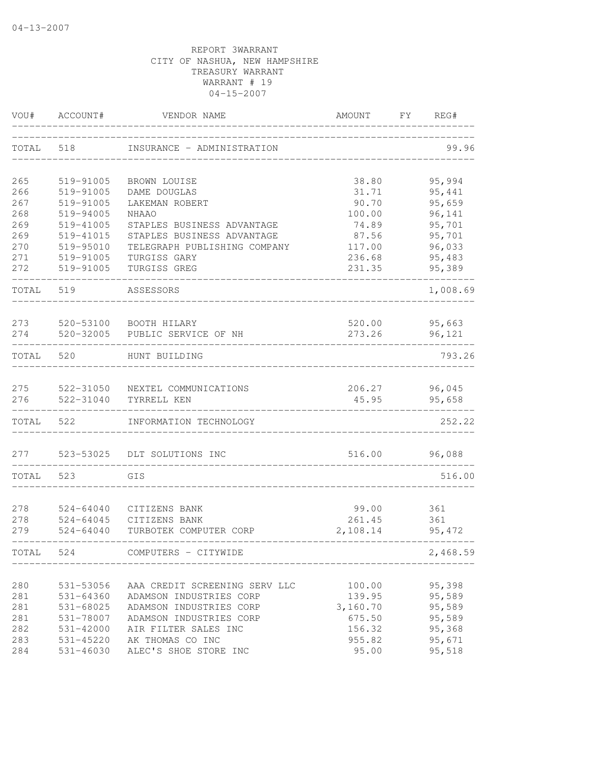04-13-2007

REPORT 3WARRANT
CITY OF NASHUA, NEW HAMPSHIRE
TREASURY WARRANT
WARRANT # 19
04-15-2007

| VOU# | ACCOUNT# | VENDOR NAME | AMOUNT | FY | REG# |
|---|---|---|---|---|---|
| TOTAL | 518 | INSURANCE - ADMINISTRATION | | | 99.96 |
| 265 | 519-91005 | BROWN LOUISE | 38.80 | | 95,994 |
| 266 | 519-91005 | DAME DOUGLAS | 31.71 | | 95,441 |
| 267 | 519-91005 | LAKEMAN ROBERT | 90.70 | | 95,659 |
| 268 | 519-94005 | NHAAO | 100.00 | | 96,141 |
| 269 | 519-41005 | STAPLES BUSINESS ADVANTAGE | 74.89 | | 95,701 |
| 269 | 519-41015 | STAPLES BUSINESS ADVANTAGE | 87.56 | | 95,701 |
| 270 | 519-95010 | TELEGRAPH PUBLISHING COMPANY | 117.00 | | 96,033 |
| 271 | 519-91005 | TURGISS GARY | 236.68 | | 95,483 |
| 272 | 519-91005 | TURGISS GREG | 231.35 | | 95,389 |
| TOTAL | 519 | ASSESSORS | | | 1,008.69 |
| 273 | 520-53100 | BOOTH HILARY | 520.00 | | 95,663 |
| 274 | 520-32005 | PUBLIC SERVICE OF NH | 273.26 | | 96,121 |
| TOTAL | 520 | HUNT BUILDING | | | 793.26 |
| 275 | 522-31050 | NEXTEL COMMUNICATIONS | 206.27 | | 96,045 |
| 276 | 522-31040 | TYRRELL KEN | 45.95 | | 95,658 |
| TOTAL | 522 | INFORMATION TECHNOLOGY | | | 252.22 |
| 277 | 523-53025 | DLT SOLUTIONS INC | 516.00 | | 96,088 |
| TOTAL | 523 | GIS | | | 516.00 |
| 278 | 524-64040 | CITIZENS BANK | 99.00 | | 361 |
| 278 | 524-64045 | CITIZENS BANK | 261.45 | | 361 |
| 279 | 524-64040 | TURBOTEK COMPUTER CORP | 2,108.14 | | 95,472 |
| TOTAL | 524 | COMPUTERS - CITYWIDE | | | 2,468.59 |
| 280 | 531-53056 | AAA CREDIT SCREENING SERV LLC | 100.00 | | 95,398 |
| 281 | 531-64360 | ADAMSON INDUSTRIES CORP | 139.95 | | 95,589 |
| 281 | 531-68025 | ADAMSON INDUSTRIES CORP | 3,160.70 | | 95,589 |
| 281 | 531-78007 | ADAMSON INDUSTRIES CORP | 675.50 | | 95,589 |
| 282 | 531-42000 | AIR FILTER SALES INC | 156.32 | | 95,368 |
| 283 | 531-45220 | AK THOMAS CO INC | 955.82 | | 95,671 |
| 284 | 531-46030 | ALEC'S SHOE STORE INC | 95.00 | | 95,518 |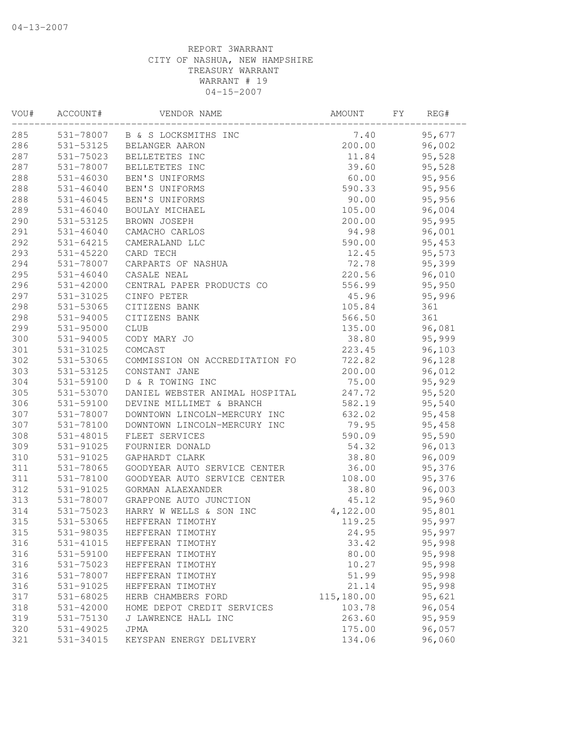04-13-2007

REPORT 3WARRANT
CITY OF NASHUA, NEW HAMPSHIRE
TREASURY WARRANT
WARRANT # 19
04-15-2007

| VOU# | ACCOUNT# | VENDOR NAME | AMOUNT | FY | REG# |
|---|---|---|---|---|---|
| 285 | 531-78007 | B & S LOCKSMITHS INC | 7.40 | | 95,677 |
| 286 | 531-53125 | BELANGER AARON | 200.00 | | 96,002 |
| 287 | 531-75023 | BELLETETES INC | 11.84 | | 95,528 |
| 287 | 531-78007 | BELLETETES INC | 39.60 | | 95,528 |
| 288 | 531-46030 | BEN'S UNIFORMS | 60.00 | | 95,956 |
| 288 | 531-46040 | BEN'S UNIFORMS | 590.33 | | 95,956 |
| 288 | 531-46045 | BEN'S UNIFORMS | 90.00 | | 95,956 |
| 289 | 531-46040 | BOULAY MICHAEL | 105.00 | | 96,004 |
| 290 | 531-53125 | BROWN JOSEPH | 200.00 | | 95,995 |
| 291 | 531-46040 | CAMACHO CARLOS | 94.98 | | 96,001 |
| 292 | 531-64215 | CAMERALAND LLC | 590.00 | | 95,453 |
| 293 | 531-45220 | CARD TECH | 12.45 | | 95,573 |
| 294 | 531-78007 | CARPARTS OF NASHUA | 72.78 | | 95,399 |
| 295 | 531-46040 | CASALE NEAL | 220.56 | | 96,010 |
| 296 | 531-42000 | CENTRAL PAPER PRODUCTS CO | 556.99 | | 95,950 |
| 297 | 531-31025 | CINFO PETER | 45.96 | | 95,996 |
| 298 | 531-53065 | CITIZENS BANK | 105.84 | | 361 |
| 298 | 531-94005 | CITIZENS BANK | 566.50 | | 361 |
| 299 | 531-95000 | CLUB | 135.00 | | 96,081 |
| 300 | 531-94005 | CODY MARY JO | 38.80 | | 95,999 |
| 301 | 531-31025 | COMCAST | 223.45 | | 96,103 |
| 302 | 531-53065 | COMMISSION ON ACCREDITATION FO | 722.82 | | 96,128 |
| 303 | 531-53125 | CONSTANT JANE | 200.00 | | 96,012 |
| 304 | 531-59100 | D & R TOWING INC | 75.00 | | 95,929 |
| 305 | 531-53070 | DANIEL WEBSTER ANIMAL HOSPITAL | 247.72 | | 95,520 |
| 306 | 531-59100 | DEVINE MILLIMET & BRANCH | 582.19 | | 95,540 |
| 307 | 531-78007 | DOWNTOWN LINCOLN-MERCURY INC | 632.02 | | 95,458 |
| 307 | 531-78100 | DOWNTOWN LINCOLN-MERCURY INC | 79.95 | | 95,458 |
| 308 | 531-48015 | FLEET SERVICES | 590.09 | | 95,590 |
| 309 | 531-91025 | FOURNIER DONALD | 54.32 | | 96,013 |
| 310 | 531-91025 | GAPHARDT CLARK | 38.80 | | 96,009 |
| 311 | 531-78065 | GOODYEAR AUTO SERVICE CENTER | 36.00 | | 95,376 |
| 311 | 531-78100 | GOODYEAR AUTO SERVICE CENTER | 108.00 | | 95,376 |
| 312 | 531-91025 | GORMAN ALAEXANDER | 38.80 | | 96,003 |
| 313 | 531-78007 | GRAPPONE AUTO JUNCTION | 45.12 | | 95,960 |
| 314 | 531-75023 | HARRY W WELLS & SON INC | 4,122.00 | | 95,801 |
| 315 | 531-53065 | HEFFERAN TIMOTHY | 119.25 | | 95,997 |
| 315 | 531-98035 | HEFFERAN TIMOTHY | 24.95 | | 95,997 |
| 316 | 531-41015 | HEFFERAN TIMOTHY | 33.42 | | 95,998 |
| 316 | 531-59100 | HEFFERAN TIMOTHY | 80.00 | | 95,998 |
| 316 | 531-75023 | HEFFERAN TIMOTHY | 10.27 | | 95,998 |
| 316 | 531-78007 | HEFFERAN TIMOTHY | 51.99 | | 95,998 |
| 316 | 531-91025 | HEFFERAN TIMOTHY | 21.14 | | 95,998 |
| 317 | 531-68025 | HERB CHAMBERS FORD | 115,180.00 | | 95,621 |
| 318 | 531-42000 | HOME DEPOT CREDIT SERVICES | 103.78 | | 96,054 |
| 319 | 531-75130 | J LAWRENCE HALL INC | 263.60 | | 95,959 |
| 320 | 531-49025 | JPMA | 175.00 | | 96,057 |
| 321 | 531-34015 | KEYSPAN ENERGY DELIVERY | 134.06 | | 96,060 |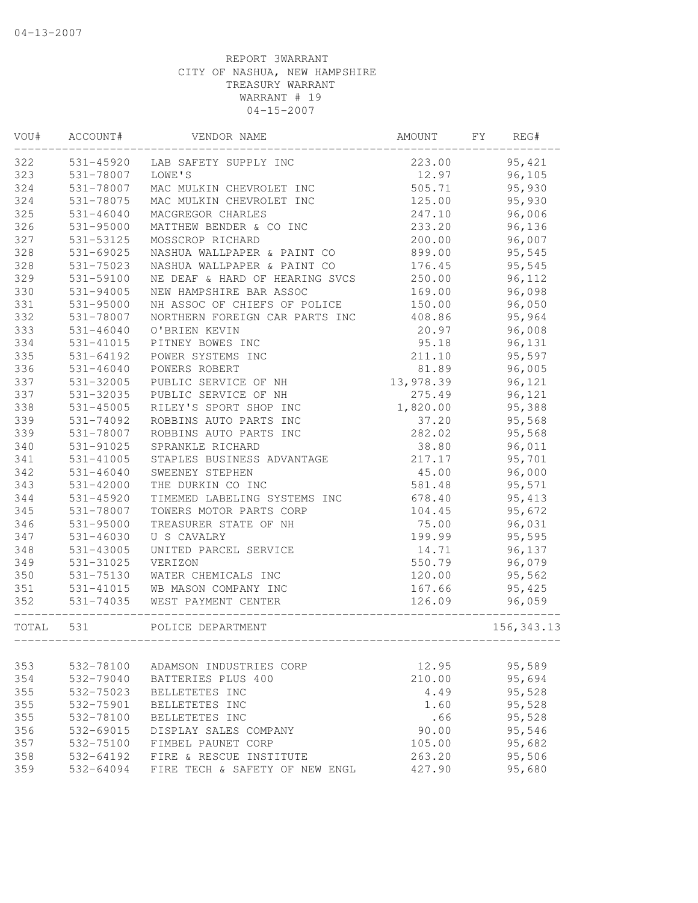04-13-2007

REPORT 3WARRANT
CITY OF NASHUA, NEW HAMPSHIRE
TREASURY WARRANT
WARRANT # 19
04-15-2007

| VOU# | ACCOUNT# | VENDOR NAME | AMOUNT | FY | REG# |
|---|---|---|---|---|---|
| 322 | 531-45920 | LAB SAFETY SUPPLY INC | 223.00 | | 95,421 |
| 323 | 531-78007 | LOWE'S | 12.97 | | 96,105 |
| 324 | 531-78007 | MAC MULKIN CHEVROLET INC | 505.71 | | 95,930 |
| 324 | 531-78075 | MAC MULKIN CHEVROLET INC | 125.00 | | 95,930 |
| 325 | 531-46040 | MACGREGOR CHARLES | 247.10 | | 96,006 |
| 326 | 531-95000 | MATTHEW BENDER & CO INC | 233.20 | | 96,136 |
| 327 | 531-53125 | MOSSCROP RICHARD | 200.00 | | 96,007 |
| 328 | 531-69025 | NASHUA WALLPAPER & PAINT CO | 899.00 | | 95,545 |
| 328 | 531-75023 | NASHUA WALLPAPER & PAINT CO | 176.45 | | 95,545 |
| 329 | 531-59100 | NE DEAF & HARD OF HEARING SVCS | 250.00 | | 96,112 |
| 330 | 531-94005 | NEW HAMPSHIRE BAR ASSOC | 169.00 | | 96,098 |
| 331 | 531-95000 | NH ASSOC OF CHIEFS OF POLICE | 150.00 | | 96,050 |
| 332 | 531-78007 | NORTHERN FOREIGN CAR PARTS INC | 408.86 | | 95,964 |
| 333 | 531-46040 | O'BRIEN KEVIN | 20.97 | | 96,008 |
| 334 | 531-41015 | PITNEY BOWES INC | 95.18 | | 96,131 |
| 335 | 531-64192 | POWER SYSTEMS INC | 211.10 | | 95,597 |
| 336 | 531-46040 | POWERS ROBERT | 81.89 | | 96,005 |
| 337 | 531-32005 | PUBLIC SERVICE OF NH | 13,978.39 | | 96,121 |
| 337 | 531-32035 | PUBLIC SERVICE OF NH | 275.49 | | 96,121 |
| 338 | 531-45005 | RILEY'S SPORT SHOP INC | 1,820.00 | | 95,388 |
| 339 | 531-74092 | ROBBINS AUTO PARTS INC | 37.20 | | 95,568 |
| 339 | 531-78007 | ROBBINS AUTO PARTS INC | 282.02 | | 95,568 |
| 340 | 531-91025 | SPRANKLE RICHARD | 38.80 | | 96,011 |
| 341 | 531-41005 | STAPLES BUSINESS ADVANTAGE | 217.17 | | 95,701 |
| 342 | 531-46040 | SWEENEY STEPHEN | 45.00 | | 96,000 |
| 343 | 531-42000 | THE DURKIN CO INC | 581.48 | | 95,571 |
| 344 | 531-45920 | TIMEMED LABELING SYSTEMS INC | 678.40 | | 95,413 |
| 345 | 531-78007 | TOWERS MOTOR PARTS CORP | 104.45 | | 95,672 |
| 346 | 531-95000 | TREASURER STATE OF NH | 75.00 | | 96,031 |
| 347 | 531-46030 | U S CAVALRY | 199.99 | | 95,595 |
| 348 | 531-43005 | UNITED PARCEL SERVICE | 14.71 | | 96,137 |
| 349 | 531-31025 | VERIZON | 550.79 | | 96,079 |
| 350 | 531-75130 | WATER CHEMICALS INC | 120.00 | | 95,562 |
| 351 | 531-41015 | WB MASON COMPANY INC | 167.66 | | 95,425 |
| 352 | 531-74035 | WEST PAYMENT CENTER | 126.09 | | 96,059 |
| TOTAL | 531 | POLICE DEPARTMENT | | | 156,343.13 |
| 353 | 532-78100 | ADAMSON INDUSTRIES CORP | 12.95 | | 95,589 |
| 354 | 532-79040 | BATTERIES PLUS 400 | 210.00 | | 95,694 |
| 355 | 532-75023 | BELLETETES INC | 4.49 | | 95,528 |
| 355 | 532-75901 | BELLETETES INC | 1.60 | | 95,528 |
| 355 | 532-78100 | BELLETETES INC | .66 | | 95,528 |
| 356 | 532-69015 | DISPLAY SALES COMPANY | 90.00 | | 95,546 |
| 357 | 532-75100 | FIMBEL PAUNET CORP | 105.00 | | 95,682 |
| 358 | 532-64192 | FIRE & RESCUE INSTITUTE | 263.20 | | 95,506 |
| 359 | 532-64094 | FIRE TECH & SAFETY OF NEW ENGL | 427.90 | | 95,680 |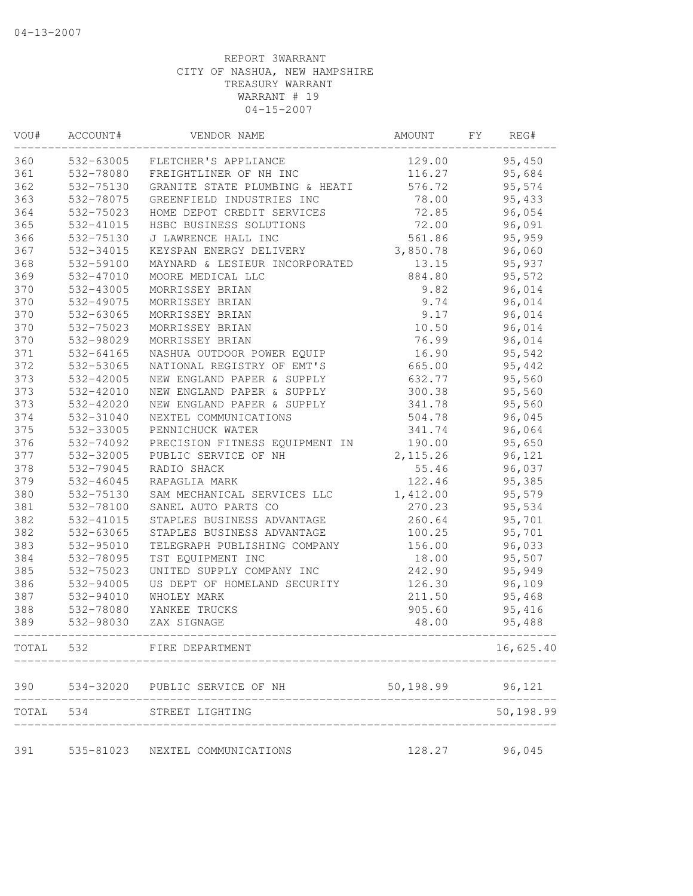REPORT 3WARRANT
CITY OF NASHUA, NEW HAMPSHIRE
TREASURY WARRANT
WARRANT # 19
04-15-2007

| VOU# | ACCOUNT# | VENDOR NAME | AMOUNT | FY | REG# |
|---|---|---|---|---|---|
| 360 | 532-63005 | FLETCHER'S APPLIANCE | 129.00 | | 95,450 |
| 361 | 532-78080 | FREIGHTLINER OF NH INC | 116.27 | | 95,684 |
| 362 | 532-75130 | GRANITE STATE PLUMBING & HEATI | 576.72 | | 95,574 |
| 363 | 532-78075 | GREENFIELD INDUSTRIES INC | 78.00 | | 95,433 |
| 364 | 532-75023 | HOME DEPOT CREDIT SERVICES | 72.85 | | 96,054 |
| 365 | 532-41015 | HSBC BUSINESS SOLUTIONS | 72.00 | | 96,091 |
| 366 | 532-75130 | J LAWRENCE HALL INC | 561.86 | | 95,959 |
| 367 | 532-34015 | KEYSPAN ENERGY DELIVERY | 3,850.78 | | 96,060 |
| 368 | 532-59100 | MAYNARD & LESIEUR INCORPORATED | 13.15 | | 95,937 |
| 369 | 532-47010 | MOORE MEDICAL LLC | 884.80 | | 95,572 |
| 370 | 532-43005 | MORRISSEY BRIAN | 9.82 | | 96,014 |
| 370 | 532-49075 | MORRISSEY BRIAN | 9.74 | | 96,014 |
| 370 | 532-63065 | MORRISSEY BRIAN | 9.17 | | 96,014 |
| 370 | 532-75023 | MORRISSEY BRIAN | 10.50 | | 96,014 |
| 370 | 532-98029 | MORRISSEY BRIAN | 76.99 | | 96,014 |
| 371 | 532-64165 | NASHUA OUTDOOR POWER EQUIP | 16.90 | | 95,542 |
| 372 | 532-53065 | NATIONAL REGISTRY OF EMT'S | 665.00 | | 95,442 |
| 373 | 532-42005 | NEW ENGLAND PAPER & SUPPLY | 632.77 | | 95,560 |
| 373 | 532-42010 | NEW ENGLAND PAPER & SUPPLY | 300.38 | | 95,560 |
| 373 | 532-42020 | NEW ENGLAND PAPER & SUPPLY | 341.78 | | 95,560 |
| 374 | 532-31040 | NEXTEL COMMUNICATIONS | 504.78 | | 96,045 |
| 375 | 532-33005 | PENNICHUCK WATER | 341.74 | | 96,064 |
| 376 | 532-74092 | PRECISION FITNESS EQUIPMENT IN | 190.00 | | 95,650 |
| 377 | 532-32005 | PUBLIC SERVICE OF NH | 2,115.26 | | 96,121 |
| 378 | 532-79045 | RADIO SHACK | 55.46 | | 96,037 |
| 379 | 532-46045 | RAPAGLIA MARK | 122.46 | | 95,385 |
| 380 | 532-75130 | SAM MECHANICAL SERVICES LLC | 1,412.00 | | 95,579 |
| 381 | 532-78100 | SANEL AUTO PARTS CO | 270.23 | | 95,534 |
| 382 | 532-41015 | STAPLES BUSINESS ADVANTAGE | 260.64 | | 95,701 |
| 382 | 532-63065 | STAPLES BUSINESS ADVANTAGE | 100.25 | | 95,701 |
| 383 | 532-95010 | TELEGRAPH PUBLISHING COMPANY | 156.00 | | 96,033 |
| 384 | 532-78095 | TST EQUIPMENT INC | 18.00 | | 95,507 |
| 385 | 532-75023 | UNITED SUPPLY COMPANY INC | 242.90 | | 95,949 |
| 386 | 532-94005 | US DEPT OF HOMELAND SECURITY | 126.30 | | 96,109 |
| 387 | 532-94010 | WHOLEY MARK | 211.50 | | 95,468 |
| 388 | 532-78080 | YANKEE TRUCKS | 905.60 | | 95,416 |
| 389 | 532-98030 | ZAX SIGNAGE | 48.00 | | 95,488 |
| TOTAL | 532 | FIRE DEPARTMENT | | | 16,625.40 |
| 390 | 534-32020 | PUBLIC SERVICE OF NH | 50,198.99 | | 96,121 |
| TOTAL | 534 | STREET LIGHTING | | | 50,198.99 |
| 391 | 535-81023 | NEXTEL COMMUNICATIONS | 128.27 | | 96,045 |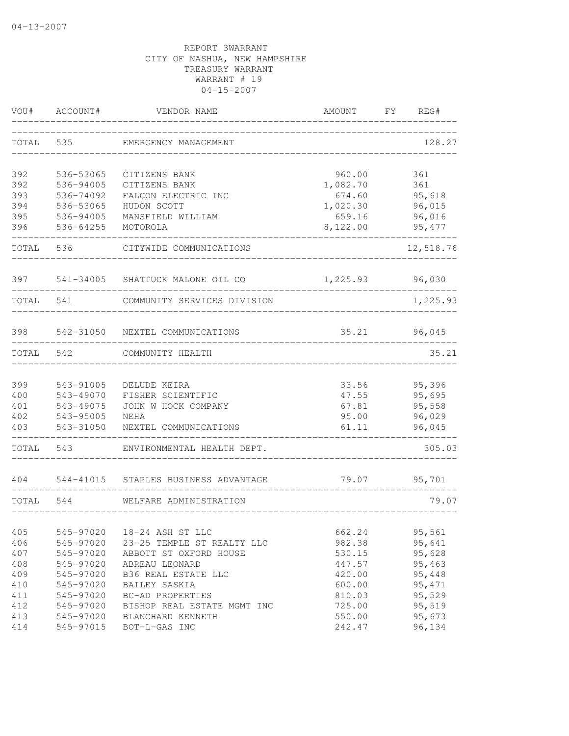04-13-2007

REPORT 3WARRANT
CITY OF NASHUA, NEW HAMPSHIRE
TREASURY WARRANT
WARRANT # 19
04-15-2007

| VOU# | ACCOUNT# | VENDOR NAME | AMOUNT | FY | REG# |
|---|---|---|---|---|---|
| TOTAL | 535 | EMERGENCY MANAGEMENT | | | 128.27 |
| 392 | 536-53065 | CITIZENS BANK | 960.00 | | 361 |
| 392 | 536-94005 | CITIZENS BANK | 1,082.70 | | 361 |
| 393 | 536-74092 | FALCON ELECTRIC INC | 674.60 | | 95,618 |
| 394 | 536-53065 | HUDON SCOTT | 1,020.30 | | 96,015 |
| 395 | 536-94005 | MANSFIELD WILLIAM | 659.16 | | 96,016 |
| 396 | 536-64255 | MOTOROLA | 8,122.00 | | 95,477 |
| TOTAL | 536 | CITYWIDE COMMUNICATIONS | | | 12,518.76 |
| 397 | 541-34005 | SHATTUCK MALONE OIL CO | 1,225.93 | | 96,030 |
| TOTAL | 541 | COMMUNITY SERVICES DIVISION | | | 1,225.93 |
| 398 | 542-31050 | NEXTEL COMMUNICATIONS | 35.21 | | 96,045 |
| TOTAL | 542 | COMMUNITY HEALTH | | | 35.21 |
| 399 | 543-91005 | DELUDE KEIRA | 33.56 | | 95,396 |
| 400 | 543-49070 | FISHER SCIENTIFIC | 47.55 | | 95,695 |
| 401 | 543-49075 | JOHN W HOCK COMPANY | 67.81 | | 95,558 |
| 402 | 543-95005 | NEHA | 95.00 | | 96,029 |
| 403 | 543-31050 | NEXTEL COMMUNICATIONS | 61.11 | | 96,045 |
| TOTAL | 543 | ENVIRONMENTAL HEALTH DEPT. | | | 305.03 |
| 404 | 544-41015 | STAPLES BUSINESS ADVANTAGE | 79.07 | | 95,701 |
| TOTAL | 544 | WELFARE ADMINISTRATION | | | 79.07 |
| 405 | 545-97020 | 18-24 ASH ST LLC | 662.24 | | 95,561 |
| 406 | 545-97020 | 23-25 TEMPLE ST REALTY LLC | 982.38 | | 95,641 |
| 407 | 545-97020 | ABBOTT ST OXFORD HOUSE | 530.15 | | 95,628 |
| 408 | 545-97020 | ABREAU LEONARD | 447.57 | | 95,463 |
| 409 | 545-97020 | B36 REAL ESTATE LLC | 420.00 | | 95,448 |
| 410 | 545-97020 | BAILEY SASKIA | 600.00 | | 95,471 |
| 411 | 545-97020 | BC-AD PROPERTIES | 810.03 | | 95,529 |
| 412 | 545-97020 | BISHOP REAL ESTATE MGMT INC | 725.00 | | 95,519 |
| 413 | 545-97020 | BLANCHARD KENNETH | 550.00 | | 95,673 |
| 414 | 545-97015 | BOT-L-GAS INC | 242.47 | | 96,134 |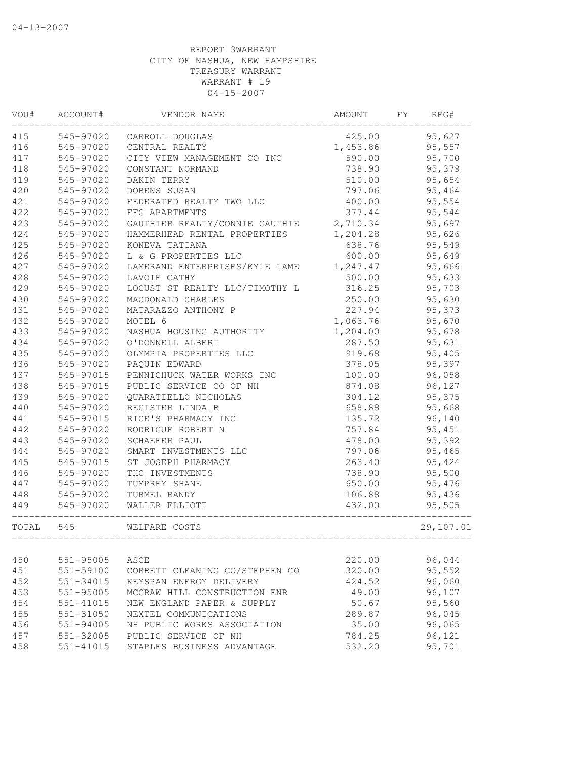04-13-2007

REPORT 3WARRANT
CITY OF NASHUA, NEW HAMPSHIRE
TREASURY WARRANT
WARRANT # 19
04-15-2007

| VOU# | ACCOUNT# | VENDOR NAME | AMOUNT | FY | REG# |
|---|---|---|---|---|---|
| 415 | 545-97020 | CARROLL DOUGLAS | 425.00 | | 95,627 |
| 416 | 545-97020 | CENTRAL REALTY | 1,453.86 | | 95,557 |
| 417 | 545-97020 | CITY VIEW MANAGEMENT CO INC | 590.00 | | 95,700 |
| 418 | 545-97020 | CONSTANT NORMAND | 738.90 | | 95,379 |
| 419 | 545-97020 | DAKIN TERRY | 510.00 | | 95,654 |
| 420 | 545-97020 | DOBENS SUSAN | 797.06 | | 95,464 |
| 421 | 545-97020 | FEDERATED REALTY TWO LLC | 400.00 | | 95,554 |
| 422 | 545-97020 | FFG APARTMENTS | 377.44 | | 95,544 |
| 423 | 545-97020 | GAUTHIER REALTY/CONNIE GAUTHIE | 2,710.34 | | 95,697 |
| 424 | 545-97020 | HAMMERHEAD RENTAL PROPERTIES | 1,204.28 | | 95,626 |
| 425 | 545-97020 | KONEVA TATIANA | 638.76 | | 95,549 |
| 426 | 545-97020 | L & G PROPERTIES LLC | 600.00 | | 95,649 |
| 427 | 545-97020 | LAMERAND ENTERPRISES/KYLE LAME | 1,247.47 | | 95,666 |
| 428 | 545-97020 | LAVOIE CATHY | 500.00 | | 95,633 |
| 429 | 545-97020 | LOCUST ST REALTY LLC/TIMOTHY L | 316.25 | | 95,703 |
| 430 | 545-97020 | MACDONALD CHARLES | 250.00 | | 95,630 |
| 431 | 545-97020 | MATARAZZO ANTHONY P | 227.94 | | 95,373 |
| 432 | 545-97020 | MOTEL 6 | 1,063.76 | | 95,670 |
| 433 | 545-97020 | NASHUA HOUSING AUTHORITY | 1,204.00 | | 95,678 |
| 434 | 545-97020 | O'DONNELL ALBERT | 287.50 | | 95,631 |
| 435 | 545-97020 | OLYMPIA PROPERTIES LLC | 919.68 | | 95,405 |
| 436 | 545-97020 | PAQUIN EDWARD | 378.05 | | 95,397 |
| 437 | 545-97015 | PENNICHUCK WATER WORKS INC | 100.00 | | 96,058 |
| 438 | 545-97015 | PUBLIC SERVICE CO OF NH | 874.08 | | 96,127 |
| 439 | 545-97020 | QUARATIELLO NICHOLAS | 304.12 | | 95,375 |
| 440 | 545-97020 | REGISTER LINDA B | 658.88 | | 95,668 |
| 441 | 545-97015 | RICE'S PHARMACY INC | 135.72 | | 96,140 |
| 442 | 545-97020 | RODRIGUE ROBERT N | 757.84 | | 95,451 |
| 443 | 545-97020 | SCHAEFER PAUL | 478.00 | | 95,392 |
| 444 | 545-97020 | SMART INVESTMENTS LLC | 797.06 | | 95,465 |
| 445 | 545-97015 | ST JOSEPH PHARMACY | 263.40 | | 95,424 |
| 446 | 545-97020 | THC INVESTMENTS | 738.90 | | 95,500 |
| 447 | 545-97020 | TUMPREY SHANE | 650.00 | | 95,476 |
| 448 | 545-97020 | TURMEL RANDY | 106.88 | | 95,436 |
| 449 | 545-97020 | WALLER ELLIOTT | 432.00 | | 95,505 |
| TOTAL | 545 | WELFARE COSTS | | | 29,107.01 |
| 450 | 551-95005 | ASCE | 220.00 | | 96,044 |
| 451 | 551-59100 | CORBETT CLEANING CO/STEPHEN CO | 320.00 | | 95,552 |
| 452 | 551-34015 | KEYSPAN ENERGY DELIVERY | 424.52 | | 96,060 |
| 453 | 551-95005 | MCGRAW HILL CONSTRUCTION ENR | 49.00 | | 96,107 |
| 454 | 551-41015 | NEW ENGLAND PAPER & SUPPLY | 50.67 | | 95,560 |
| 455 | 551-31050 | NEXTEL COMMUNICATIONS | 289.87 | | 96,045 |
| 456 | 551-94005 | NH PUBLIC WORKS ASSOCIATION | 35.00 | | 96,065 |
| 457 | 551-32005 | PUBLIC SERVICE OF NH | 784.25 | | 96,121 |
| 458 | 551-41015 | STAPLES BUSINESS ADVANTAGE | 532.20 | | 95,701 |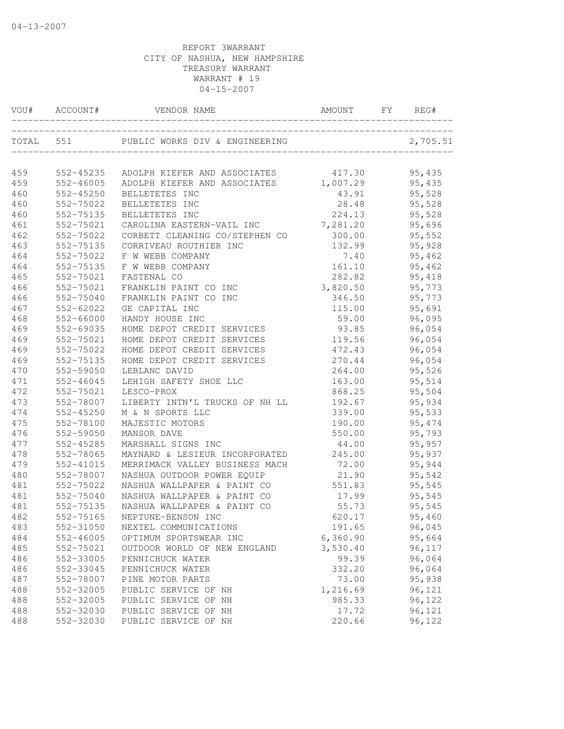04-13-2007

REPORT 3WARRANT
CITY OF NASHUA, NEW HAMPSHIRE
TREASURY WARRANT
WARRANT # 19
04-15-2007

| VOU# | ACCOUNT# | VENDOR NAME | AMOUNT | FY | REG# |
|---|---|---|---|---|---|
| TOTAL | 551 | PUBLIC WORKS DIV & ENGINEERING | | | 2,705.51 |
| 459 | 552-45235 | ADOLPH KIEFER AND ASSOCIATES | 417.30 | | 95,435 |
| 459 | 552-46005 | ADOLPH KIEFER AND ASSOCIATES | 1,007.29 | | 95,435 |
| 460 | 552-45250 | BELLETETES INC | 43.91 | | 95,528 |
| 460 | 552-75022 | BELLETETES INC | 28.48 | | 95,528 |
| 460 | 552-75135 | BELLETETES INC | 224.13 | | 95,528 |
| 461 | 552-75021 | CAROLINA EASTERN-VAIL INC | 7,281.20 | | 95,696 |
| 462 | 552-75022 | CORBETT CLEANING CO/STEPHEN CO | 300.00 | | 95,552 |
| 463 | 552-75135 | CORRIVEAU ROUTHIER INC | 132.99 | | 95,928 |
| 464 | 552-75022 | F W WEBB COMPANY | 7.40 | | 95,462 |
| 464 | 552-75135 | F W WEBB COMPANY | 161.10 | | 95,462 |
| 465 | 552-75021 | FASTENAL CO | 282.82 | | 95,418 |
| 466 | 552-75021 | FRANKLIN PAINT CO INC | 3,820.50 | | 95,773 |
| 466 | 552-75040 | FRANKLIN PAINT CO INC | 346.50 | | 95,773 |
| 467 | 552-62022 | GE CAPITAL INC | 115.00 | | 95,691 |
| 468 | 552-66000 | HANDY HOUSE INC | 59.00 | | 96,095 |
| 469 | 552-69035 | HOME DEPOT CREDIT SERVICES | 93.85 | | 96,054 |
| 469 | 552-75021 | HOME DEPOT CREDIT SERVICES | 119.56 | | 96,054 |
| 469 | 552-75022 | HOME DEPOT CREDIT SERVICES | 472.43 | | 96,054 |
| 469 | 552-75135 | HOME DEPOT CREDIT SERVICES | 270.44 | | 96,054 |
| 470 | 552-59050 | LEBLANC DAVID | 264.00 | | 95,526 |
| 471 | 552-46045 | LEHIGH SAFETY SHOE LLC | 163.00 | | 95,514 |
| 472 | 552-75021 | LESCO-PROX | 868.25 | | 95,504 |
| 473 | 552-78007 | LIBERTY INTN'L TRUCKS OF NH LL | 192.67 | | 95,934 |
| 474 | 552-45250 | M & N SPORTS LLC | 339.00 | | 95,533 |
| 475 | 552-78100 | MAJESTIC MOTORS | 190.00 | | 95,474 |
| 476 | 552-59050 | MANSOR DAVE | 550.00 | | 95,793 |
| 477 | 552-45285 | MARSHALL SIGNS INC | 44.00 | | 95,957 |
| 478 | 552-78065 | MAYNARD & LESIEUR INCORPORATED | 245.00 | | 95,937 |
| 479 | 552-41015 | MERRIMACK VALLEY BUSINESS MACH | 72.00 | | 95,944 |
| 480 | 552-78007 | NASHUA OUTDOOR POWER EQUIP | 21.90 | | 95,542 |
| 481 | 552-75022 | NASHUA WALLPAPER & PAINT CO | 551.83 | | 95,545 |
| 481 | 552-75040 | NASHUA WALLPAPER & PAINT CO | 17.99 | | 95,545 |
| 481 | 552-75135 | NASHUA WALLPAPER & PAINT CO | 55.73 | | 95,545 |
| 482 | 552-75165 | NEPTUNE-BENSON INC | 620.17 | | 95,460 |
| 483 | 552-31050 | NEXTEL COMMUNICATIONS | 191.65 | | 96,045 |
| 484 | 552-46005 | OPTIMUM SPORTSWEAR INC | 6,360.90 | | 95,664 |
| 485 | 552-75021 | OUTDOOR WORLD OF NEW ENGLAND | 3,530.40 | | 96,117 |
| 486 | 552-33005 | PENNICHUCK WATER | 99.39 | | 96,064 |
| 486 | 552-33045 | PENNICHUCK WATER | 332.20 | | 96,064 |
| 487 | 552-78007 | PINE MOTOR PARTS | 73.00 | | 95,938 |
| 488 | 552-32005 | PUBLIC SERVICE OF NH | 1,216.69 | | 96,121 |
| 488 | 552-32005 | PUBLIC SERVICE OF NH | 985.33 | | 96,122 |
| 488 | 552-32030 | PUBLIC SERVICE OF NH | 17.72 | | 96,121 |
| 488 | 552-32030 | PUBLIC SERVICE OF NH | 220.66 | | 96,122 |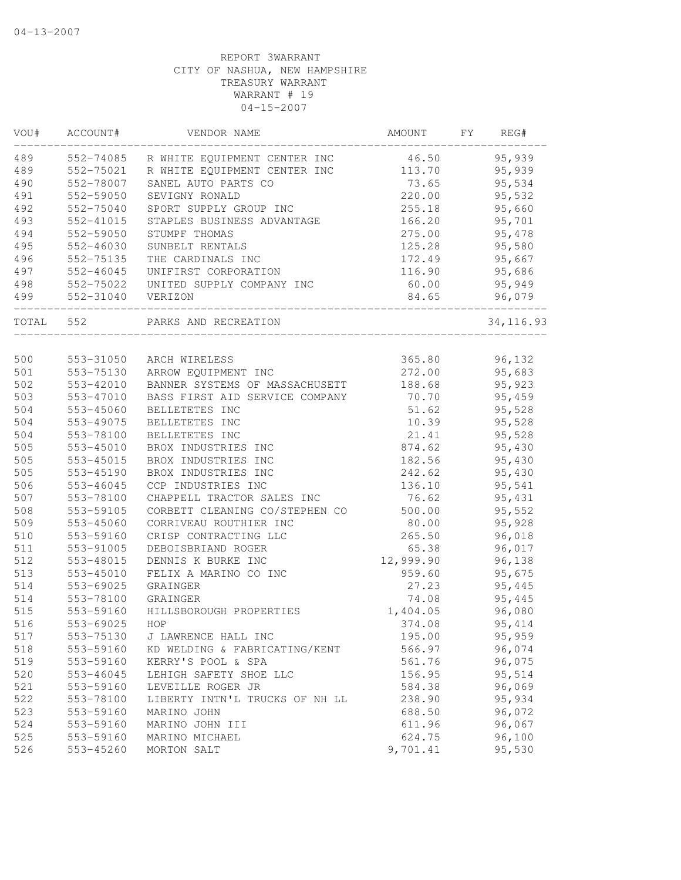04-13-2007

REPORT 3WARRANT
CITY OF NASHUA, NEW HAMPSHIRE
TREASURY WARRANT
WARRANT # 19
04-15-2007

| VOU# | ACCOUNT# | VENDOR NAME | AMOUNT | FY | REG# |
|---|---|---|---|---|---|
| 489 | 552-74085 | R WHITE EQUIPMENT CENTER INC | 46.50 | | 95,939 |
| 489 | 552-75021 | R WHITE EQUIPMENT CENTER INC | 113.70 | | 95,939 |
| 490 | 552-78007 | SANEL AUTO PARTS CO | 73.65 | | 95,534 |
| 491 | 552-59050 | SEVIGNY RONALD | 220.00 | | 95,532 |
| 492 | 552-75040 | SPORT SUPPLY GROUP INC | 255.18 | | 95,660 |
| 493 | 552-41015 | STAPLES BUSINESS ADVANTAGE | 166.20 | | 95,701 |
| 494 | 552-59050 | STUMPF THOMAS | 275.00 | | 95,478 |
| 495 | 552-46030 | SUNBELT RENTALS | 125.28 | | 95,580 |
| 496 | 552-75135 | THE CARDINALS INC | 172.49 | | 95,667 |
| 497 | 552-46045 | UNIFIRST CORPORATION | 116.90 | | 95,686 |
| 498 | 552-75022 | UNITED SUPPLY COMPANY INC | 60.00 | | 95,949 |
| 499 | 552-31040 | VERIZON | 84.65 | | 96,079 |
| TOTAL | 552 | PARKS AND RECREATION | | | 34,116.93 |

| VOU# | ACCOUNT# | VENDOR NAME | AMOUNT | FY | REG# |
|---|---|---|---|---|---|
| 500 | 553-31050 | ARCH WIRELESS | 365.80 | | 96,132 |
| 501 | 553-75130 | ARROW EQUIPMENT INC | 272.00 | | 95,683 |
| 502 | 553-42010 | BANNER SYSTEMS OF MASSACHUSETT | 188.68 | | 95,923 |
| 503 | 553-47010 | BASS FIRST AID SERVICE COMPANY | 70.70 | | 95,459 |
| 504 | 553-45060 | BELLETETES INC | 51.62 | | 95,528 |
| 504 | 553-49075 | BELLETETES INC | 10.39 | | 95,528 |
| 504 | 553-78100 | BELLETETES INC | 21.41 | | 95,528 |
| 505 | 553-45010 | BROX INDUSTRIES INC | 874.62 | | 95,430 |
| 505 | 553-45015 | BROX INDUSTRIES INC | 182.56 | | 95,430 |
| 505 | 553-45190 | BROX INDUSTRIES INC | 242.62 | | 95,430 |
| 506 | 553-46045 | CCP INDUSTRIES INC | 136.10 | | 95,541 |
| 507 | 553-78100 | CHAPPELL TRACTOR SALES INC | 76.62 | | 95,431 |
| 508 | 553-59105 | CORBETT CLEANING CO/STEPHEN CO | 500.00 | | 95,552 |
| 509 | 553-45060 | CORRIVEAU ROUTHIER INC | 80.00 | | 95,928 |
| 510 | 553-59160 | CRISP CONTRACTING LLC | 265.50 | | 96,018 |
| 511 | 553-91005 | DEBOISBRIAND ROGER | 65.38 | | 96,017 |
| 512 | 553-48015 | DENNIS K BURKE INC | 12,999.90 | | 96,138 |
| 513 | 553-45010 | FELIX A MARINO CO INC | 959.60 | | 95,675 |
| 514 | 553-69025 | GRAINGER | 27.23 | | 95,445 |
| 514 | 553-78100 | GRAINGER | 74.08 | | 95,445 |
| 515 | 553-59160 | HILLSBOROUGH PROPERTIES | 1,404.05 | | 96,080 |
| 516 | 553-69025 | HOP | 374.08 | | 95,414 |
| 517 | 553-75130 | J LAWRENCE HALL INC | 195.00 | | 95,959 |
| 518 | 553-59160 | KD WELDING & FABRICATING/KENT | 566.97 | | 96,074 |
| 519 | 553-59160 | KERRY'S POOL & SPA | 561.76 | | 96,075 |
| 520 | 553-46045 | LEHIGH SAFETY SHOE LLC | 156.95 | | 95,514 |
| 521 | 553-59160 | LEVEILLE ROGER JR | 584.38 | | 96,069 |
| 522 | 553-78100 | LIBERTY INTN'L TRUCKS OF NH LL | 238.90 | | 95,934 |
| 523 | 553-59160 | MARINO JOHN | 688.50 | | 96,072 |
| 524 | 553-59160 | MARINO JOHN III | 611.96 | | 96,067 |
| 525 | 553-59160 | MARINO MICHAEL | 624.75 | | 96,100 |
| 526 | 553-45260 | MORTON SALT | 9,701.41 | | 95,530 |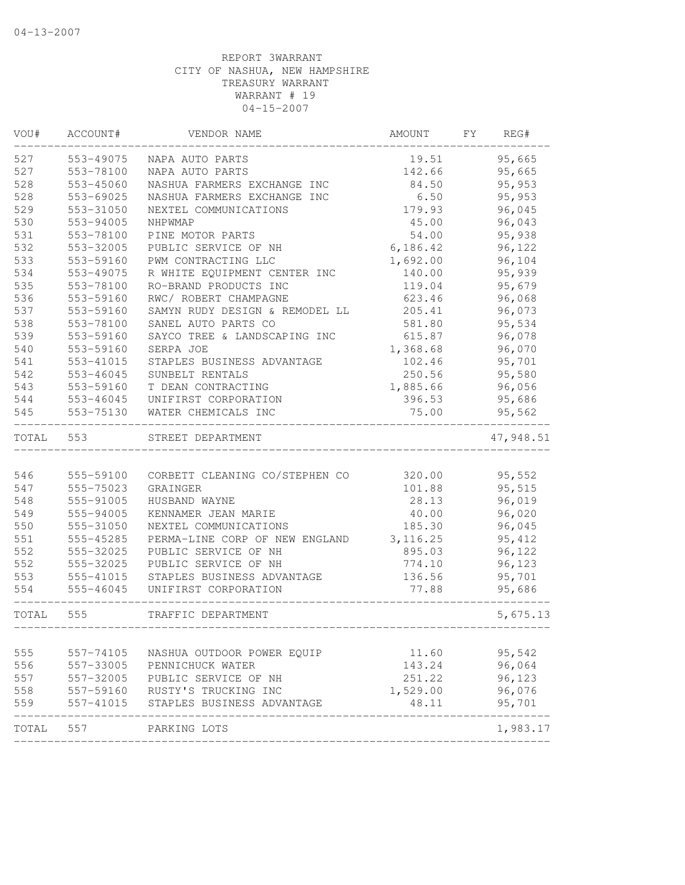04-13-2007

REPORT 3WARRANT
CITY OF NASHUA, NEW HAMPSHIRE
TREASURY WARRANT
WARRANT # 19
04-15-2007

| VOU# | ACCOUNT# | VENDOR NAME | AMOUNT | FY | REG# |
|---|---|---|---|---|---|
| 527 | 553-49075 | NAPA AUTO PARTS | 19.51 | | 95,665 |
| 527 | 553-78100 | NAPA AUTO PARTS | 142.66 | | 95,665 |
| 528 | 553-45060 | NASHUA FARMERS EXCHANGE INC | 84.50 | | 95,953 |
| 528 | 553-69025 | NASHUA FARMERS EXCHANGE INC | 6.50 | | 95,953 |
| 529 | 553-31050 | NEXTEL COMMUNICATIONS | 179.93 | | 96,045 |
| 530 | 553-94005 | NHPWMAP | 45.00 | | 96,043 |
| 531 | 553-78100 | PINE MOTOR PARTS | 54.00 | | 95,938 |
| 532 | 553-32005 | PUBLIC SERVICE OF NH | 6,186.42 | | 96,122 |
| 533 | 553-59160 | PWM CONTRACTING LLC | 1,692.00 | | 96,104 |
| 534 | 553-49075 | R WHITE EQUIPMENT CENTER INC | 140.00 | | 95,939 |
| 535 | 553-78100 | RO-BRAND PRODUCTS INC | 119.04 | | 95,679 |
| 536 | 553-59160 | RWC/ ROBERT CHAMPAGNE | 623.46 | | 96,068 |
| 537 | 553-59160 | SAMYN RUDY DESIGN & REMODEL LL | 205.41 | | 96,073 |
| 538 | 553-78100 | SANEL AUTO PARTS CO | 581.80 | | 95,534 |
| 539 | 553-59160 | SAYCO TREE & LANDSCAPING INC | 615.87 | | 96,078 |
| 540 | 553-59160 | SERPA JOE | 1,368.68 | | 96,070 |
| 541 | 553-41015 | STAPLES BUSINESS ADVANTAGE | 102.46 | | 95,701 |
| 542 | 553-46045 | SUNBELT RENTALS | 250.56 | | 95,580 |
| 543 | 553-59160 | T DEAN CONTRACTING | 1,885.66 | | 96,056 |
| 544 | 553-46045 | UNIFIRST CORPORATION | 396.53 | | 95,686 |
| 545 | 553-75130 | WATER CHEMICALS INC | 75.00 | | 95,562 |
| TOTAL | 553 | STREET DEPARTMENT | | | 47,948.51 |
| 546 | 555-59100 | CORBETT CLEANING CO/STEPHEN CO | 320.00 | | 95,552 |
| 547 | 555-75023 | GRAINGER | 101.88 | | 95,515 |
| 548 | 555-91005 | HUSBAND WAYNE | 28.13 | | 96,019 |
| 549 | 555-94005 | KENNAMER JEAN MARIE | 40.00 | | 96,020 |
| 550 | 555-31050 | NEXTEL COMMUNICATIONS | 185.30 | | 96,045 |
| 551 | 555-45285 | PERMA-LINE CORP OF NEW ENGLAND | 3,116.25 | | 95,412 |
| 552 | 555-32025 | PUBLIC SERVICE OF NH | 895.03 | | 96,122 |
| 552 | 555-32025 | PUBLIC SERVICE OF NH | 774.10 | | 96,123 |
| 553 | 555-41015 | STAPLES BUSINESS ADVANTAGE | 136.56 | | 95,701 |
| 554 | 555-46045 | UNIFIRST CORPORATION | 77.88 | | 95,686 |
| TOTAL | 555 | TRAFFIC DEPARTMENT | | | 5,675.13 |
| 555 | 557-74105 | NASHUA OUTDOOR POWER EQUIP | 11.60 | | 95,542 |
| 556 | 557-33005 | PENNICHUCK WATER | 143.24 | | 96,064 |
| 557 | 557-32005 | PUBLIC SERVICE OF NH | 251.22 | | 96,123 |
| 558 | 557-59160 | RUSTY'S TRUCKING INC | 1,529.00 | | 96,076 |
| 559 | 557-41015 | STAPLES BUSINESS ADVANTAGE | 48.11 | | 95,701 |
| TOTAL | 557 | PARKING LOTS | | | 1,983.17 |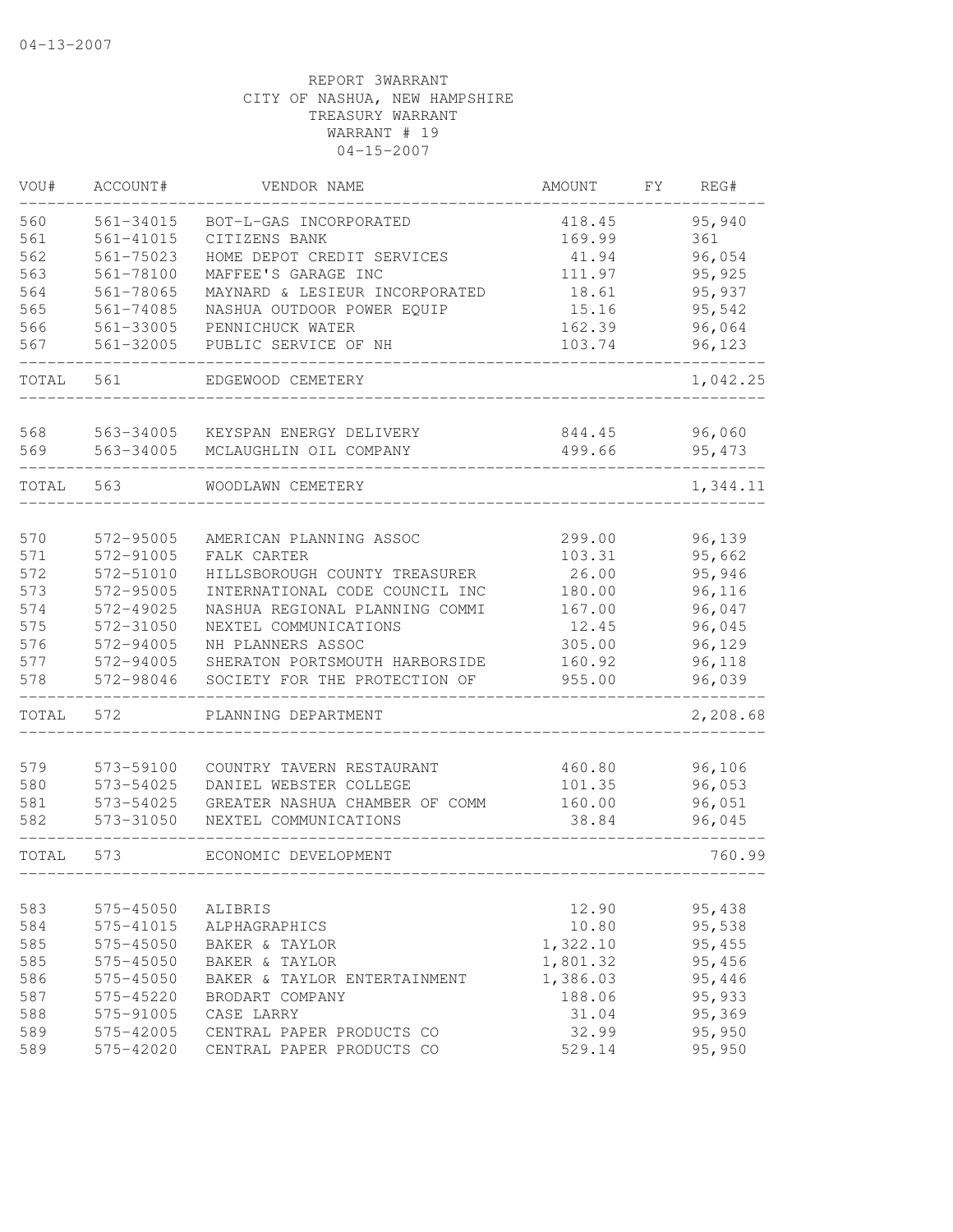04-13-2007

REPORT 3WARRANT
CITY OF NASHUA, NEW HAMPSHIRE
TREASURY WARRANT
WARRANT # 19
04-15-2007

| VOU# | ACCOUNT# | VENDOR NAME | AMOUNT | FY | REG# |
|---|---|---|---|---|---|
| 560 | 561-34015 | BOT-L-GAS INCORPORATED | 418.45 | | 95,940 |
| 561 | 561-41015 | CITIZENS BANK | 169.99 | | 361 |
| 562 | 561-75023 | HOME DEPOT CREDIT SERVICES | 41.94 | | 96,054 |
| 563 | 561-78100 | MAFFEE'S GARAGE INC | 111.97 | | 95,925 |
| 564 | 561-78065 | MAYNARD & LESIEUR INCORPORATED | 18.61 | | 95,937 |
| 565 | 561-74085 | NASHUA OUTDOOR POWER EQUIP | 15.16 | | 95,542 |
| 566 | 561-33005 | PENNICHUCK WATER | 162.39 | | 96,064 |
| 567 | 561-32005 | PUBLIC SERVICE OF NH | 103.74 | | 96,123 |
| TOTAL | 561 | EDGEWOOD CEMETERY | | | 1,042.25 |
| 568 | 563-34005 | KEYSPAN ENERGY DELIVERY | 844.45 | | 96,060 |
| 569 | 563-34005 | MCLAUGHLIN OIL COMPANY | 499.66 | | 95,473 |
| TOTAL | 563 | WOODLAWN CEMETERY | | | 1,344.11 |
| 570 | 572-95005 | AMERICAN PLANNING ASSOC | 299.00 | | 96,139 |
| 571 | 572-91005 | FALK CARTER | 103.31 | | 95,662 |
| 572 | 572-51010 | HILLSBOROUGH COUNTY TREASURER | 26.00 | | 95,946 |
| 573 | 572-95005 | INTERNATIONAL CODE COUNCIL INC | 180.00 | | 96,116 |
| 574 | 572-49025 | NASHUA REGIONAL PLANNING COMMI | 167.00 | | 96,047 |
| 575 | 572-31050 | NEXTEL COMMUNICATIONS | 12.45 | | 96,045 |
| 576 | 572-94005 | NH PLANNERS ASSOC | 305.00 | | 96,129 |
| 577 | 572-94005 | SHERATON PORTSMOUTH HARBORSIDE | 160.92 | | 96,118 |
| 578 | 572-98046 | SOCIETY FOR THE PROTECTION OF | 955.00 | | 96,039 |
| TOTAL | 572 | PLANNING DEPARTMENT | | | 2,208.68 |
| 579 | 573-59100 | COUNTRY TAVERN RESTAURANT | 460.80 | | 96,106 |
| 580 | 573-54025 | DANIEL WEBSTER COLLEGE | 101.35 | | 96,053 |
| 581 | 573-54025 | GREATER NASHUA CHAMBER OF COMM | 160.00 | | 96,051 |
| 582 | 573-31050 | NEXTEL COMMUNICATIONS | 38.84 | | 96,045 |
| TOTAL | 573 | ECONOMIC DEVELOPMENT | | | 760.99 |
| 583 | 575-45050 | ALIBRIS | 12.90 | | 95,438 |
| 584 | 575-41015 | ALPHAGRAPHICS | 10.80 | | 95,538 |
| 585 | 575-45050 | BAKER & TAYLOR | 1,322.10 | | 95,455 |
| 585 | 575-45050 | BAKER & TAYLOR | 1,801.32 | | 95,456 |
| 586 | 575-45050 | BAKER & TAYLOR ENTERTAINMENT | 1,386.03 | | 95,446 |
| 587 | 575-45220 | BRODART COMPANY | 188.06 | | 95,933 |
| 588 | 575-91005 | CASE LARRY | 31.04 | | 95,369 |
| 589 | 575-42005 | CENTRAL PAPER PRODUCTS CO | 32.99 | | 95,950 |
| 589 | 575-42020 | CENTRAL PAPER PRODUCTS CO | 529.14 | | 95,950 |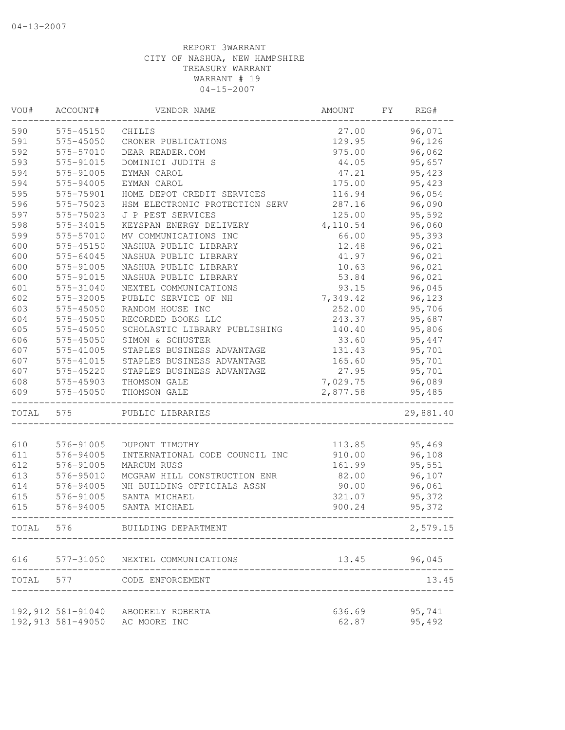04-13-2007

REPORT 3WARRANT
CITY OF NASHUA, NEW HAMPSHIRE
TREASURY WARRANT
WARRANT # 19
04-15-2007

| VOU# | ACCOUNT# | VENDOR NAME | AMOUNT | FY | REG# |
|---|---|---|---|---|---|
| 590 | 575-45150 | CHILIS | 27.00 | | 96,071 |
| 591 | 575-45050 | CRONER PUBLICATIONS | 129.95 | | 96,126 |
| 592 | 575-57010 | DEAR READER.COM | 975.00 | | 96,062 |
| 593 | 575-91015 | DOMINICI JUDITH S | 44.05 | | 95,657 |
| 594 | 575-91005 | EYMAN CAROL | 47.21 | | 95,423 |
| 594 | 575-94005 | EYMAN CAROL | 175.00 | | 95,423 |
| 595 | 575-75901 | HOME DEPOT CREDIT SERVICES | 116.94 | | 96,054 |
| 596 | 575-75023 | HSM ELECTRONIC PROTECTION SERV | 287.16 | | 96,090 |
| 597 | 575-75023 | J P PEST SERVICES | 125.00 | | 95,592 |
| 598 | 575-34015 | KEYSPAN ENERGY DELIVERY | 4,110.54 | | 96,060 |
| 599 | 575-57010 | MV COMMUNICATIONS INC | 66.00 | | 95,393 |
| 600 | 575-45150 | NASHUA PUBLIC LIBRARY | 12.48 | | 96,021 |
| 600 | 575-64045 | NASHUA PUBLIC LIBRARY | 41.97 | | 96,021 |
| 600 | 575-91005 | NASHUA PUBLIC LIBRARY | 10.63 | | 96,021 |
| 600 | 575-91015 | NASHUA PUBLIC LIBRARY | 53.84 | | 96,021 |
| 601 | 575-31040 | NEXTEL COMMUNICATIONS | 93.15 | | 96,045 |
| 602 | 575-32005 | PUBLIC SERVICE OF NH | 7,349.42 | | 96,123 |
| 603 | 575-45050 | RANDOM HOUSE INC | 252.00 | | 95,706 |
| 604 | 575-45050 | RECORDED BOOKS LLC | 243.37 | | 95,687 |
| 605 | 575-45050 | SCHOLASTIC LIBRARY PUBLISHING | 140.40 | | 95,806 |
| 606 | 575-45050 | SIMON & SCHUSTER | 33.60 | | 95,447 |
| 607 | 575-41005 | STAPLES BUSINESS ADVANTAGE | 131.43 | | 95,701 |
| 607 | 575-41015 | STAPLES BUSINESS ADVANTAGE | 165.60 | | 95,701 |
| 607 | 575-45220 | STAPLES BUSINESS ADVANTAGE | 27.95 | | 95,701 |
| 608 | 575-45903 | THOMSON GALE | 7,029.75 | | 96,089 |
| 609 | 575-45050 | THOMSON GALE | 2,877.58 | | 95,485 |
| TOTAL | 575 | PUBLIC LIBRARIES | | | 29,881.40 |
| 610 | 576-91005 | DUPONT TIMOTHY | 113.85 | | 95,469 |
| 611 | 576-94005 | INTERNATIONAL CODE COUNCIL INC | 910.00 | | 96,108 |
| 612 | 576-91005 | MARCUM RUSS | 161.99 | | 95,551 |
| 613 | 576-95010 | MCGRAW HILL CONSTRUCTION ENR | 82.00 | | 96,107 |
| 614 | 576-94005 | NH BUILDING OFFICIALS ASSN | 90.00 | | 96,061 |
| 615 | 576-91005 | SANTA MICHAEL | 321.07 | | 95,372 |
| 615 | 576-94005 | SANTA MICHAEL | 900.24 | | 95,372 |
| TOTAL | 576 | BUILDING DEPARTMENT | | | 2,579.15 |
| 616 | 577-31050 | NEXTEL COMMUNICATIONS | 13.45 | | 96,045 |
| TOTAL | 577 | CODE ENFORCEMENT | | | 13.45 |
| 192,912 | 581-91040 | ABODEELY ROBERTA | 636.69 | | 95,741 |
| 192,913 | 581-49050 | AC MOORE INC | 62.87 | | 95,492 |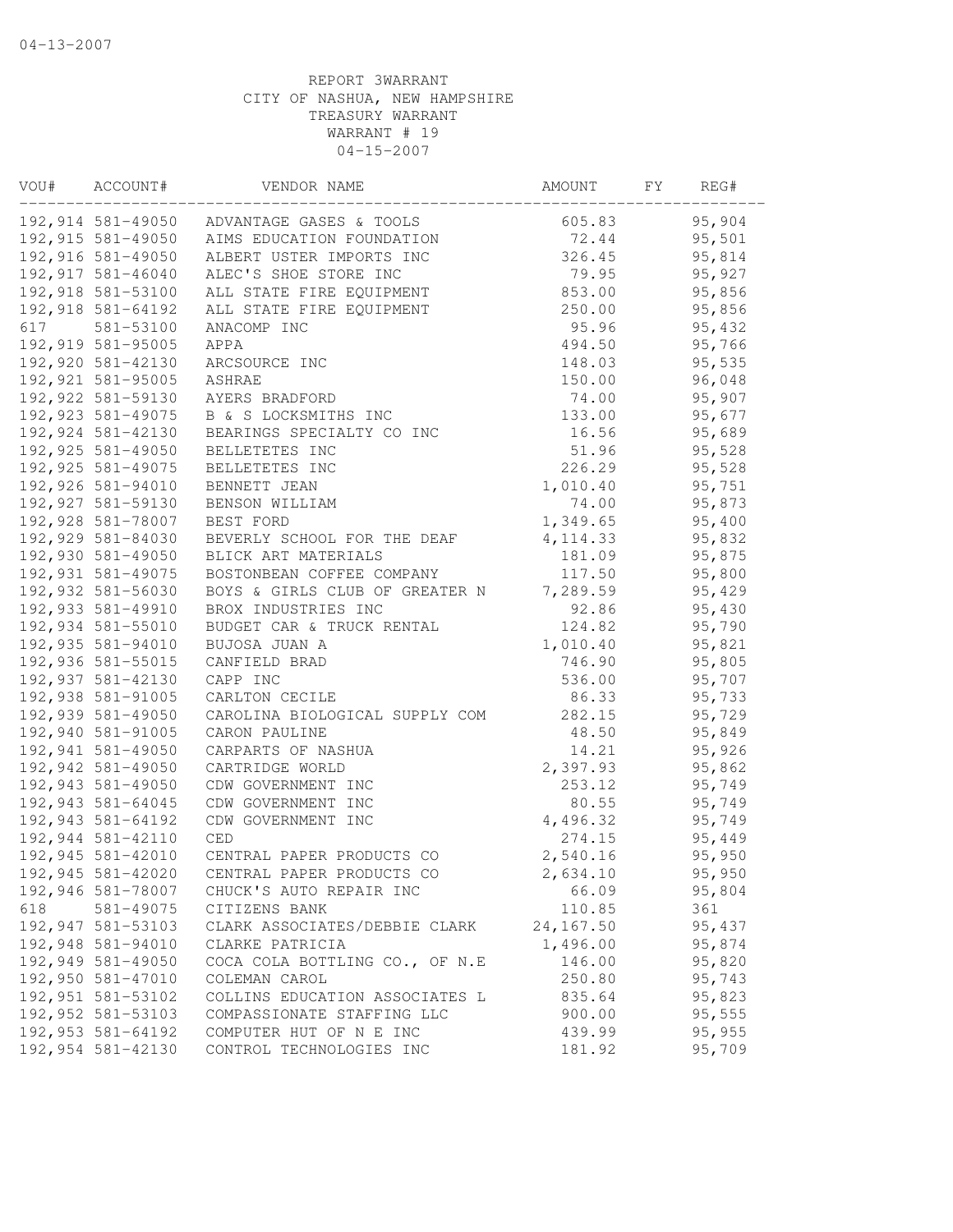04-13-2007

REPORT 3WARRANT
CITY OF NASHUA, NEW HAMPSHIRE
TREASURY WARRANT
WARRANT # 19
04-15-2007

| VOU# | ACCOUNT# | VENDOR NAME | AMOUNT | FY | REG# |
|---|---|---|---|---|---|
| 192,914 | 581-49050 | ADVANTAGE GASES & TOOLS | 605.83 | | 95,904 |
| 192,915 | 581-49050 | AIMS EDUCATION FOUNDATION | 72.44 | | 95,501 |
| 192,916 | 581-49050 | ALBERT USTER IMPORTS INC | 326.45 | | 95,814 |
| 192,917 | 581-46040 | ALEC'S SHOE STORE INC | 79.95 | | 95,927 |
| 192,918 | 581-53100 | ALL STATE FIRE EQUIPMENT | 853.00 | | 95,856 |
| 192,918 | 581-64192 | ALL STATE FIRE EQUIPMENT | 250.00 | | 95,856 |
| 617 | 581-53100 | ANACOMP INC | 95.96 | | 95,432 |
| 192,919 | 581-95005 | APPA | 494.50 | | 95,766 |
| 192,920 | 581-42130 | ARCSOURCE INC | 148.03 | | 95,535 |
| 192,921 | 581-95005 | ASHRAE | 150.00 | | 96,048 |
| 192,922 | 581-59130 | AYERS BRADFORD | 74.00 | | 95,907 |
| 192,923 | 581-49075 | B & S LOCKSMITHS INC | 133.00 | | 95,677 |
| 192,924 | 581-42130 | BEARINGS SPECIALTY CO INC | 16.56 | | 95,689 |
| 192,925 | 581-49050 | BELLETETES INC | 51.96 | | 95,528 |
| 192,925 | 581-49075 | BELLETETES INC | 226.29 | | 95,528 |
| 192,926 | 581-94010 | BENNETT JEAN | 1,010.40 | | 95,751 |
| 192,927 | 581-59130 | BENSON WILLIAM | 74.00 | | 95,873 |
| 192,928 | 581-78007 | BEST FORD | 1,349.65 | | 95,400 |
| 192,929 | 581-84030 | BEVERLY SCHOOL FOR THE DEAF | 4,114.33 | | 95,832 |
| 192,930 | 581-49050 | BLICK ART MATERIALS | 181.09 | | 95,875 |
| 192,931 | 581-49075 | BOSTONBEAN COFFEE COMPANY | 117.50 | | 95,800 |
| 192,932 | 581-56030 | BOYS & GIRLS CLUB OF GREATER N | 7,289.59 | | 95,429 |
| 192,933 | 581-49910 | BROX INDUSTRIES INC | 92.86 | | 95,430 |
| 192,934 | 581-55010 | BUDGET CAR & TRUCK RENTAL | 124.82 | | 95,790 |
| 192,935 | 581-94010 | BUJOSA JUAN A | 1,010.40 | | 95,821 |
| 192,936 | 581-55015 | CANFIELD BRAD | 746.90 | | 95,805 |
| 192,937 | 581-42130 | CAPP INC | 536.00 | | 95,707 |
| 192,938 | 581-91005 | CARLTON CECILE | 86.33 | | 95,733 |
| 192,939 | 581-49050 | CAROLINA BIOLOGICAL SUPPLY COM | 282.15 | | 95,729 |
| 192,940 | 581-91005 | CARON PAULINE | 48.50 | | 95,849 |
| 192,941 | 581-49050 | CARPARTS OF NASHUA | 14.21 | | 95,926 |
| 192,942 | 581-49050 | CARTRIDGE WORLD | 2,397.93 | | 95,862 |
| 192,943 | 581-49050 | CDW GOVERNMENT INC | 253.12 | | 95,749 |
| 192,943 | 581-64045 | CDW GOVERNMENT INC | 80.55 | | 95,749 |
| 192,943 | 581-64192 | CDW GOVERNMENT INC | 4,496.32 | | 95,749 |
| 192,944 | 581-42110 | CED | 274.15 | | 95,449 |
| 192,945 | 581-42010 | CENTRAL PAPER PRODUCTS CO | 2,540.16 | | 95,950 |
| 192,945 | 581-42020 | CENTRAL PAPER PRODUCTS CO | 2,634.10 | | 95,950 |
| 192,946 | 581-78007 | CHUCK'S AUTO REPAIR INC | 66.09 | | 95,804 |
| 618 | 581-49075 | CITIZENS BANK | 110.85 | | 361 |
| 192,947 | 581-53103 | CLARK ASSOCIATES/DEBBIE CLARK | 24,167.50 | | 95,437 |
| 192,948 | 581-94010 | CLARKE PATRICIA | 1,496.00 | | 95,874 |
| 192,949 | 581-49050 | COCA COLA BOTTLING CO., OF N.E | 146.00 | | 95,820 |
| 192,950 | 581-47010 | COLEMAN CAROL | 250.80 | | 95,743 |
| 192,951 | 581-53102 | COLLINS EDUCATION ASSOCIATES L | 835.64 | | 95,823 |
| 192,952 | 581-53103 | COMPASSIONATE STAFFING LLC | 900.00 | | 95,555 |
| 192,953 | 581-64192 | COMPUTER HUT OF N E INC | 439.99 | | 95,955 |
| 192,954 | 581-42130 | CONTROL TECHNOLOGIES INC | 181.92 | | 95,709 |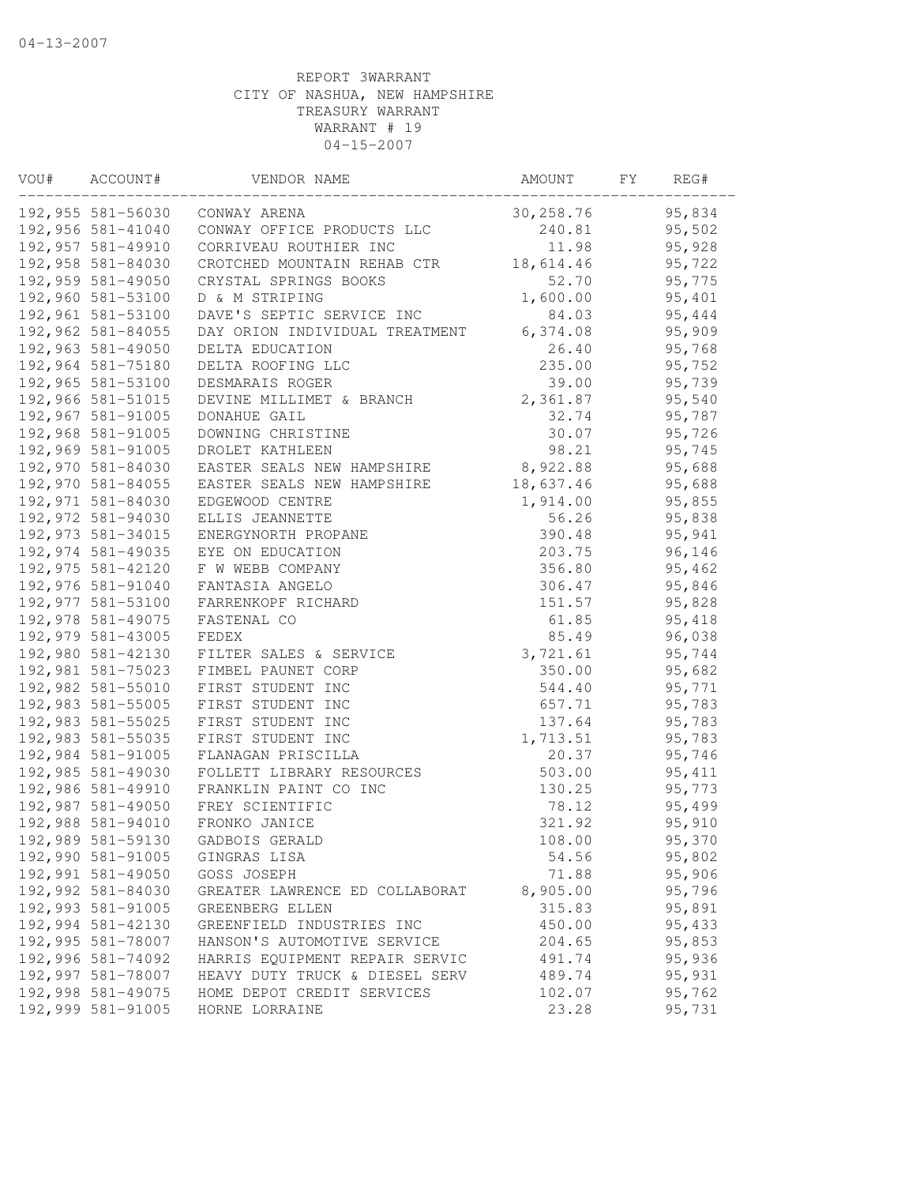04-13-2007

REPORT 3WARRANT
CITY OF NASHUA, NEW HAMPSHIRE
TREASURY WARRANT
WARRANT # 19
04-15-2007

| VOU# | ACCOUNT# | VENDOR NAME | AMOUNT | FY | REG# |
|---|---|---|---|---|---|
| 192,955 | 581-56030 | CONWAY ARENA | 30,258.76 | | 95,834 |
| 192,956 | 581-41040 | CONWAY OFFICE PRODUCTS LLC | 240.81 | | 95,502 |
| 192,957 | 581-49910 | CORRIVEAU ROUTHIER INC | 11.98 | | 95,928 |
| 192,958 | 581-84030 | CROTCHED MOUNTAIN REHAB CTR | 18,614.46 | | 95,722 |
| 192,959 | 581-49050 | CRYSTAL SPRINGS BOOKS | 52.70 | | 95,775 |
| 192,960 | 581-53100 | D & M STRIPING | 1,600.00 | | 95,401 |
| 192,961 | 581-53100 | DAVE'S SEPTIC SERVICE INC | 84.03 | | 95,444 |
| 192,962 | 581-84055 | DAY ORION INDIVIDUAL TREATMENT | 6,374.08 | | 95,909 |
| 192,963 | 581-49050 | DELTA EDUCATION | 26.40 | | 95,768 |
| 192,964 | 581-75180 | DELTA ROOFING LLC | 235.00 | | 95,752 |
| 192,965 | 581-53100 | DESMARAIS ROGER | 39.00 | | 95,739 |
| 192,966 | 581-51015 | DEVINE MILLIMET & BRANCH | 2,361.87 | | 95,540 |
| 192,967 | 581-91005 | DONAHUE GAIL | 32.74 | | 95,787 |
| 192,968 | 581-91005 | DOWNING CHRISTINE | 30.07 | | 95,726 |
| 192,969 | 581-91005 | DROLET KATHLEEN | 98.21 | | 95,745 |
| 192,970 | 581-84030 | EASTER SEALS NEW HAMPSHIRE | 8,922.88 | | 95,688 |
| 192,970 | 581-84055 | EASTER SEALS NEW HAMPSHIRE | 18,637.46 | | 95,688 |
| 192,971 | 581-84030 | EDGEWOOD CENTRE | 1,914.00 | | 95,855 |
| 192,972 | 581-94030 | ELLIS JEANNETTE | 56.26 | | 95,838 |
| 192,973 | 581-34015 | ENERGYNORTH PROPANE | 390.48 | | 95,941 |
| 192,974 | 581-49035 | EYE ON EDUCATION | 203.75 | | 96,146 |
| 192,975 | 581-42120 | F W WEBB COMPANY | 356.80 | | 95,462 |
| 192,976 | 581-91040 | FANTASIA ANGELO | 306.47 | | 95,846 |
| 192,977 | 581-53100 | FARRENKOPF RICHARD | 151.57 | | 95,828 |
| 192,978 | 581-49075 | FASTENAL CO | 61.85 | | 95,418 |
| 192,979 | 581-43005 | FEDEX | 85.49 | | 96,038 |
| 192,980 | 581-42130 | FILTER SALES & SERVICE | 3,721.61 | | 95,744 |
| 192,981 | 581-75023 | FIMBEL PAUNET CORP | 350.00 | | 95,682 |
| 192,982 | 581-55010 | FIRST STUDENT INC | 544.40 | | 95,771 |
| 192,983 | 581-55005 | FIRST STUDENT INC | 657.71 | | 95,783 |
| 192,983 | 581-55025 | FIRST STUDENT INC | 137.64 | | 95,783 |
| 192,983 | 581-55035 | FIRST STUDENT INC | 1,713.51 | | 95,783 |
| 192,984 | 581-91005 | FLANAGAN PRISCILLA | 20.37 | | 95,746 |
| 192,985 | 581-49030 | FOLLETT LIBRARY RESOURCES | 503.00 | | 95,411 |
| 192,986 | 581-49910 | FRANKLIN PAINT CO INC | 130.25 | | 95,773 |
| 192,987 | 581-49050 | FREY SCIENTIFIC | 78.12 | | 95,499 |
| 192,988 | 581-94010 | FRONKO JANICE | 321.92 | | 95,910 |
| 192,989 | 581-59130 | GADBOIS GERALD | 108.00 | | 95,370 |
| 192,990 | 581-91005 | GINGRAS LISA | 54.56 | | 95,802 |
| 192,991 | 581-49050 | GOSS JOSEPH | 71.88 | | 95,906 |
| 192,992 | 581-84030 | GREATER LAWRENCE ED COLLABORAT | 8,905.00 | | 95,796 |
| 192,993 | 581-91005 | GREENBERG ELLEN | 315.83 | | 95,891 |
| 192,994 | 581-42130 | GREENFIELD INDUSTRIES INC | 450.00 | | 95,433 |
| 192,995 | 581-78007 | HANSON'S AUTOMOTIVE SERVICE | 204.65 | | 95,853 |
| 192,996 | 581-74092 | HARRIS EQUIPMENT REPAIR SERVIC | 491.74 | | 95,936 |
| 192,997 | 581-78007 | HEAVY DUTY TRUCK & DIESEL SERV | 489.74 | | 95,931 |
| 192,998 | 581-49075 | HOME DEPOT CREDIT SERVICES | 102.07 | | 95,762 |
| 192,999 | 581-91005 | HORNE LORRAINE | 23.28 | | 95,731 |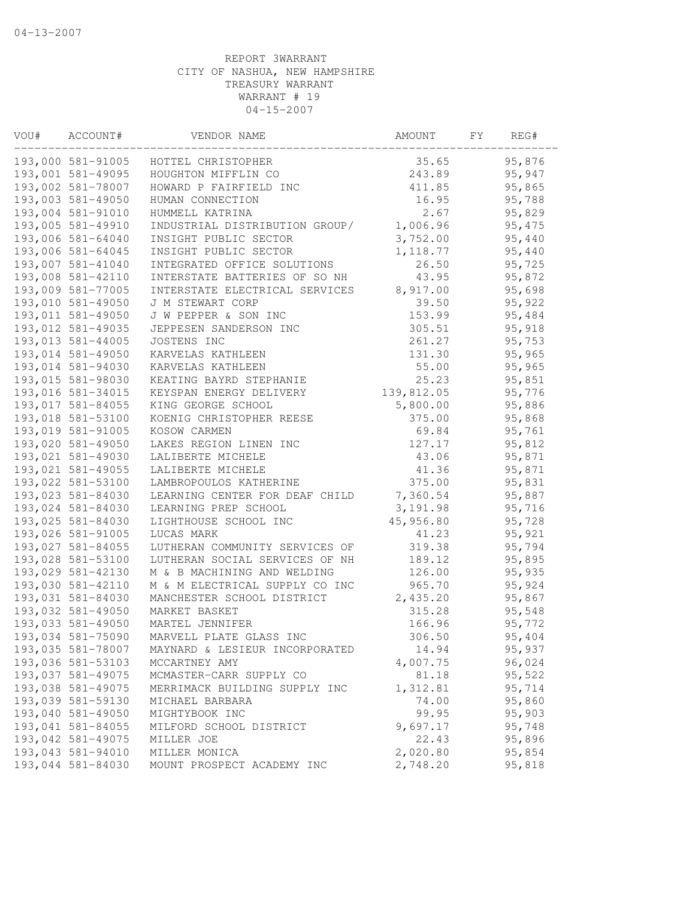04-13-2007

REPORT 3WARRANT
CITY OF NASHUA, NEW HAMPSHIRE
TREASURY WARRANT
WARRANT # 19
04-15-2007

| VOU# | ACCOUNT# | VENDOR NAME | AMOUNT | FY | REG# |
|---|---|---|---|---|---|
| 193,000 | 581-91005 | HOTTEL CHRISTOPHER | 35.65 | | 95,876 |
| 193,001 | 581-49095 | HOUGHTON MIFFLIN CO | 243.89 | | 95,947 |
| 193,002 | 581-78007 | HOWARD P FAIRFIELD INC | 411.85 | | 95,865 |
| 193,003 | 581-49050 | HUMAN CONNECTION | 16.95 | | 95,788 |
| 193,004 | 581-91010 | HUMMELL KATRINA | 2.67 | | 95,829 |
| 193,005 | 581-49910 | INDUSTRIAL DISTRIBUTION GROUP/ | 1,006.96 | | 95,475 |
| 193,006 | 581-64040 | INSIGHT PUBLIC SECTOR | 3,752.00 | | 95,440 |
| 193,006 | 581-64045 | INSIGHT PUBLIC SECTOR | 1,118.77 | | 95,440 |
| 193,007 | 581-41040 | INTEGRATED OFFICE SOLUTIONS | 26.50 | | 95,725 |
| 193,008 | 581-42110 | INTERSTATE BATTERIES OF SO NH | 43.95 | | 95,872 |
| 193,009 | 581-77005 | INTERSTATE ELECTRICAL SERVICES | 8,917.00 | | 95,698 |
| 193,010 | 581-49050 | J M STEWART CORP | 39.50 | | 95,922 |
| 193,011 | 581-49050 | J W PEPPER & SON INC | 153.99 | | 95,484 |
| 193,012 | 581-49035 | JEPPESEN SANDERSON INC | 305.51 | | 95,918 |
| 193,013 | 581-44005 | JOSTENS INC | 261.27 | | 95,753 |
| 193,014 | 581-49050 | KARVELAS KATHLEEN | 131.30 | | 95,965 |
| 193,014 | 581-94030 | KARVELAS KATHLEEN | 55.00 | | 95,965 |
| 193,015 | 581-98030 | KEATING BAYRD STEPHANIE | 25.23 | | 95,851 |
| 193,016 | 581-34015 | KEYSPAN ENERGY DELIVERY | 139,812.05 | | 95,776 |
| 193,017 | 581-84055 | KING GEORGE SCHOOL | 5,800.00 | | 95,886 |
| 193,018 | 581-53100 | KOENIG CHRISTOPHER REESE | 375.00 | | 95,868 |
| 193,019 | 581-91005 | KOSOW CARMEN | 69.84 | | 95,761 |
| 193,020 | 581-49050 | LAKES REGION LINEN INC | 127.17 | | 95,812 |
| 193,021 | 581-49030 | LALIBERTE MICHELE | 43.06 | | 95,871 |
| 193,021 | 581-49055 | LALIBERTE MICHELE | 41.36 | | 95,871 |
| 193,022 | 581-53100 | LAMBROPOULOS KATHERINE | 375.00 | | 95,831 |
| 193,023 | 581-84030 | LEARNING CENTER FOR DEAF CHILD | 7,360.54 | | 95,887 |
| 193,024 | 581-84030 | LEARNING PREP SCHOOL | 3,191.98 | | 95,716 |
| 193,025 | 581-84030 | LIGHTHOUSE SCHOOL INC | 45,956.80 | | 95,728 |
| 193,026 | 581-91005 | LUCAS MARK | 41.23 | | 95,921 |
| 193,027 | 581-84055 | LUTHERAN COMMUNITY SERVICES OF | 319.38 | | 95,794 |
| 193,028 | 581-53100 | LUTHERAN SOCIAL SERVICES OF NH | 189.12 | | 95,895 |
| 193,029 | 581-42130 | M & B MACHINING AND WELDING | 126.00 | | 95,935 |
| 193,030 | 581-42110 | M & M ELECTRICAL SUPPLY CO INC | 965.70 | | 95,924 |
| 193,031 | 581-84030 | MANCHESTER SCHOOL DISTRICT | 2,435.20 | | 95,867 |
| 193,032 | 581-49050 | MARKET BASKET | 315.28 | | 95,548 |
| 193,033 | 581-49050 | MARTEL JENNIFER | 166.96 | | 95,772 |
| 193,034 | 581-75090 | MARVELL PLATE GLASS INC | 306.50 | | 95,404 |
| 193,035 | 581-78007 | MAYNARD & LESIEUR INCORPORATED | 14.94 | | 95,937 |
| 193,036 | 581-53103 | MCCARTNEY AMY | 4,007.75 | | 96,024 |
| 193,037 | 581-49075 | MCMASTER-CARR SUPPLY CO | 81.18 | | 95,522 |
| 193,038 | 581-49075 | MERRIMACK BUILDING SUPPLY INC | 1,312.81 | | 95,714 |
| 193,039 | 581-59130 | MICHAEL BARBARA | 74.00 | | 95,860 |
| 193,040 | 581-49050 | MIGHTYBOOK INC | 99.95 | | 95,903 |
| 193,041 | 581-84055 | MILFORD SCHOOL DISTRICT | 9,697.17 | | 95,748 |
| 193,042 | 581-49075 | MILLER JOE | 22.43 | | 95,896 |
| 193,043 | 581-94010 | MILLER MONICA | 2,020.80 | | 95,854 |
| 193,044 | 581-84030 | MOUNT PROSPECT ACADEMY INC | 2,748.20 | | 95,818 |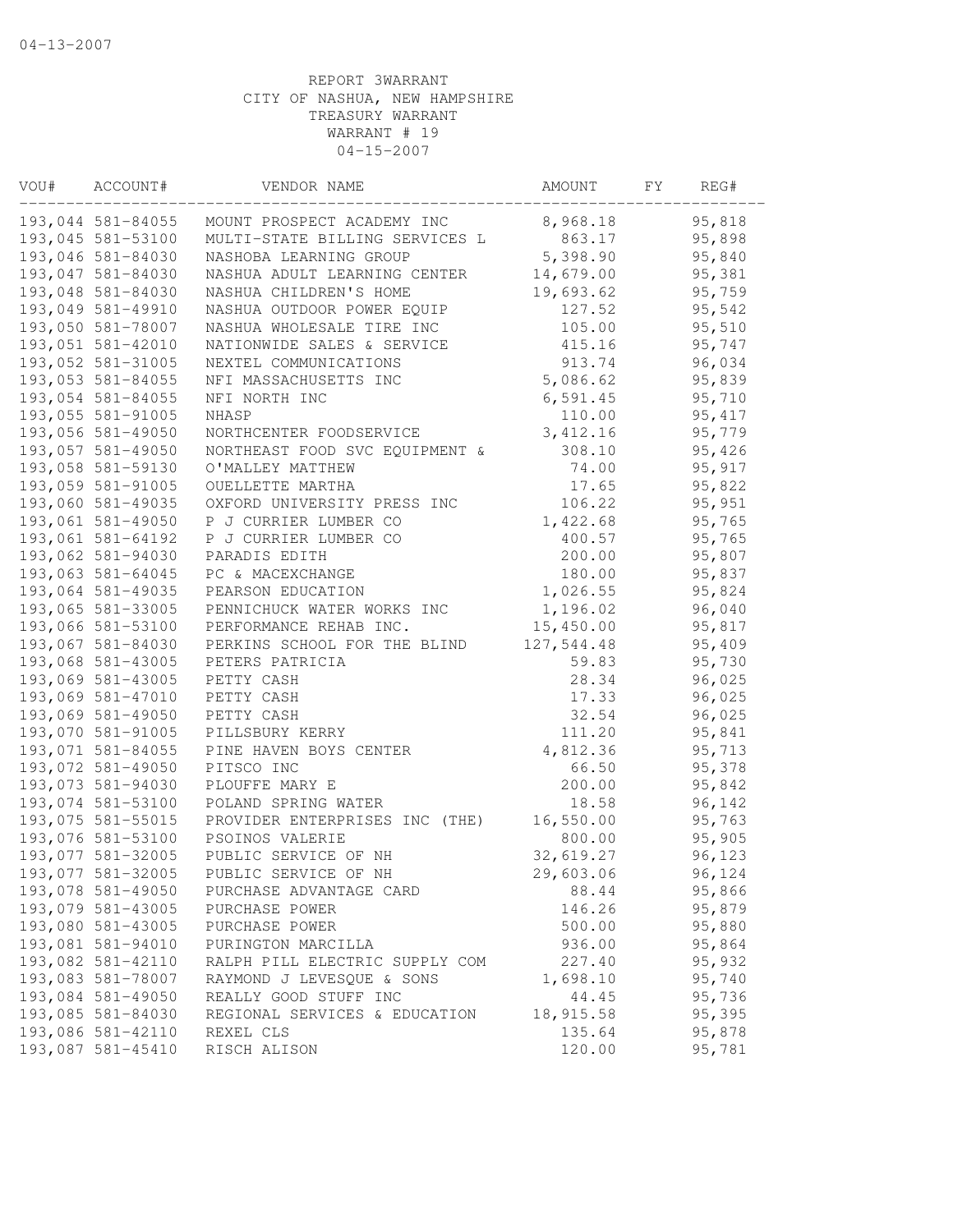REPORT 3WARRANT
CITY OF NASHUA, NEW HAMPSHIRE
TREASURY WARRANT
WARRANT # 19
04-15-2007

| VOU# | ACCOUNT# | VENDOR NAME | AMOUNT | FY | REG# |
|---|---|---|---|---|---|
| 193,044 | 581-84055 | MOUNT PROSPECT ACADEMY INC | 8,968.18 | | 95,818 |
| 193,045 | 581-53100 | MULTI-STATE BILLING SERVICES L | 863.17 | | 95,898 |
| 193,046 | 581-84030 | NASHOBA LEARNING GROUP | 5,398.90 | | 95,840 |
| 193,047 | 581-84030 | NASHUA ADULT LEARNING CENTER | 14,679.00 | | 95,381 |
| 193,048 | 581-84030 | NASHUA CHILDREN'S HOME | 19,693.62 | | 95,759 |
| 193,049 | 581-49910 | NASHUA OUTDOOR POWER EQUIP | 127.52 | | 95,542 |
| 193,050 | 581-78007 | NASHUA WHOLESALE TIRE INC | 105.00 | | 95,510 |
| 193,051 | 581-42010 | NATIONWIDE SALES & SERVICE | 415.16 | | 95,747 |
| 193,052 | 581-31005 | NEXTEL COMMUNICATIONS | 913.74 | | 96,034 |
| 193,053 | 581-84055 | NFI MASSACHUSETTS INC | 5,086.62 | | 95,839 |
| 193,054 | 581-84055 | NFI NORTH INC | 6,591.45 | | 95,710 |
| 193,055 | 581-91005 | NHASP | 110.00 | | 95,417 |
| 193,056 | 581-49050 | NORTHCENTER FOODSERVICE | 3,412.16 | | 95,779 |
| 193,057 | 581-49050 | NORTHEAST FOOD SVC EQUIPMENT & | 308.10 | | 95,426 |
| 193,058 | 581-59130 | O'MALLEY MATTHEW | 74.00 | | 95,917 |
| 193,059 | 581-91005 | OUELLETTE MARTHA | 17.65 | | 95,822 |
| 193,060 | 581-49035 | OXFORD UNIVERSITY PRESS INC | 106.22 | | 95,951 |
| 193,061 | 581-49050 | P J CURRIER LUMBER CO | 1,422.68 | | 95,765 |
| 193,061 | 581-64192 | P J CURRIER LUMBER CO | 400.57 | | 95,765 |
| 193,062 | 581-94030 | PARADIS EDITH | 200.00 | | 95,807 |
| 193,063 | 581-64045 | PC & MACEXCHANGE | 180.00 | | 95,837 |
| 193,064 | 581-49035 | PEARSON EDUCATION | 1,026.55 | | 95,824 |
| 193,065 | 581-33005 | PENNICHUCK WATER WORKS INC | 1,196.02 | | 96,040 |
| 193,066 | 581-53100 | PERFORMANCE REHAB INC. | 15,450.00 | | 95,817 |
| 193,067 | 581-84030 | PERKINS SCHOOL FOR THE BLIND | 127,544.48 | | 95,409 |
| 193,068 | 581-43005 | PETERS PATRICIA | 59.83 | | 95,730 |
| 193,069 | 581-43005 | PETTY CASH | 28.34 | | 96,025 |
| 193,069 | 581-47010 | PETTY CASH | 17.33 | | 96,025 |
| 193,069 | 581-49050 | PETTY CASH | 32.54 | | 96,025 |
| 193,070 | 581-91005 | PILLSBURY KERRY | 111.20 | | 95,841 |
| 193,071 | 581-84055 | PINE HAVEN BOYS CENTER | 4,812.36 | | 95,713 |
| 193,072 | 581-49050 | PITSCO INC | 66.50 | | 95,378 |
| 193,073 | 581-94030 | PLOUFFE MARY E | 200.00 | | 95,842 |
| 193,074 | 581-53100 | POLAND SPRING WATER | 18.58 | | 96,142 |
| 193,075 | 581-55015 | PROVIDER ENTERPRISES INC (THE) | 16,550.00 | | 95,763 |
| 193,076 | 581-53100 | PSOINOS VALERIE | 800.00 | | 95,905 |
| 193,077 | 581-32005 | PUBLIC SERVICE OF NH | 32,619.27 | | 96,123 |
| 193,077 | 581-32005 | PUBLIC SERVICE OF NH | 29,603.06 | | 96,124 |
| 193,078 | 581-49050 | PURCHASE ADVANTAGE CARD | 88.44 | | 95,866 |
| 193,079 | 581-43005 | PURCHASE POWER | 146.26 | | 95,879 |
| 193,080 | 581-43005 | PURCHASE POWER | 500.00 | | 95,880 |
| 193,081 | 581-94010 | PURINGTON MARCILLA | 936.00 | | 95,864 |
| 193,082 | 581-42110 | RALPH PILL ELECTRIC SUPPLY COM | 227.40 | | 95,932 |
| 193,083 | 581-78007 | RAYMOND J LEVESQUE & SONS | 1,698.10 | | 95,740 |
| 193,084 | 581-49050 | REALLY GOOD STUFF INC | 44.45 | | 95,736 |
| 193,085 | 581-84030 | REGIONAL SERVICES & EDUCATION | 18,915.58 | | 95,395 |
| 193,086 | 581-42110 | REXEL CLS | 135.64 | | 95,878 |
| 193,087 | 581-45410 | RISCH ALISON | 120.00 | | 95,781 |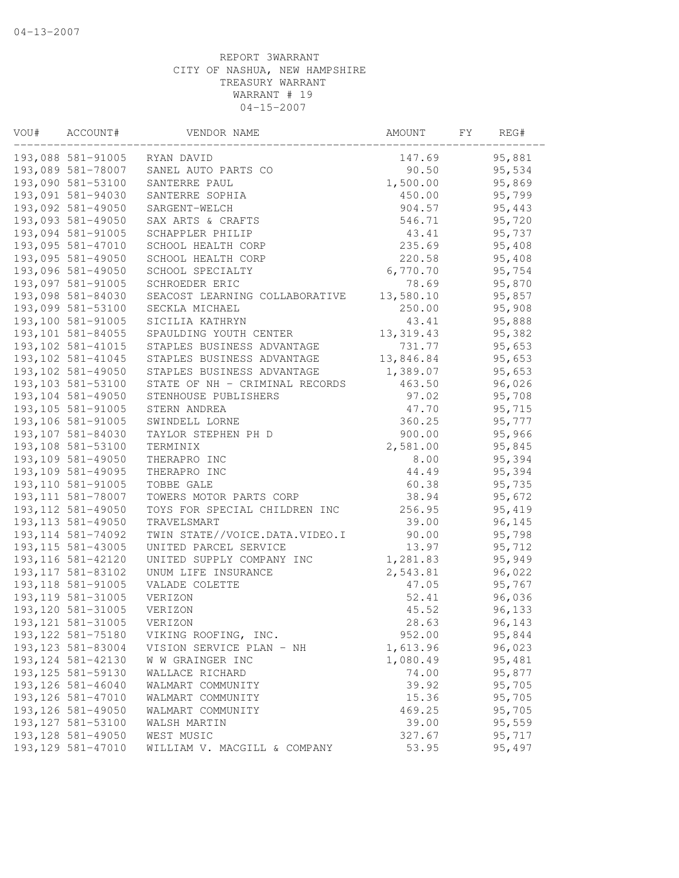04-13-2007

REPORT 3WARRANT
CITY OF NASHUA, NEW HAMPSHIRE
TREASURY WARRANT
WARRANT # 19
04-15-2007

| VOU# | ACCOUNT# | VENDOR NAME | AMOUNT | FY | REG# |
|---|---|---|---|---|---|
| 193,088 | 581-91005 | RYAN DAVID | 147.69 | | 95,881 |
| 193,089 | 581-78007 | SANEL AUTO PARTS CO | 90.50 | | 95,534 |
| 193,090 | 581-53100 | SANTERRE PAUL | 1,500.00 | | 95,869 |
| 193,091 | 581-94030 | SANTERRE SOPHIA | 450.00 | | 95,799 |
| 193,092 | 581-49050 | SARGENT-WELCH | 904.57 | | 95,443 |
| 193,093 | 581-49050 | SAX ARTS & CRAFTS | 546.71 | | 95,720 |
| 193,094 | 581-91005 | SCHAPPLER PHILIP | 43.41 | | 95,737 |
| 193,095 | 581-47010 | SCHOOL HEALTH CORP | 235.69 | | 95,408 |
| 193,095 | 581-49050 | SCHOOL HEALTH CORP | 220.58 | | 95,408 |
| 193,096 | 581-49050 | SCHOOL SPECIALTY | 6,770.70 | | 95,754 |
| 193,097 | 581-91005 | SCHROEDER ERIC | 78.69 | | 95,870 |
| 193,098 | 581-84030 | SEACOST LEARNING COLLABORATIVE | 13,580.10 | | 95,857 |
| 193,099 | 581-53100 | SECKLA MICHAEL | 250.00 | | 95,908 |
| 193,100 | 581-91005 | SICILIA KATHRYN | 43.41 | | 95,888 |
| 193,101 | 581-84055 | SPAULDING YOUTH CENTER | 13,319.43 | | 95,382 |
| 193,102 | 581-41015 | STAPLES BUSINESS ADVANTAGE | 731.77 | | 95,653 |
| 193,102 | 581-41045 | STAPLES BUSINESS ADVANTAGE | 13,846.84 | | 95,653 |
| 193,102 | 581-49050 | STAPLES BUSINESS ADVANTAGE | 1,389.07 | | 95,653 |
| 193,103 | 581-53100 | STATE OF NH - CRIMINAL RECORDS | 463.50 | | 96,026 |
| 193,104 | 581-49050 | STENHOUSE PUBLISHERS | 97.02 | | 95,708 |
| 193,105 | 581-91005 | STERN ANDREA | 47.70 | | 95,715 |
| 193,106 | 581-91005 | SWINDELL LORNE | 360.25 | | 95,777 |
| 193,107 | 581-84030 | TAYLOR STEPHEN PH D | 900.00 | | 95,966 |
| 193,108 | 581-53100 | TERMINIX | 2,581.00 | | 95,845 |
| 193,109 | 581-49050 | THERAPRO INC | 8.00 | | 95,394 |
| 193,109 | 581-49095 | THERAPRO INC | 44.49 | | 95,394 |
| 193,110 | 581-91005 | TOBBE GALE | 60.38 | | 95,735 |
| 193,111 | 581-78007 | TOWERS MOTOR PARTS CORP | 38.94 | | 95,672 |
| 193,112 | 581-49050 | TOYS FOR SPECIAL CHILDREN INC | 256.95 | | 95,419 |
| 193,113 | 581-49050 | TRAVELSMART | 39.00 | | 96,145 |
| 193,114 | 581-74092 | TWIN STATE//VOICE.DATA.VIDEO.I | 90.00 | | 95,798 |
| 193,115 | 581-43005 | UNITED PARCEL SERVICE | 13.97 | | 95,712 |
| 193,116 | 581-42120 | UNITED SUPPLY COMPANY INC | 1,281.83 | | 95,949 |
| 193,117 | 581-83102 | UNUM LIFE INSURANCE | 2,543.81 | | 96,022 |
| 193,118 | 581-91005 | VALADE COLETTE | 47.05 | | 95,767 |
| 193,119 | 581-31005 | VERIZON | 52.41 | | 96,036 |
| 193,120 | 581-31005 | VERIZON | 45.52 | | 96,133 |
| 193,121 | 581-31005 | VERIZON | 28.63 | | 96,143 |
| 193,122 | 581-75180 | VIKING ROOFING, INC. | 952.00 | | 95,844 |
| 193,123 | 581-83004 | VISION SERVICE PLAN - NH | 1,613.96 | | 96,023 |
| 193,124 | 581-42130 | W W GRAINGER INC | 1,080.49 | | 95,481 |
| 193,125 | 581-59130 | WALLACE RICHARD | 74.00 | | 95,877 |
| 193,126 | 581-46040 | WALMART COMMUNITY | 39.92 | | 95,705 |
| 193,126 | 581-47010 | WALMART COMMUNITY | 15.36 | | 95,705 |
| 193,126 | 581-49050 | WALMART COMMUNITY | 469.25 | | 95,705 |
| 193,127 | 581-53100 | WALSH MARTIN | 39.00 | | 95,559 |
| 193,128 | 581-49050 | WEST MUSIC | 327.67 | | 95,717 |
| 193,129 | 581-47010 | WILLIAM V. MACGILL & COMPANY | 53.95 | | 95,497 |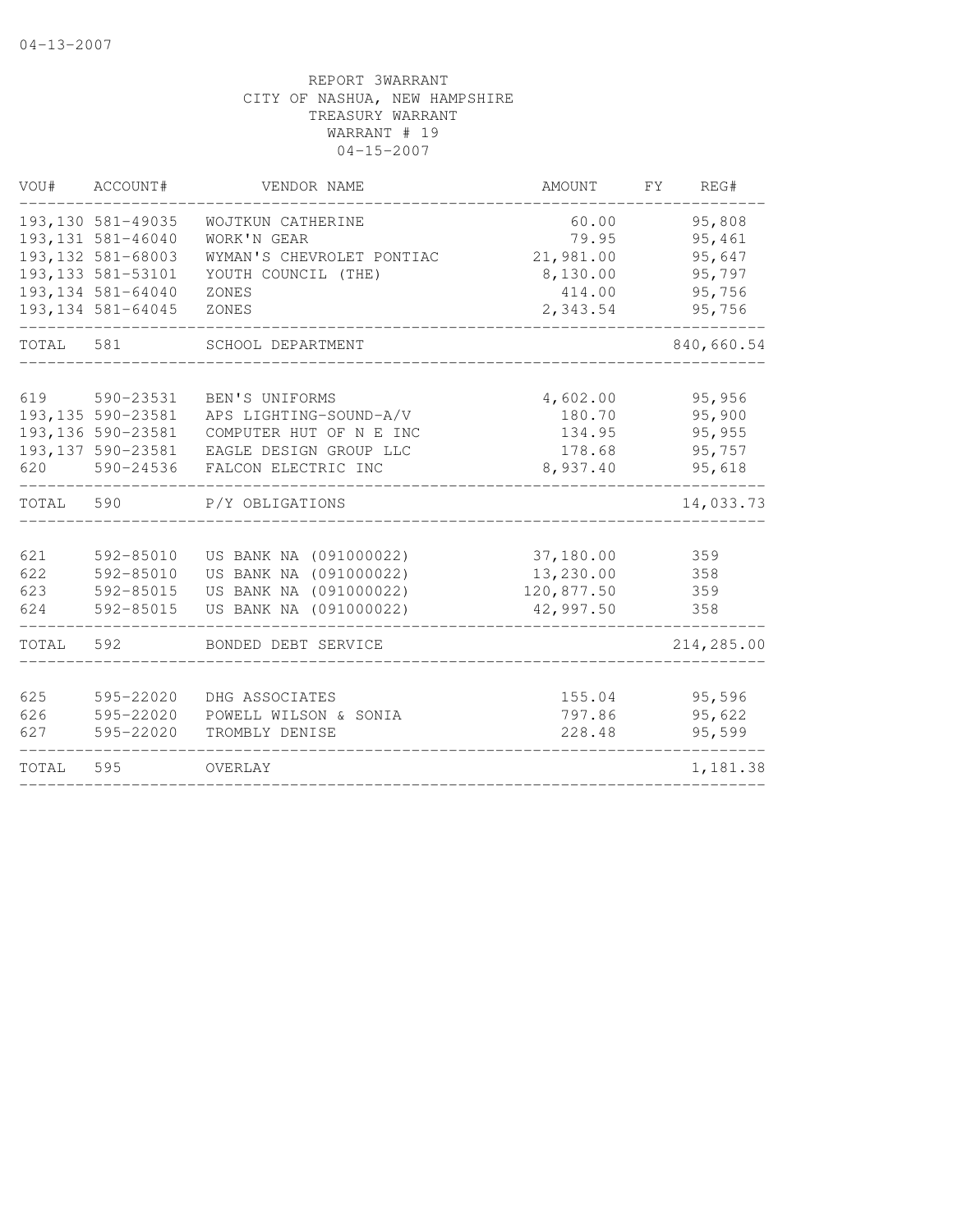04-13-2007

REPORT 3WARRANT
CITY OF NASHUA, NEW HAMPSHIRE
TREASURY WARRANT
WARRANT # 19
04-15-2007

| VOU# | ACCOUNT# | VENDOR NAME | AMOUNT | FY | REG# |
|---|---|---|---|---|---|
| 193,130 | 581-49035 | WOJTKUN CATHERINE | 60.00 | | 95,808 |
| 193,131 | 581-46040 | WORK'N GEAR | 79.95 | | 95,461 |
| 193,132 | 581-68003 | WYMAN'S CHEVROLET PONTIAC | 21,981.00 | | 95,647 |
| 193,133 | 581-53101 | YOUTH COUNCIL (THE) | 8,130.00 | | 95,797 |
| 193,134 | 581-64040 | ZONES | 414.00 | | 95,756 |
| 193,134 | 581-64045 | ZONES | 2,343.54 | | 95,756 |
| TOTAL | 581 | SCHOOL DEPARTMENT | | | 840,660.54 |
| 619 | 590-23531 | BEN'S UNIFORMS | 4,602.00 | | 95,956 |
| 193,135 | 590-23581 | APS LIGHTING-SOUND-A/V | 180.70 | | 95,900 |
| 193,136 | 590-23581 | COMPUTER HUT OF N E INC | 134.95 | | 95,955 |
| 193,137 | 590-23581 | EAGLE DESIGN GROUP LLC | 178.68 | | 95,757 |
| 620 | 590-24536 | FALCON ELECTRIC INC | 8,937.40 | | 95,618 |
| TOTAL | 590 | P/Y OBLIGATIONS | | | 14,033.73 |
| 621 | 592-85010 | US BANK NA (091000022) | 37,180.00 | | 359 |
| 622 | 592-85010 | US BANK NA (091000022) | 13,230.00 | | 358 |
| 623 | 592-85015 | US BANK NA (091000022) | 120,877.50 | | 359 |
| 624 | 592-85015 | US BANK NA (091000022) | 42,997.50 | | 358 |
| TOTAL | 592 | BONDED DEBT SERVICE | | | 214,285.00 |
| 625 | 595-22020 | DHG ASSOCIATES | 155.04 | | 95,596 |
| 626 | 595-22020 | POWELL WILSON & SONIA | 797.86 | | 95,622 |
| 627 | 595-22020 | TROMBLY DENISE | 228.48 | | 95,599 |
| TOTAL | 595 | OVERLAY | | | 1,181.38 |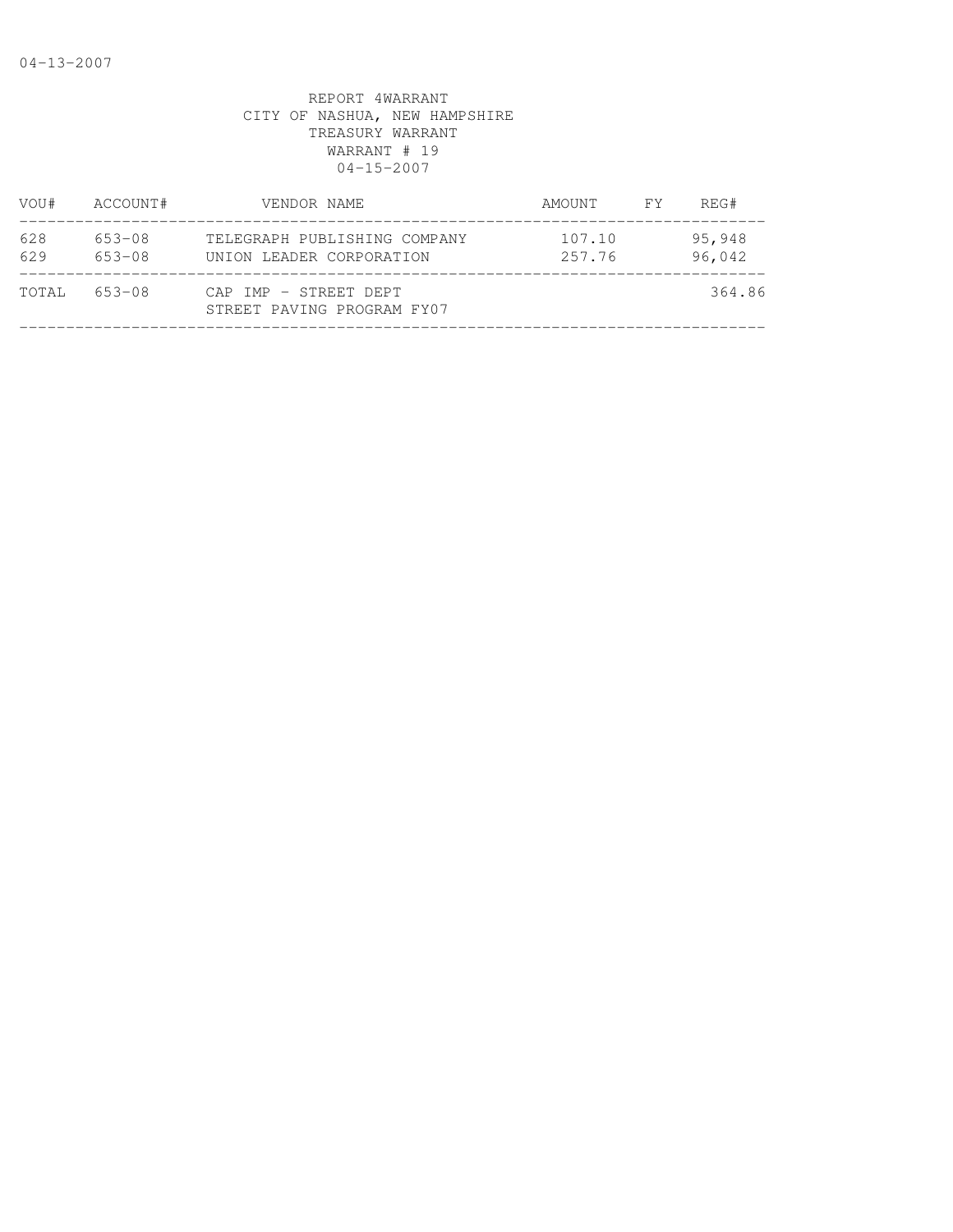REPORT 4WARRANT
CITY OF NASHUA, NEW HAMPSHIRE
TREASURY WARRANT
WARRANT # 19
04-15-2007

| VOU# | ACCOUNT# | VENDOR NAME | AMOUNT | FY | REG# |
|---|---|---|---|---|---|
| 628 | 653-08 | TELEGRAPH PUBLISHING COMPANY | 107.10 | | 95,948 |
| 629 | 653-08 | UNION LEADER CORPORATION | 257.76 | | 96,042 |
| TOTAL | 653-08 | CAP IMP - STREET DEPT<br>STREET PAVING PROGRAM FY07 | | | 364.86 |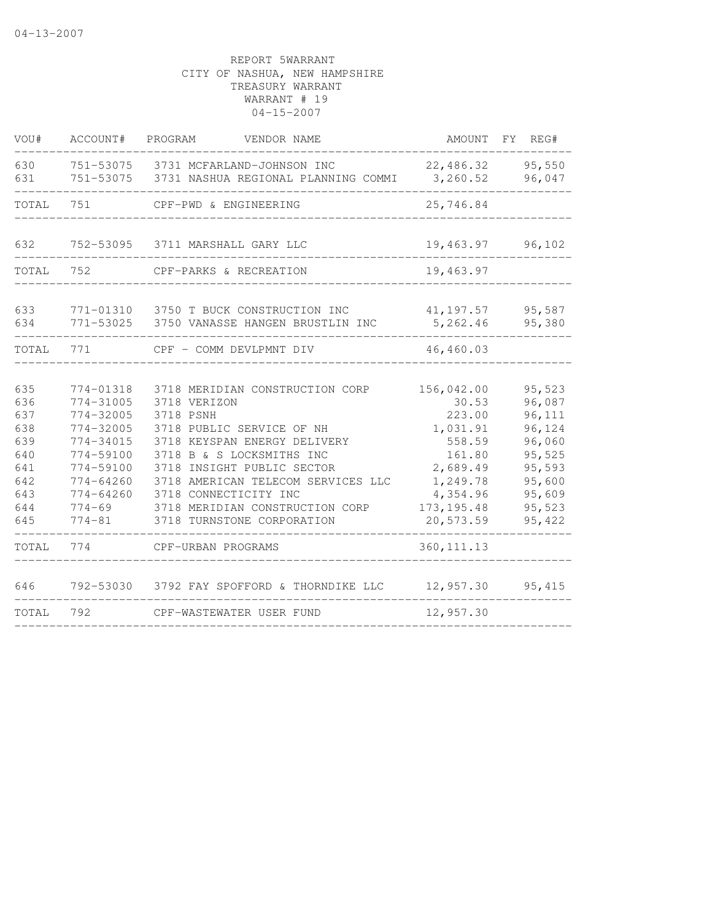04-13-2007

REPORT 5WARRANT
CITY OF NASHUA, NEW HAMPSHIRE
TREASURY WARRANT
WARRANT # 19
04-15-2007

| VOU# | ACCOUNT# | PROGRAM | VENDOR NAME | AMOUNT | FY | REG# |
|---|---|---|---|---|---|---|
| 630 | 751-53075 | 3731 | MCFARLAND-JOHNSON INC | 22,486.32 | | 95,550 |
| 631 | 751-53075 | 3731 | NASHUA REGIONAL PLANNING COMMI | 3,260.52 | | 96,047 |
| TOTAL | 751 | | CPF-PWD & ENGINEERING | 25,746.84 | | |
| 632 | 752-53095 | 3711 | MARSHALL GARY LLC | 19,463.97 | | 96,102 |
| TOTAL | 752 | | CPF-PARKS & RECREATION | 19,463.97 | | |
| 633 | 771-01310 | 3750 | T BUCK CONSTRUCTION INC | 41,197.57 | | 95,587 |
| 634 | 771-53025 | 3750 | VANASSE HANGEN BRUSTLIN INC | 5,262.46 | | 95,380 |
| TOTAL | 771 | | CPF - COMM DEVLPMNT DIV | 46,460.03 | | |
| 635 | 774-01318 | 3718 | MERIDIAN CONSTRUCTION CORP | 156,042.00 | | 95,523 |
| 636 | 774-31005 | 3718 | VERIZON | 30.53 | | 96,087 |
| 637 | 774-32005 | 3718 | PSNH | 223.00 | | 96,111 |
| 638 | 774-32005 | 3718 | PUBLIC SERVICE OF NH | 1,031.91 | | 96,124 |
| 639 | 774-34015 | 3718 | KEYSPAN ENERGY DELIVERY | 558.59 | | 96,060 |
| 640 | 774-59100 | 3718 | B & S LOCKSMITHS INC | 161.80 | | 95,525 |
| 641 | 774-59100 | 3718 | INSIGHT PUBLIC SECTOR | 2,689.49 | | 95,593 |
| 642 | 774-64260 | 3718 | AMERICAN TELECOM SERVICES LLC | 1,249.78 | | 95,600 |
| 643 | 774-64260 | 3718 | CONNECTICITY INC | 4,354.96 | | 95,609 |
| 644 | 774-69 | 3718 | MERIDIAN CONSTRUCTION CORP | 173,195.48 | | 95,523 |
| 645 | 774-81 | 3718 | TURNSTONE CORPORATION | 20,573.59 | | 95,422 |
| TOTAL | 774 | | CPF-URBAN PROGRAMS | 360,111.13 | | |
| 646 | 792-53030 | 3792 | FAY SPOFFORD & THORNDIKE LLC | 12,957.30 | | 95,415 |
| TOTAL | 792 | | CPF-WASTEWATER USER FUND | 12,957.30 | | |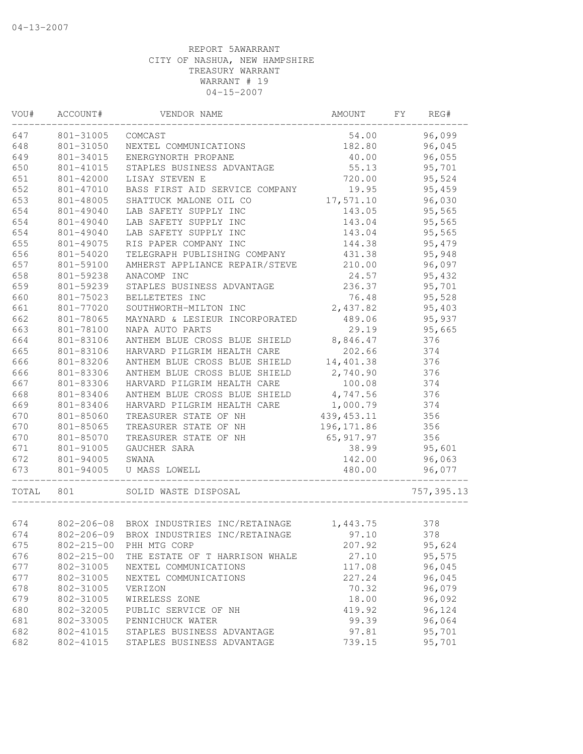04-13-2007

REPORT 5AWARRANT
CITY OF NASHUA, NEW HAMPSHIRE
TREASURY WARRANT
WARRANT # 19
04-15-2007

| VOU# | ACCOUNT# | VENDOR NAME | AMOUNT | FY | REG# |
|---|---|---|---|---|---|
| 647 | 801-31005 | COMCAST | 54.00 | | 96,099 |
| 648 | 801-31050 | NEXTEL COMMUNICATIONS | 182.80 | | 96,045 |
| 649 | 801-34015 | ENERGYNORTH PROPANE | 40.00 | | 96,055 |
| 650 | 801-41015 | STAPLES BUSINESS ADVANTAGE | 55.13 | | 95,701 |
| 651 | 801-42000 | LISAY STEVEN E | 720.00 | | 95,524 |
| 652 | 801-47010 | BASS FIRST AID SERVICE COMPANY | 19.95 | | 95,459 |
| 653 | 801-48005 | SHATTUCK MALONE OIL CO | 17,571.10 | | 96,030 |
| 654 | 801-49040 | LAB SAFETY SUPPLY INC | 143.05 | | 95,565 |
| 654 | 801-49040 | LAB SAFETY SUPPLY INC | 143.04 | | 95,565 |
| 654 | 801-49040 | LAB SAFETY SUPPLY INC | 143.04 | | 95,565 |
| 655 | 801-49075 | RIS PAPER COMPANY INC | 144.38 | | 95,479 |
| 656 | 801-54020 | TELEGRAPH PUBLISHING COMPANY | 431.38 | | 95,948 |
| 657 | 801-59100 | AMHERST APPLIANCE REPAIR/STEVE | 210.00 | | 96,097 |
| 658 | 801-59238 | ANACOMP INC | 24.57 | | 95,432 |
| 659 | 801-59239 | STAPLES BUSINESS ADVANTAGE | 236.37 | | 95,701 |
| 660 | 801-75023 | BELLETETES INC | 76.48 | | 95,528 |
| 661 | 801-77020 | SOUTHWORTH-MILTON INC | 2,437.82 | | 95,403 |
| 662 | 801-78065 | MAYNARD & LESIEUR INCORPORATED | 489.06 | | 95,937 |
| 663 | 801-78100 | NAPA AUTO PARTS | 29.19 | | 95,665 |
| 664 | 801-83106 | ANTHEM BLUE CROSS BLUE SHIELD | 8,846.47 | | 376 |
| 665 | 801-83106 | HARVARD PILGRIM HEALTH CARE | 202.66 | | 374 |
| 666 | 801-83206 | ANTHEM BLUE CROSS BLUE SHIELD | 14,401.38 | | 376 |
| 666 | 801-83306 | ANTHEM BLUE CROSS BLUE SHIELD | 2,740.90 | | 376 |
| 667 | 801-83306 | HARVARD PILGRIM HEALTH CARE | 100.08 | | 374 |
| 668 | 801-83406 | ANTHEM BLUE CROSS BLUE SHIELD | 4,747.56 | | 376 |
| 669 | 801-83406 | HARVARD PILGRIM HEALTH CARE | 1,000.79 | | 374 |
| 670 | 801-85060 | TREASURER STATE OF NH | 439,453.11 | | 356 |
| 670 | 801-85065 | TREASURER STATE OF NH | 196,171.86 | | 356 |
| 670 | 801-85070 | TREASURER STATE OF NH | 65,917.97 | | 356 |
| 671 | 801-91005 | GAUCHER SARA | 38.99 | | 95,601 |
| 672 | 801-94005 | SWANA | 142.00 | | 96,063 |
| 673 | 801-94005 | U MASS LOWELL | 480.00 | | 96,077 |
| TOTAL | 801 | SOLID WASTE DISPOSAL | | | 757,395.13 |

| VOU# | ACCOUNT# | VENDOR NAME | AMOUNT | FY | REG# |
|---|---|---|---|---|---|
| 674 | 802-206-08 | BROX INDUSTRIES INC/RETAINAGE | 1,443.75 | | 378 |
| 674 | 802-206-09 | BROX INDUSTRIES INC/RETAINAGE | 97.10 | | 378 |
| 675 | 802-215-00 | PHH MTG CORP | 207.92 | | 95,624 |
| 676 | 802-215-00 | THE ESTATE OF T HARRISON WHALE | 27.10 | | 95,575 |
| 677 | 802-31005 | NEXTEL COMMUNICATIONS | 117.08 | | 96,045 |
| 677 | 802-31005 | NEXTEL COMMUNICATIONS | 227.24 | | 96,045 |
| 678 | 802-31005 | VERIZON | 70.32 | | 96,079 |
| 679 | 802-31005 | WIRELESS ZONE | 18.00 | | 96,092 |
| 680 | 802-32005 | PUBLIC SERVICE OF NH | 419.92 | | 96,124 |
| 681 | 802-33005 | PENNICHUCK WATER | 99.39 | | 96,064 |
| 682 | 802-41015 | STAPLES BUSINESS ADVANTAGE | 97.81 | | 95,701 |
| 682 | 802-41015 | STAPLES BUSINESS ADVANTAGE | 739.15 | | 95,701 |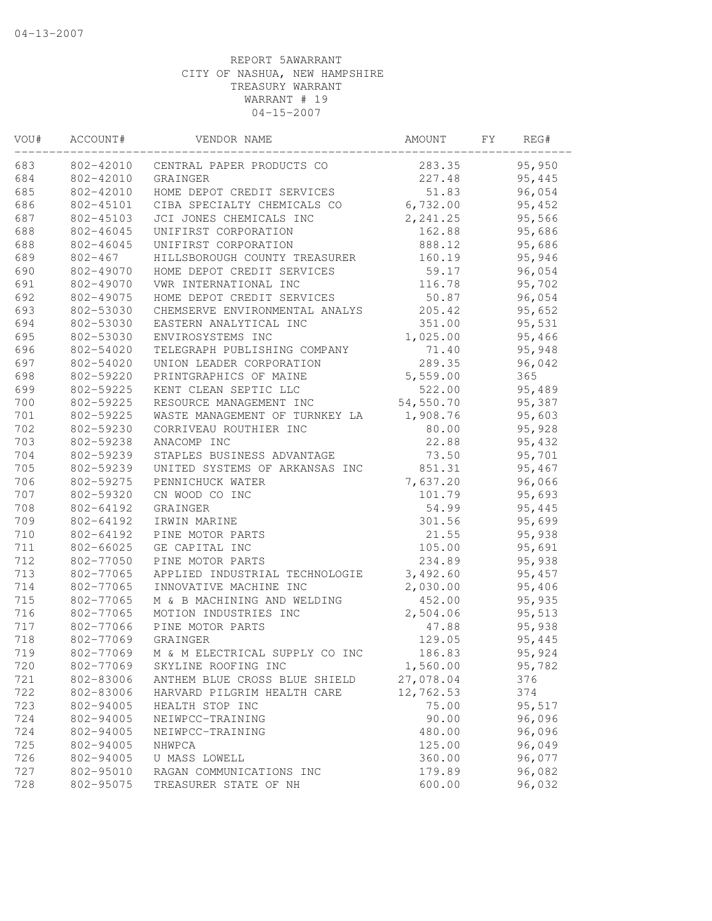04-13-2007

REPORT 5AWARRANT
CITY OF NASHUA, NEW HAMPSHIRE
TREASURY WARRANT
WARRANT # 19
04-15-2007

| VOU# | ACCOUNT# | VENDOR NAME | AMOUNT | FY | REG# |
|---|---|---|---|---|---|
| 683 | 802-42010 | CENTRAL PAPER PRODUCTS CO | 283.35 | | 95,950 |
| 684 | 802-42010 | GRAINGER | 227.48 | | 95,445 |
| 685 | 802-42010 | HOME DEPOT CREDIT SERVICES | 51.83 | | 96,054 |
| 686 | 802-45101 | CIBA SPECIALTY CHEMICALS CO | 6,732.00 | | 95,452 |
| 687 | 802-45103 | JCI JONES CHEMICALS INC | 2,241.25 | | 95,566 |
| 688 | 802-46045 | UNIFIRST CORPORATION | 162.88 | | 95,686 |
| 688 | 802-46045 | UNIFIRST CORPORATION | 888.12 | | 95,686 |
| 689 | 802-467 | HILLSBOROUGH COUNTY TREASURER | 160.19 | | 95,946 |
| 690 | 802-49070 | HOME DEPOT CREDIT SERVICES | 59.17 | | 96,054 |
| 691 | 802-49070 | VWR INTERNATIONAL INC | 116.78 | | 95,702 |
| 692 | 802-49075 | HOME DEPOT CREDIT SERVICES | 50.87 | | 96,054 |
| 693 | 802-53030 | CHEMSERVE ENVIRONMENTAL ANALYS | 205.42 | | 95,652 |
| 694 | 802-53030 | EASTERN ANALYTICAL INC | 351.00 | | 95,531 |
| 695 | 802-53030 | ENVIROSYSTEMS INC | 1,025.00 | | 95,466 |
| 696 | 802-54020 | TELEGRAPH PUBLISHING COMPANY | 71.40 | | 95,948 |
| 697 | 802-54020 | UNION LEADER CORPORATION | 289.35 | | 96,042 |
| 698 | 802-59220 | PRINTGRAPHICS OF MAINE | 5,559.00 | | 365 |
| 699 | 802-59225 | KENT CLEAN SEPTIC LLC | 522.00 | | 95,489 |
| 700 | 802-59225 | RESOURCE MANAGEMENT INC | 54,550.70 | | 95,387 |
| 701 | 802-59225 | WASTE MANAGEMENT OF TURNKEY LA | 1,908.76 | | 95,603 |
| 702 | 802-59230 | CORRIVEAU ROUTHIER INC | 80.00 | | 95,928 |
| 703 | 802-59238 | ANACOMP INC | 22.88 | | 95,432 |
| 704 | 802-59239 | STAPLES BUSINESS ADVANTAGE | 73.50 | | 95,701 |
| 705 | 802-59239 | UNITED SYSTEMS OF ARKANSAS INC | 851.31 | | 95,467 |
| 706 | 802-59275 | PENNICHUCK WATER | 7,637.20 | | 96,066 |
| 707 | 802-59320 | CN WOOD CO INC | 101.79 | | 95,693 |
| 708 | 802-64192 | GRAINGER | 54.99 | | 95,445 |
| 709 | 802-64192 | IRWIN MARINE | 301.56 | | 95,699 |
| 710 | 802-64192 | PINE MOTOR PARTS | 21.55 | | 95,938 |
| 711 | 802-66025 | GE CAPITAL INC | 105.00 | | 95,691 |
| 712 | 802-77050 | PINE MOTOR PARTS | 234.89 | | 95,938 |
| 713 | 802-77065 | APPLIED INDUSTRIAL TECHNOLOGIE | 3,492.60 | | 95,457 |
| 714 | 802-77065 | INNOVATIVE MACHINE INC | 2,030.00 | | 95,406 |
| 715 | 802-77065 | M & B MACHINING AND WELDING | 452.00 | | 95,935 |
| 716 | 802-77065 | MOTION INDUSTRIES INC | 2,504.06 | | 95,513 |
| 717 | 802-77066 | PINE MOTOR PARTS | 47.88 | | 95,938 |
| 718 | 802-77069 | GRAINGER | 129.05 | | 95,445 |
| 719 | 802-77069 | M & M ELECTRICAL SUPPLY CO INC | 186.83 | | 95,924 |
| 720 | 802-77069 | SKYLINE ROOFING INC | 1,560.00 | | 95,782 |
| 721 | 802-83006 | ANTHEM BLUE CROSS BLUE SHIELD | 27,078.04 | | 376 |
| 722 | 802-83006 | HARVARD PILGRIM HEALTH CARE | 12,762.53 | | 374 |
| 723 | 802-94005 | HEALTH STOP INC | 75.00 | | 95,517 |
| 724 | 802-94005 | NEIWPCC-TRAINING | 90.00 | | 96,096 |
| 724 | 802-94005 | NEIWPCC-TRAINING | 480.00 | | 96,096 |
| 725 | 802-94005 | NHWPCA | 125.00 | | 96,049 |
| 726 | 802-94005 | U MASS LOWELL | 360.00 | | 96,077 |
| 727 | 802-95010 | RAGAN COMMUNICATIONS INC | 179.89 | | 96,082 |
| 728 | 802-95075 | TREASURER STATE OF NH | 600.00 | | 96,032 |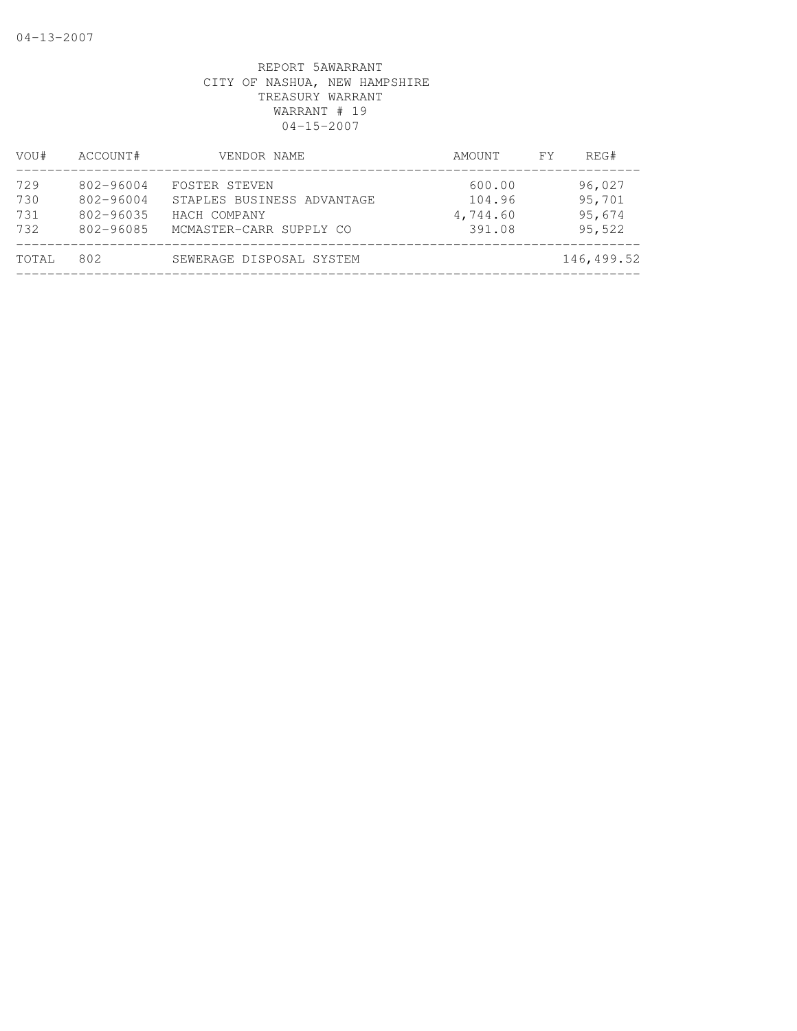REPORT 5AWARRANT
CITY OF NASHUA, NEW HAMPSHIRE
TREASURY WARRANT
WARRANT # 19
04-15-2007

| VOU# | ACCOUNT# | VENDOR NAME | AMOUNT | FY | REG# |
|---|---|---|---|---|---|
| 729 | 802-96004 | FOSTER STEVEN | 600.00 | | 96,027 |
| 730 | 802-96004 | STAPLES BUSINESS ADVANTAGE | 104.96 | | 95,701 |
| 731 | 802-96035 | HACH COMPANY | 4,744.60 | | 95,674 |
| 732 | 802-96085 | MCMASTER-CARR SUPPLY CO | 391.08 | | 95,522 |
| TOTAL | 802 | SEWERAGE DISPOSAL SYSTEM | | | 146,499.52 |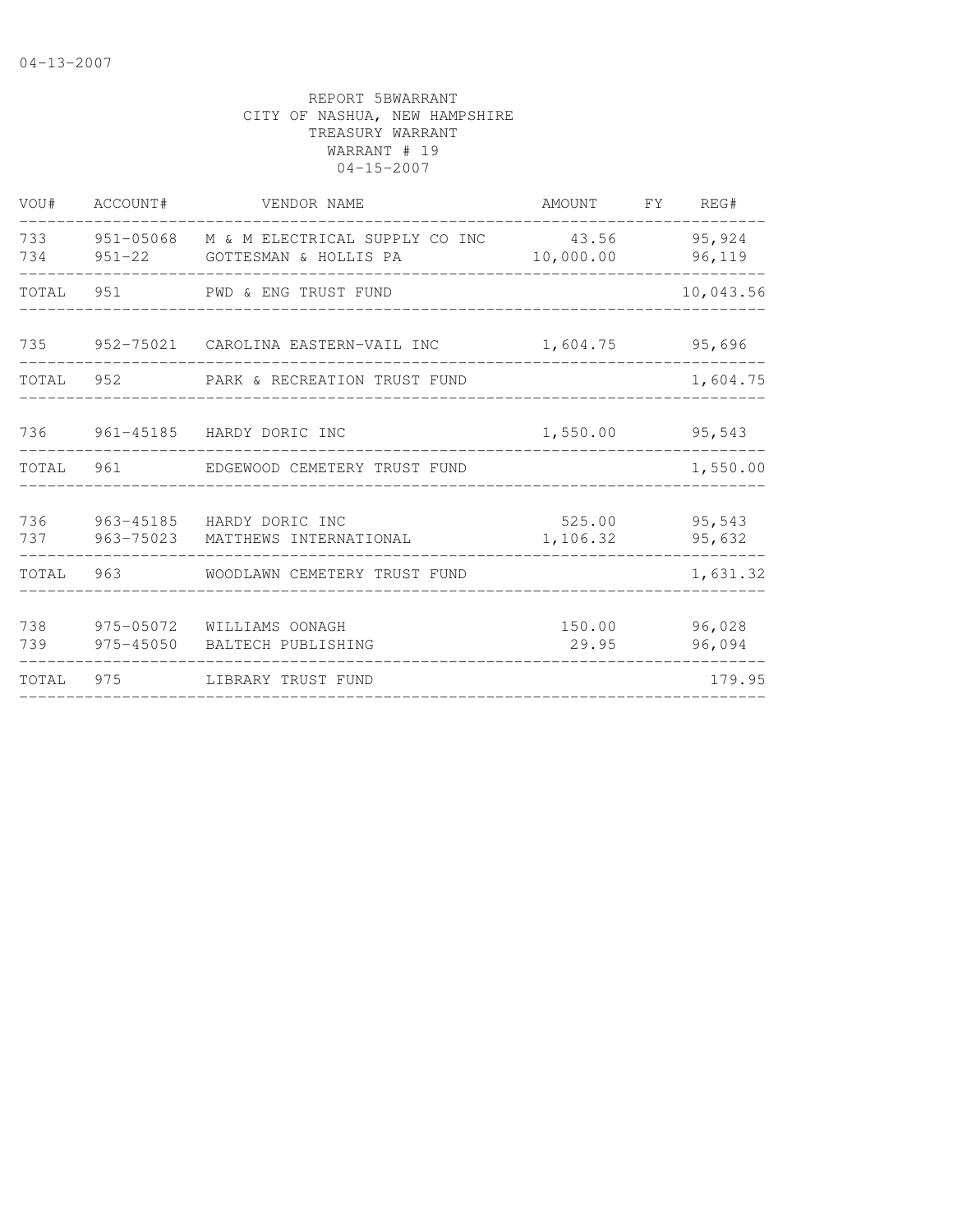04-13-2007

REPORT 5BWARRANT
CITY OF NASHUA, NEW HAMPSHIRE
TREASURY WARRANT
WARRANT # 19
04-15-2007

| VOU# | ACCOUNT# | VENDOR NAME | AMOUNT | FY | REG# |
|---|---|---|---|---|---|
| 733 | 951-05068 | M & M ELECTRICAL SUPPLY CO INC | 43.56 | | 95,924 |
| 734 | 951-22 | GOTTESMAN & HOLLIS PA | 10,000.00 | | 96,119 |
| TOTAL | 951 | PWD & ENG TRUST FUND | | | 10,043.56 |
| 735 | 952-75021 | CAROLINA EASTERN-VAIL INC | 1,604.75 | | 95,696 |
| TOTAL | 952 | PARK & RECREATION TRUST FUND | | | 1,604.75 |
| 736 | 961-45185 | HARDY DORIC INC | 1,550.00 | | 95,543 |
| TOTAL | 961 | EDGEWOOD CEMETERY TRUST FUND | | | 1,550.00 |
| 736 | 963-45185 | HARDY DORIC INC | 525.00 | | 95,543 |
| 737 | 963-75023 | MATTHEWS INTERNATIONAL | 1,106.32 | | 95,632 |
| TOTAL | 963 | WOODLAWN CEMETERY TRUST FUND | | | 1,631.32 |
| 738 | 975-05072 | WILLIAMS OONAGH | 150.00 | | 96,028 |
| 739 | 975-45050 | BALTECH PUBLISHING | 29.95 | | 96,094 |
| TOTAL | 975 | LIBRARY TRUST FUND | | | 179.95 |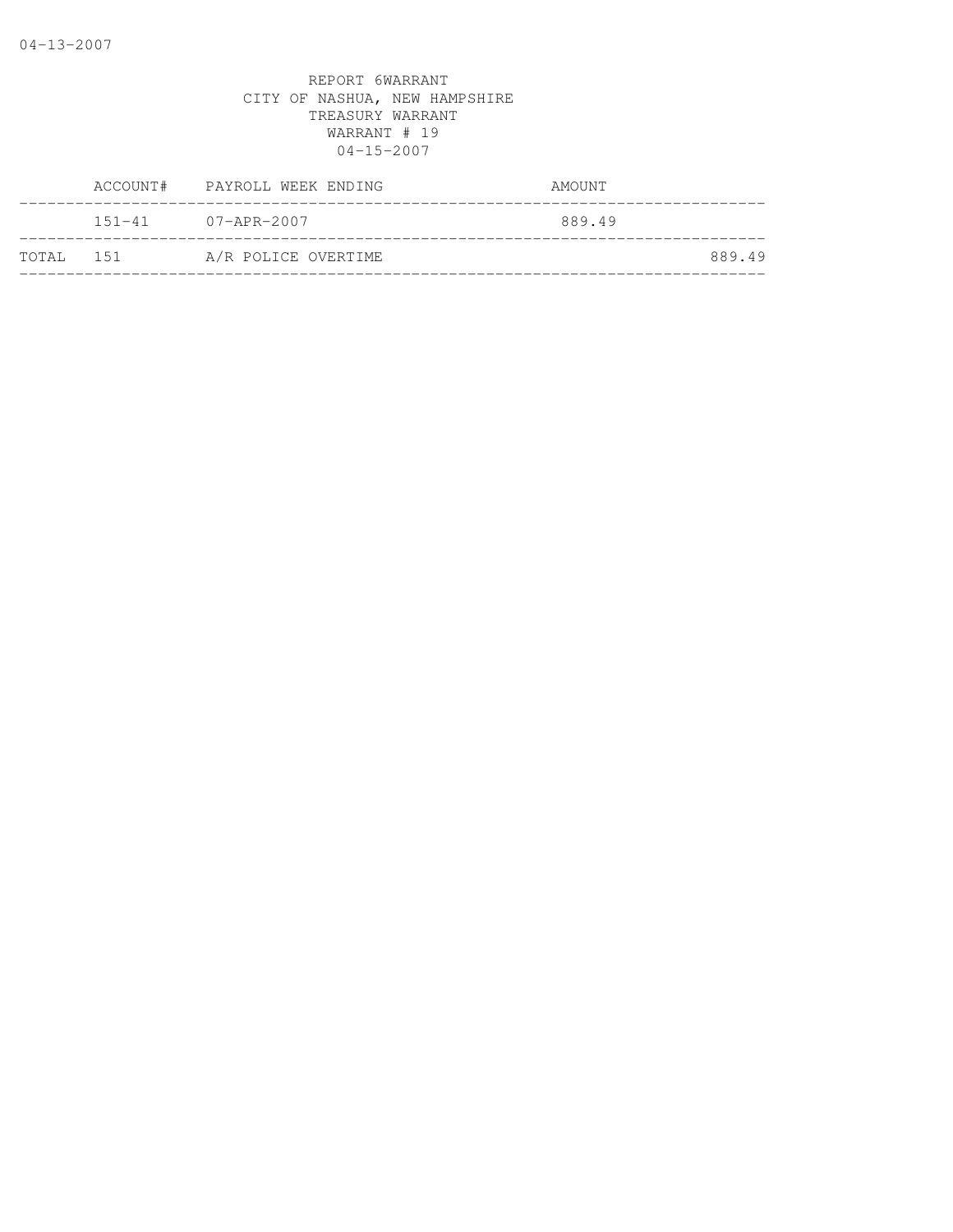04-13-2007

REPORT 6WARRANT
CITY OF NASHUA, NEW HAMPSHIRE
TREASURY WARRANT
WARRANT # 19
04-15-2007

| | ACCOUNT# | PAYROLL WEEK ENDING | AMOUNT | |
|---|---|---|---|---|
| | 151-41 | 07-APR-2007 | 889.49 | |
| TOTAL | 151 | A/R POLICE OVERTIME | | 889.49 |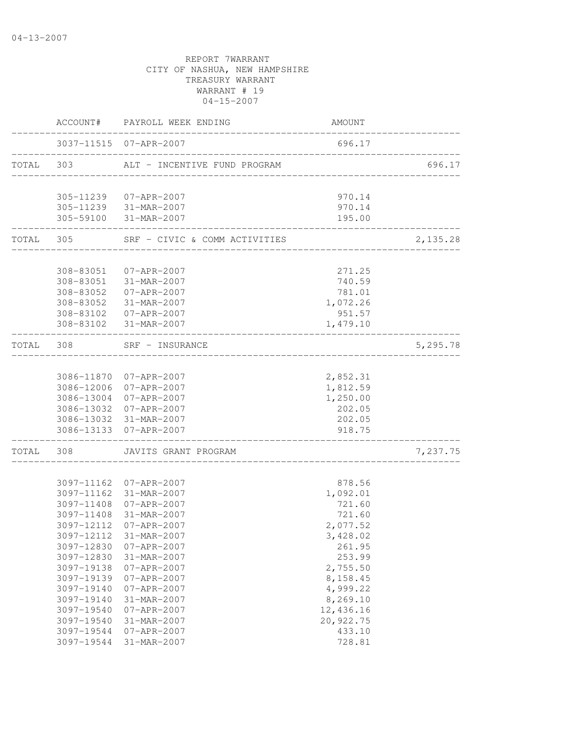04-13-2007

REPORT 7WARRANT
CITY OF NASHUA, NEW HAMPSHIRE
TREASURY WARRANT
WARRANT # 19
04-15-2007

| | ACCOUNT# | PAYROLL WEEK ENDING | AMOUNT | |
|---|---|---|---|---|
| | 3037-11515 | 07-APR-2007 | 696.17 | |
| TOTAL | 303 | ALT - INCENTIVE FUND PROGRAM | | 696.17 |
| | 305-11239 | 07-APR-2007 | 970.14 | |
| | 305-11239 | 31-MAR-2007 | 970.14 | |
| | 305-59100 | 31-MAR-2007 | 195.00 | |
| TOTAL | 305 | SRF - CIVIC & COMM ACTIVITIES | | 2,135.28 |
| | 308-83051 | 07-APR-2007 | 271.25 | |
| | 308-83051 | 31-MAR-2007 | 740.59 | |
| | 308-83052 | 07-APR-2007 | 781.01 | |
| | 308-83052 | 31-MAR-2007 | 1,072.26 | |
| | 308-83102 | 07-APR-2007 | 951.57 | |
| | 308-83102 | 31-MAR-2007 | 1,479.10 | |
| TOTAL | 308 | SRF - INSURANCE | | 5,295.78 |
| | 3086-11870 | 07-APR-2007 | 2,852.31 | |
| | 3086-12006 | 07-APR-2007 | 1,812.59 | |
| | 3086-13004 | 07-APR-2007 | 1,250.00 | |
| | 3086-13032 | 07-APR-2007 | 202.05 | |
| | 3086-13032 | 31-MAR-2007 | 202.05 | |
| | 3086-13133 | 07-APR-2007 | 918.75 | |
| TOTAL | 308 | JAVITS GRANT PROGRAM | | 7,237.75 |
| | 3097-11162 | 07-APR-2007 | 878.56 | |
| | 3097-11162 | 31-MAR-2007 | 1,092.01 | |
| | 3097-11408 | 07-APR-2007 | 721.60 | |
| | 3097-11408 | 31-MAR-2007 | 721.60 | |
| | 3097-12112 | 07-APR-2007 | 2,077.52 | |
| | 3097-12112 | 31-MAR-2007 | 3,428.02 | |
| | 3097-12830 | 07-APR-2007 | 261.95 | |
| | 3097-12830 | 31-MAR-2007 | 253.99 | |
| | 3097-19138 | 07-APR-2007 | 2,755.50 | |
| | 3097-19139 | 07-APR-2007 | 8,158.45 | |
| | 3097-19140 | 07-APR-2007 | 4,999.22 | |
| | 3097-19140 | 31-MAR-2007 | 8,269.10 | |
| | 3097-19540 | 07-APR-2007 | 12,436.16 | |
| | 3097-19540 | 31-MAR-2007 | 20,922.75 | |
| | 3097-19544 | 07-APR-2007 | 433.10 | |
| | 3097-19544 | 31-MAR-2007 | 728.81 | |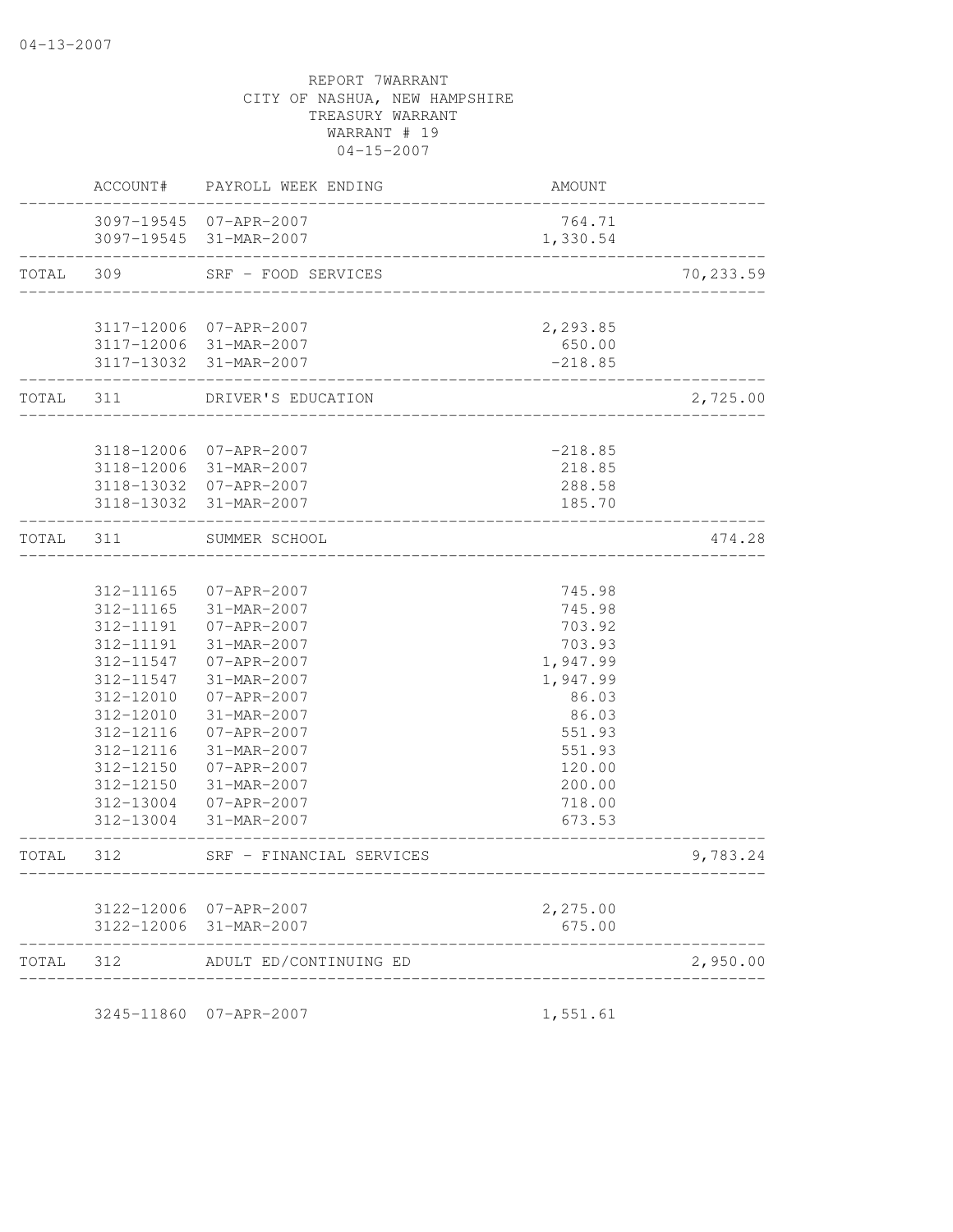REPORT 7WARRANT
CITY OF NASHUA, NEW HAMPSHIRE
TREASURY WARRANT
WARRANT # 19
04-15-2007

| | ACCOUNT# | PAYROLL WEEK ENDING | AMOUNT | |
|---|---|---|---|---|
| | 3097-19545 | 07-APR-2007 | 764.71 | |
| | 3097-19545 | 31-MAR-2007 | 1,330.54 | |
| TOTAL | 309 | SRF - FOOD SERVICES | | 70,233.59 |
| | 3117-12006 | 07-APR-2007 | 2,293.85 | |
| | 3117-12006 | 31-MAR-2007 | 650.00 | |
| | 3117-13032 | 31-MAR-2007 | -218.85 | |
| TOTAL | 311 | DRIVER'S EDUCATION | | 2,725.00 |
| | 3118-12006 | 07-APR-2007 | -218.85 | |
| | 3118-12006 | 31-MAR-2007 | 218.85 | |
| | 3118-13032 | 07-APR-2007 | 288.58 | |
| | 3118-13032 | 31-MAR-2007 | 185.70 | |
| TOTAL | 311 | SUMMER SCHOOL | | 474.28 |
| | 312-11165 | 07-APR-2007 | 745.98 | |
| | 312-11165 | 31-MAR-2007 | 745.98 | |
| | 312-11191 | 07-APR-2007 | 703.92 | |
| | 312-11191 | 31-MAR-2007 | 703.93 | |
| | 312-11547 | 07-APR-2007 | 1,947.99 | |
| | 312-11547 | 31-MAR-2007 | 1,947.99 | |
| | 312-12010 | 07-APR-2007 | 86.03 | |
| | 312-12010 | 31-MAR-2007 | 86.03 | |
| | 312-12116 | 07-APR-2007 | 551.93 | |
| | 312-12116 | 31-MAR-2007 | 551.93 | |
| | 312-12150 | 07-APR-2007 | 120.00 | |
| | 312-12150 | 31-MAR-2007 | 200.00 | |
| | 312-13004 | 07-APR-2007 | 718.00 | |
| | 312-13004 | 31-MAR-2007 | 673.53 | |
| TOTAL | 312 | SRF - FINANCIAL SERVICES | | 9,783.24 |
| | 3122-12006 | 07-APR-2007 | 2,275.00 | |
| | 3122-12006 | 31-MAR-2007 | 675.00 | |
| TOTAL | 312 | ADULT ED/CONTINUING ED | | 2,950.00 |
| | 3245-11860 | 07-APR-2007 | 1,551.61 | |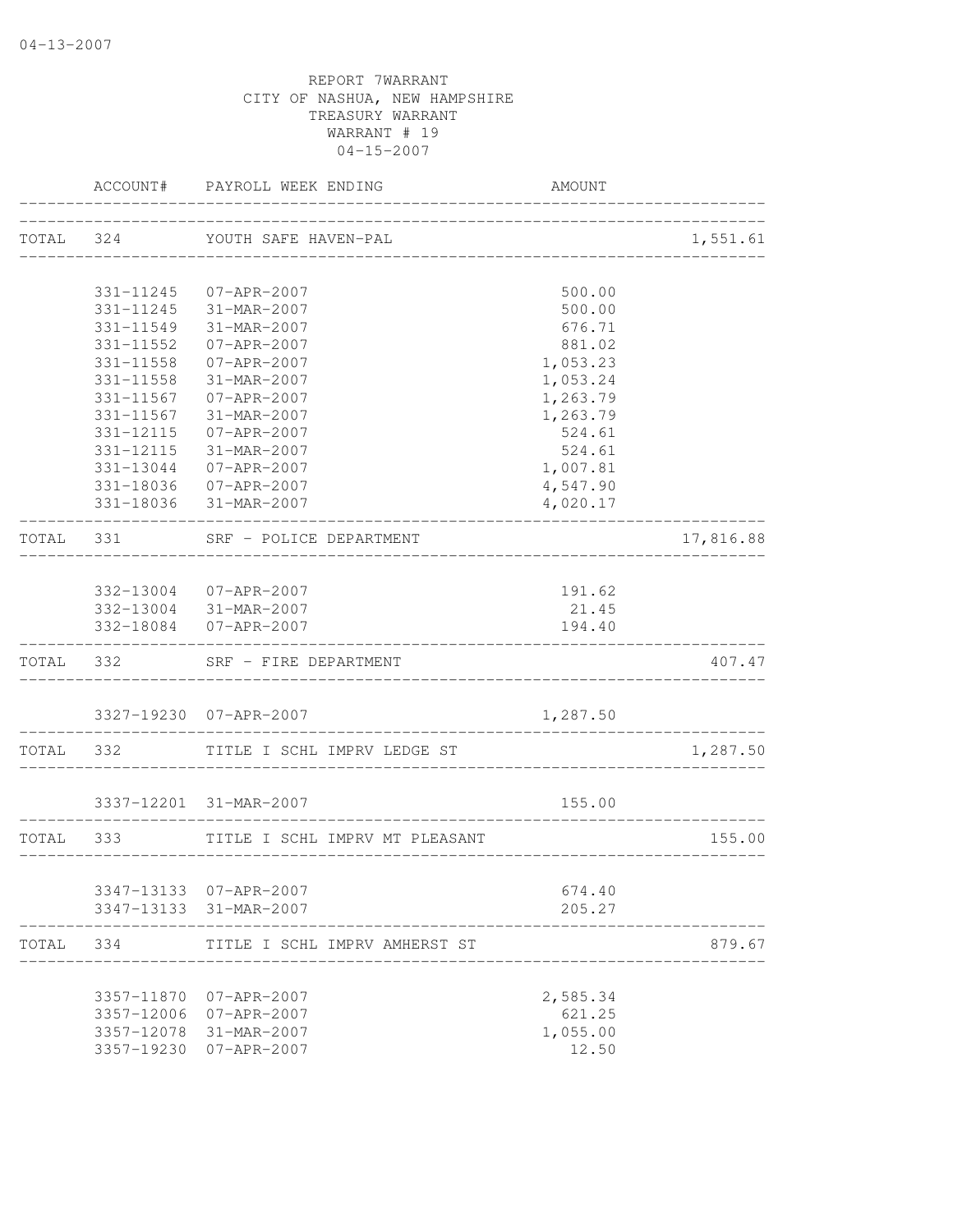REPORT 7WARRANT
CITY OF NASHUA, NEW HAMPSHIRE
TREASURY WARRANT
WARRANT # 19
04-15-2007

| ACCOUNT# | PAYROLL WEEK ENDING | AMOUNT | |
|---|---|---|---|
| TOTAL 324 | YOUTH SAFE HAVEN-PAL | | 1,551.61 |
| 331-11245 | 07-APR-2007 | 500.00 | |
| 331-11245 | 31-MAR-2007 | 500.00 | |
| 331-11549 | 31-MAR-2007 | 676.71 | |
| 331-11552 | 07-APR-2007 | 881.02 | |
| 331-11558 | 07-APR-2007 | 1,053.23 | |
| 331-11558 | 31-MAR-2007 | 1,053.24 | |
| 331-11567 | 07-APR-2007 | 1,263.79 | |
| 331-11567 | 31-MAR-2007 | 1,263.79 | |
| 331-12115 | 07-APR-2007 | 524.61 | |
| 331-12115 | 31-MAR-2007 | 524.61 | |
| 331-13044 | 07-APR-2007 | 1,007.81 | |
| 331-18036 | 07-APR-2007 | 4,547.90 | |
| 331-18036 | 31-MAR-2007 | 4,020.17 | |
| TOTAL 331 | SRF - POLICE DEPARTMENT | | 17,816.88 |
| 332-13004 | 07-APR-2007 | 191.62 | |
| 332-13004 | 31-MAR-2007 | 21.45 | |
| 332-18084 | 07-APR-2007 | 194.40 | |
| TOTAL 332 | SRF - FIRE DEPARTMENT | | 407.47 |
| 3327-19230 | 07-APR-2007 | 1,287.50 | |
| TOTAL 332 | TITLE I SCHL IMPRV LEDGE ST | | 1,287.50 |
| 3337-12201 | 31-MAR-2007 | 155.00 | |
| TOTAL 333 | TITLE I SCHL IMPRV MT PLEASANT | | 155.00 |
| 3347-13133 | 07-APR-2007 | 674.40 | |
| 3347-13133 | 31-MAR-2007 | 205.27 | |
| TOTAL 334 | TITLE I SCHL IMPRV AMHERST ST | | 879.67 |
| 3357-11870 | 07-APR-2007 | 2,585.34 | |
| 3357-12006 | 07-APR-2007 | 621.25 | |
| 3357-12078 | 31-MAR-2007 | 1,055.00 | |
| 3357-19230 | 07-APR-2007 | 12.50 | |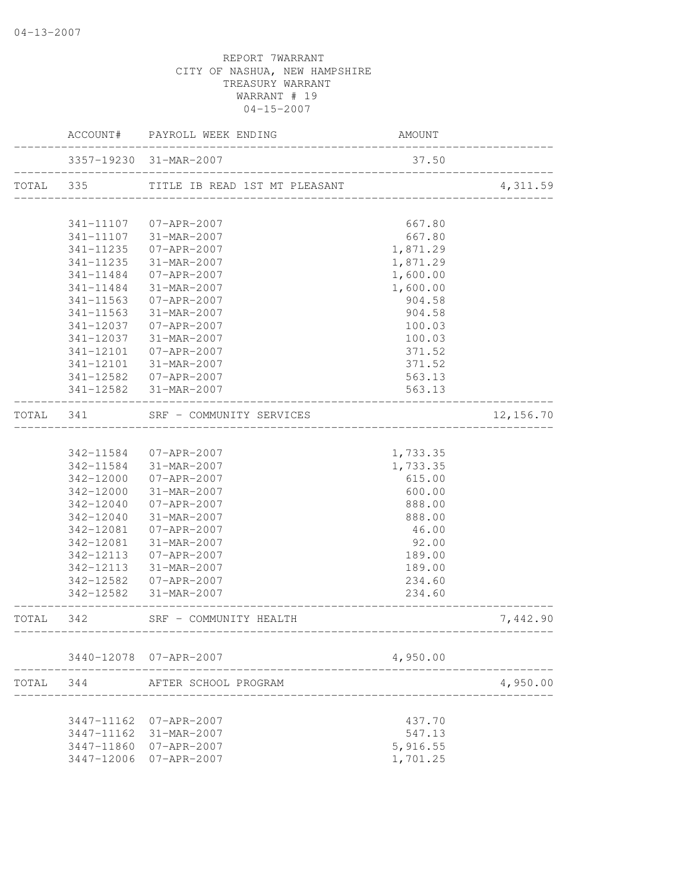REPORT 7WARRANT
CITY OF NASHUA, NEW HAMPSHIRE
TREASURY WARRANT
WARRANT # 19
04-15-2007

| | ACCOUNT# | PAYROLL WEEK ENDING | AMOUNT | |
|---|---|---|---|---|
| | 3357-19230 | 31-MAR-2007 | 37.50 | |
| TOTAL | 335 | TITLE IB READ 1ST MT PLEASANT | | 4,311.59 |
| | 341-11107 | 07-APR-2007 | 667.80 | |
| | 341-11107 | 31-MAR-2007 | 667.80 | |
| | 341-11235 | 07-APR-2007 | 1,871.29 | |
| | 341-11235 | 31-MAR-2007 | 1,871.29 | |
| | 341-11484 | 07-APR-2007 | 1,600.00 | |
| | 341-11484 | 31-MAR-2007 | 1,600.00 | |
| | 341-11563 | 07-APR-2007 | 904.58 | |
| | 341-11563 | 31-MAR-2007 | 904.58 | |
| | 341-12037 | 07-APR-2007 | 100.03 | |
| | 341-12037 | 31-MAR-2007 | 100.03 | |
| | 341-12101 | 07-APR-2007 | 371.52 | |
| | 341-12101 | 31-MAR-2007 | 371.52 | |
| | 341-12582 | 07-APR-2007 | 563.13 | |
| | 341-12582 | 31-MAR-2007 | 563.13 | |
| TOTAL | 341 | SRF - COMMUNITY SERVICES | | 12,156.70 |
| | 342-11584 | 07-APR-2007 | 1,733.35 | |
| | 342-11584 | 31-MAR-2007 | 1,733.35 | |
| | 342-12000 | 07-APR-2007 | 615.00 | |
| | 342-12000 | 31-MAR-2007 | 600.00 | |
| | 342-12040 | 07-APR-2007 | 888.00 | |
| | 342-12040 | 31-MAR-2007 | 888.00 | |
| | 342-12081 | 07-APR-2007 | 46.00 | |
| | 342-12081 | 31-MAR-2007 | 92.00 | |
| | 342-12113 | 07-APR-2007 | 189.00 | |
| | 342-12113 | 31-MAR-2007 | 189.00 | |
| | 342-12582 | 07-APR-2007 | 234.60 | |
| | 342-12582 | 31-MAR-2007 | 234.60 | |
| TOTAL | 342 | SRF - COMMUNITY HEALTH | | 7,442.90 |
| | 3440-12078 | 07-APR-2007 | 4,950.00 | |
| TOTAL | 344 | AFTER SCHOOL PROGRAM | | 4,950.00 |
| | 3447-11162 | 07-APR-2007 | 437.70 | |
| | 3447-11162 | 31-MAR-2007 | 547.13 | |
| | 3447-11860 | 07-APR-2007 | 5,916.55 | |
| | 3447-12006 | 07-APR-2007 | 1,701.25 | |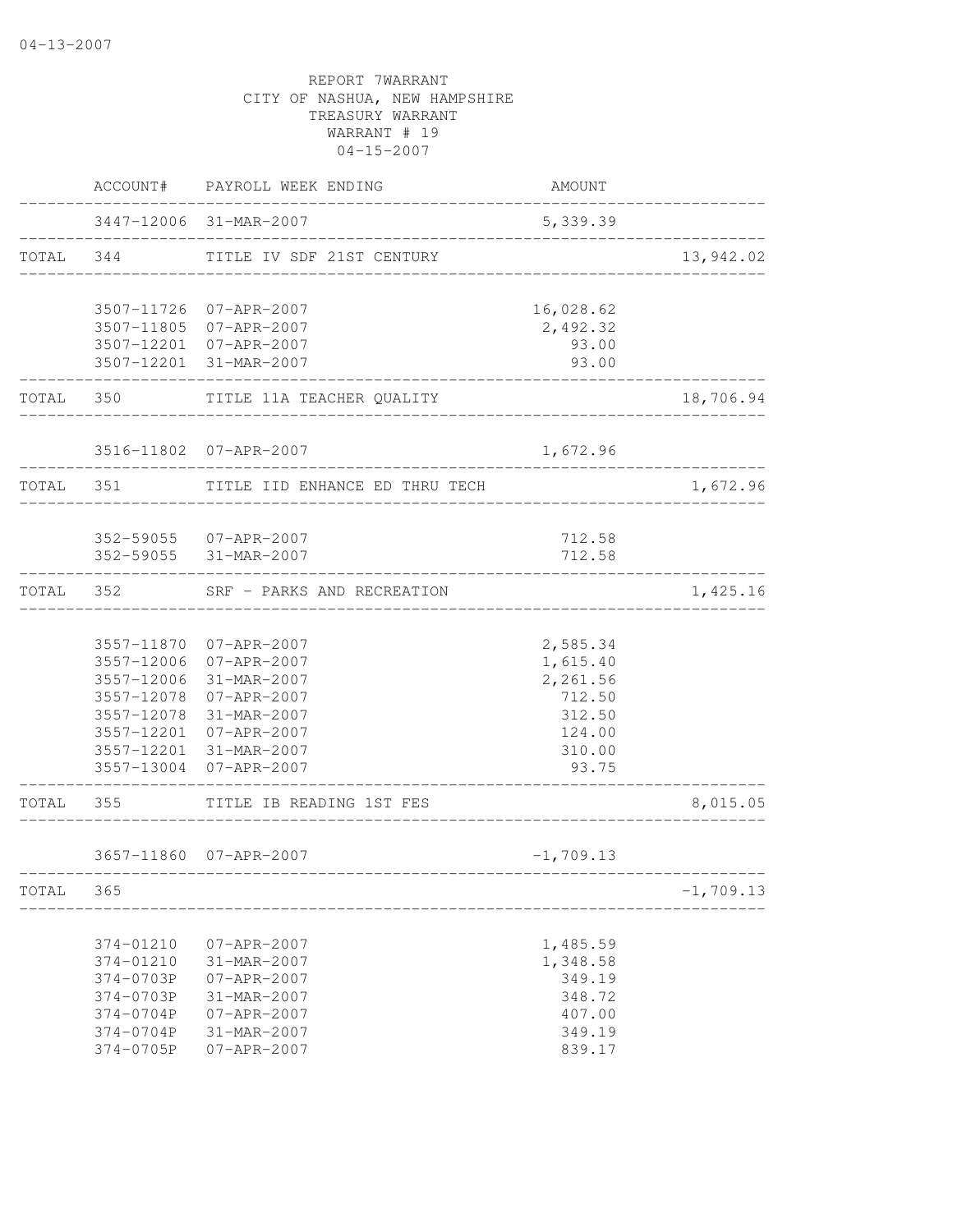04-13-2007

REPORT 7WARRANT
CITY OF NASHUA, NEW HAMPSHIRE
TREASURY WARRANT
WARRANT # 19
04-15-2007

| | ACCOUNT# | PAYROLL WEEK ENDING | AMOUNT | |
|---|---|---|---|---|
| | 3447-12006 | 31-MAR-2007 | 5,339.39 | |
| TOTAL | 344 | TITLE IV SDF 21ST CENTURY | | 13,942.02 |
| | 3507-11726 | 07-APR-2007 | 16,028.62 | |
| | 3507-11805 | 07-APR-2007 | 2,492.32 | |
| | 3507-12201 | 07-APR-2007 | 93.00 | |
| | 3507-12201 | 31-MAR-2007 | 93.00 | |
| TOTAL | 350 | TITLE 11A TEACHER QUALITY | | 18,706.94 |
| | 3516-11802 | 07-APR-2007 | 1,672.96 | |
| TOTAL | 351 | TITLE IID ENHANCE ED THRU TECH | | 1,672.96 |
| | 352-59055 | 07-APR-2007 | 712.58 | |
| | 352-59055 | 31-MAR-2007 | 712.58 | |
| TOTAL | 352 | SRF - PARKS AND RECREATION | | 1,425.16 |
| | 3557-11870 | 07-APR-2007 | 2,585.34 | |
| | 3557-12006 | 07-APR-2007 | 1,615.40 | |
| | 3557-12006 | 31-MAR-2007 | 2,261.56 | |
| | 3557-12078 | 07-APR-2007 | 712.50 | |
| | 3557-12078 | 31-MAR-2007 | 312.50 | |
| | 3557-12201 | 07-APR-2007 | 124.00 | |
| | 3557-12201 | 31-MAR-2007 | 310.00 | |
| | 3557-13004 | 07-APR-2007 | 93.75 | |
| TOTAL | 355 | TITLE IB READING 1ST FES | | 8,015.05 |
| | 3657-11860 | 07-APR-2007 | -1,709.13 | |
| TOTAL | 365 | | | -1,709.13 |
| | 374-01210 | 07-APR-2007 | 1,485.59 | |
| | 374-01210 | 31-MAR-2007 | 1,348.58 | |
| | 374-0703P | 07-APR-2007 | 349.19 | |
| | 374-0703P | 31-MAR-2007 | 348.72 | |
| | 374-0704P | 07-APR-2007 | 407.00 | |
| | 374-0704P | 31-MAR-2007 | 349.19 | |
| | 374-0705P | 07-APR-2007 | 839.17 | |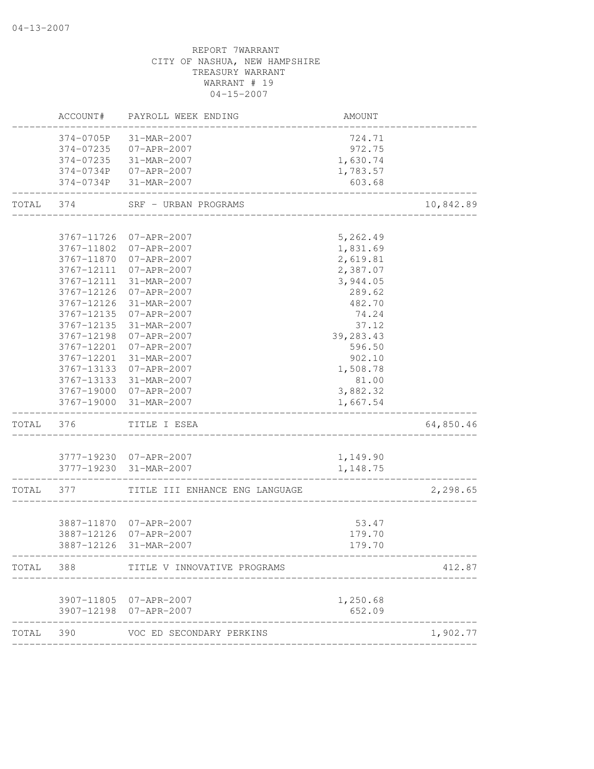04-13-2007

REPORT 7WARRANT
CITY OF NASHUA, NEW HAMPSHIRE
TREASURY WARRANT
WARRANT # 19
04-15-2007

| | ACCOUNT# | PAYROLL WEEK ENDING | AMOUNT | |
|---|---|---|---|---|
| | 374-0705P | 31-MAR-2007 | 724.71 | |
| | 374-07235 | 07-APR-2007 | 972.75 | |
| | 374-07235 | 31-MAR-2007 | 1,630.74 | |
| | 374-0734P | 07-APR-2007 | 1,783.57 | |
| | 374-0734P | 31-MAR-2007 | 603.68 | |
| TOTAL | 374 | SRF - URBAN PROGRAMS | | 10,842.89 |
| | 3767-11726 | 07-APR-2007 | 5,262.49 | |
| | 3767-11802 | 07-APR-2007 | 1,831.69 | |
| | 3767-11870 | 07-APR-2007 | 2,619.81 | |
| | 3767-12111 | 07-APR-2007 | 2,387.07 | |
| | 3767-12111 | 31-MAR-2007 | 3,944.05 | |
| | 3767-12126 | 07-APR-2007 | 289.62 | |
| | 3767-12126 | 31-MAR-2007 | 482.70 | |
| | 3767-12135 | 07-APR-2007 | 74.24 | |
| | 3767-12135 | 31-MAR-2007 | 37.12 | |
| | 3767-12198 | 07-APR-2007 | 39,283.43 | |
| | 3767-12201 | 07-APR-2007 | 596.50 | |
| | 3767-12201 | 31-MAR-2007 | 902.10 | |
| | 3767-13133 | 07-APR-2007 | 1,508.78 | |
| | 3767-13133 | 31-MAR-2007 | 81.00 | |
| | 3767-19000 | 07-APR-2007 | 3,882.32 | |
| | 3767-19000 | 31-MAR-2007 | 1,667.54 | |
| TOTAL | 376 | TITLE I ESEA | | 64,850.46 |
| | 3777-19230 | 07-APR-2007 | 1,149.90 | |
| | 3777-19230 | 31-MAR-2007 | 1,148.75 | |
| TOTAL | 377 | TITLE III ENHANCE ENG LANGUAGE | | 2,298.65 |
| | 3887-11870 | 07-APR-2007 | 53.47 | |
| | 3887-12126 | 07-APR-2007 | 179.70 | |
| | 3887-12126 | 31-MAR-2007 | 179.70 | |
| TOTAL | 388 | TITLE V INNOVATIVE PROGRAMS | | 412.87 |
| | 3907-11805 | 07-APR-2007 | 1,250.68 | |
| | 3907-12198 | 07-APR-2007 | 652.09 | |
| TOTAL | 390 | VOC ED SECONDARY PERKINS | | 1,902.77 |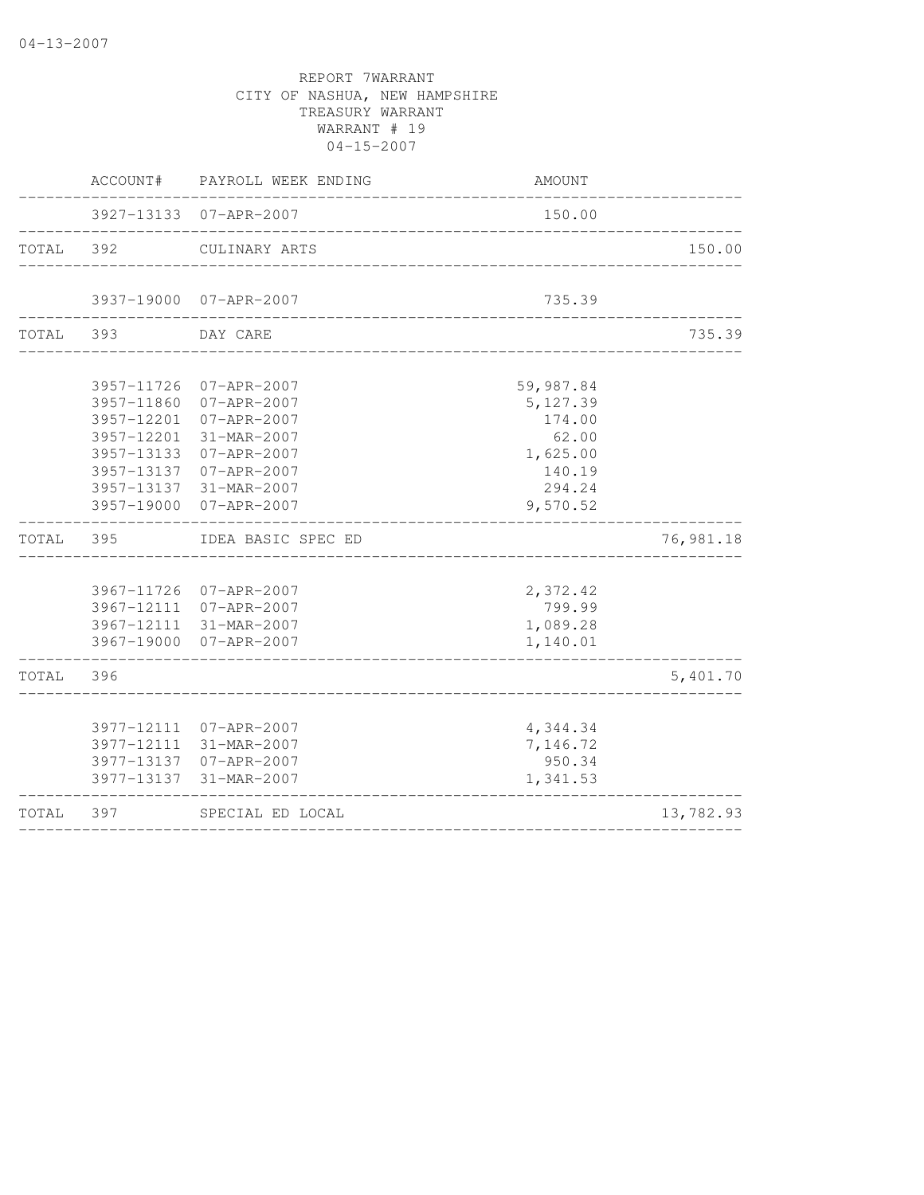REPORT 7WARRANT
CITY OF NASHUA, NEW HAMPSHIRE
TREASURY WARRANT
WARRANT # 19
04-15-2007

| | ACCOUNT# | PAYROLL WEEK ENDING | AMOUNT | |
|---|---|---|---|---|
| | 3927-13133 | 07-APR-2007 | 150.00 | |
| TOTAL | 392 | CULINARY ARTS | | 150.00 |
| | 3937-19000 | 07-APR-2007 | 735.39 | |
| TOTAL | 393 | DAY CARE | | 735.39 |
| | 3957-11726 | 07-APR-2007 | 59,987.84 | |
| | 3957-11860 | 07-APR-2007 | 5,127.39 | |
| | 3957-12201 | 07-APR-2007 | 174.00 | |
| | 3957-12201 | 31-MAR-2007 | 62.00 | |
| | 3957-13133 | 07-APR-2007 | 1,625.00 | |
| | 3957-13137 | 07-APR-2007 | 140.19 | |
| | 3957-13137 | 31-MAR-2007 | 294.24 | |
| | 3957-19000 | 07-APR-2007 | 9,570.52 | |
| TOTAL | 395 | IDEA BASIC SPEC ED | | 76,981.18 |
| | 3967-11726 | 07-APR-2007 | 2,372.42 | |
| | 3967-12111 | 07-APR-2007 | 799.99 | |
| | 3967-12111 | 31-MAR-2007 | 1,089.28 | |
| | 3967-19000 | 07-APR-2007 | 1,140.01 | |
| TOTAL | 396 | | | 5,401.70 |
| | 3977-12111 | 07-APR-2007 | 4,344.34 | |
| | 3977-12111 | 31-MAR-2007 | 7,146.72 | |
| | 3977-13137 | 07-APR-2007 | 950.34 | |
| | 3977-13137 | 31-MAR-2007 | 1,341.53 | |
| TOTAL | 397 | SPECIAL ED LOCAL | | 13,782.93 |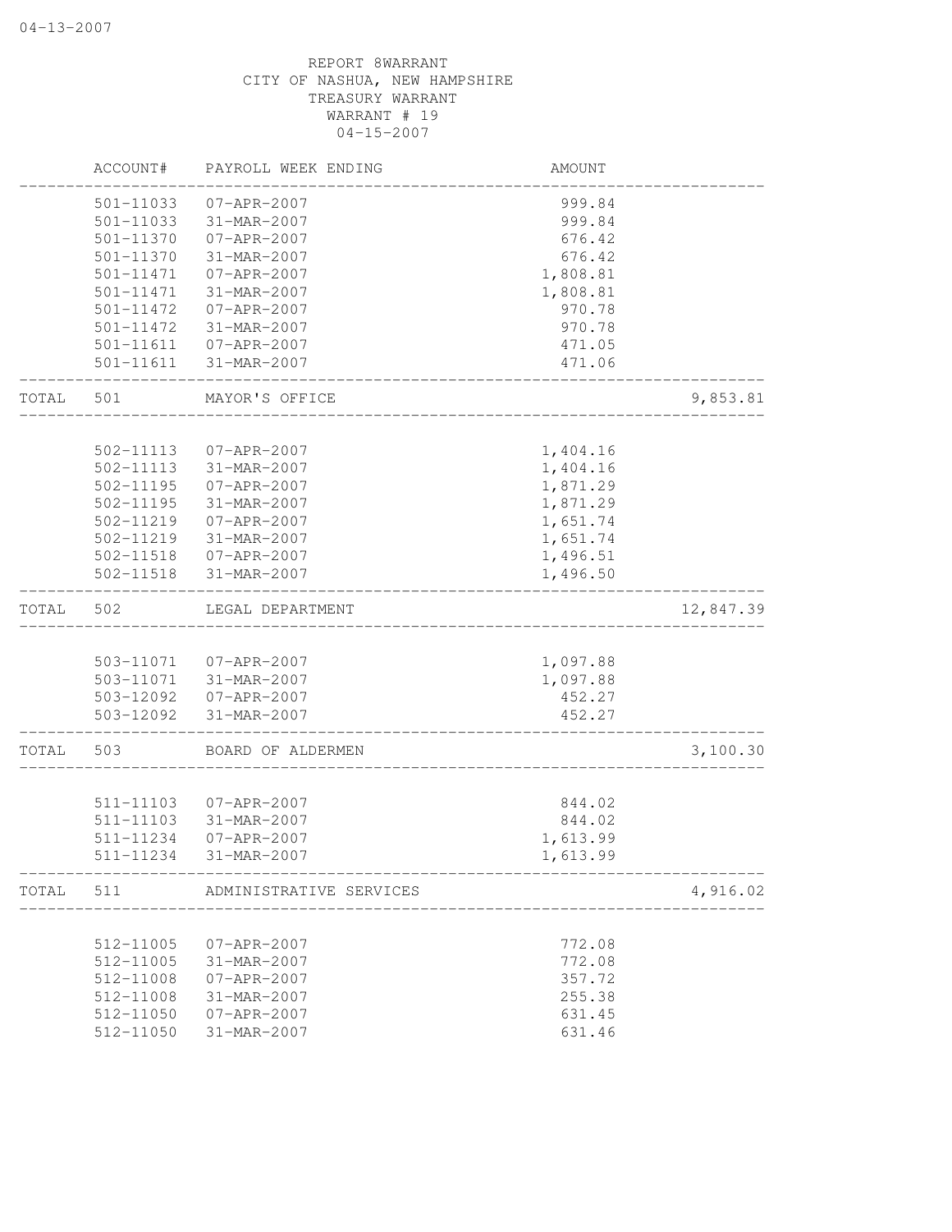REPORT 8WARRANT
CITY OF NASHUA, NEW HAMPSHIRE
TREASURY WARRANT
WARRANT # 19
04-15-2007

| | ACCOUNT# | PAYROLL WEEK ENDING | AMOUNT | |
|---|---|---|---|---|
| | 501-11033 | 07-APR-2007 | 999.84 | |
| | 501-11033 | 31-MAR-2007 | 999.84 | |
| | 501-11370 | 07-APR-2007 | 676.42 | |
| | 501-11370 | 31-MAR-2007 | 676.42 | |
| | 501-11471 | 07-APR-2007 | 1,808.81 | |
| | 501-11471 | 31-MAR-2007 | 1,808.81 | |
| | 501-11472 | 07-APR-2007 | 970.78 | |
| | 501-11472 | 31-MAR-2007 | 970.78 | |
| | 501-11611 | 07-APR-2007 | 471.05 | |
| | 501-11611 | 31-MAR-2007 | 471.06 | |
| TOTAL | 501 | MAYOR'S OFFICE | | 9,853.81 |
| | 502-11113 | 07-APR-2007 | 1,404.16 | |
| | 502-11113 | 31-MAR-2007 | 1,404.16 | |
| | 502-11195 | 07-APR-2007 | 1,871.29 | |
| | 502-11195 | 31-MAR-2007 | 1,871.29 | |
| | 502-11219 | 07-APR-2007 | 1,651.74 | |
| | 502-11219 | 31-MAR-2007 | 1,651.74 | |
| | 502-11518 | 07-APR-2007 | 1,496.51 | |
| | 502-11518 | 31-MAR-2007 | 1,496.50 | |
| TOTAL | 502 | LEGAL DEPARTMENT | | 12,847.39 |
| | 503-11071 | 07-APR-2007 | 1,097.88 | |
| | 503-11071 | 31-MAR-2007 | 1,097.88 | |
| | 503-12092 | 07-APR-2007 | 452.27 | |
| | 503-12092 | 31-MAR-2007 | 452.27 | |
| TOTAL | 503 | BOARD OF ALDERMEN | | 3,100.30 |
| | 511-11103 | 07-APR-2007 | 844.02 | |
| | 511-11103 | 31-MAR-2007 | 844.02 | |
| | 511-11234 | 07-APR-2007 | 1,613.99 | |
| | 511-11234 | 31-MAR-2007 | 1,613.99 | |
| TOTAL | 511 | ADMINISTRATIVE SERVICES | | 4,916.02 |
| | 512-11005 | 07-APR-2007 | 772.08 | |
| | 512-11005 | 31-MAR-2007 | 772.08 | |
| | 512-11008 | 07-APR-2007 | 357.72 | |
| | 512-11008 | 31-MAR-2007 | 255.38 | |
| | 512-11050 | 07-APR-2007 | 631.45 | |
| | 512-11050 | 31-MAR-2007 | 631.46 | |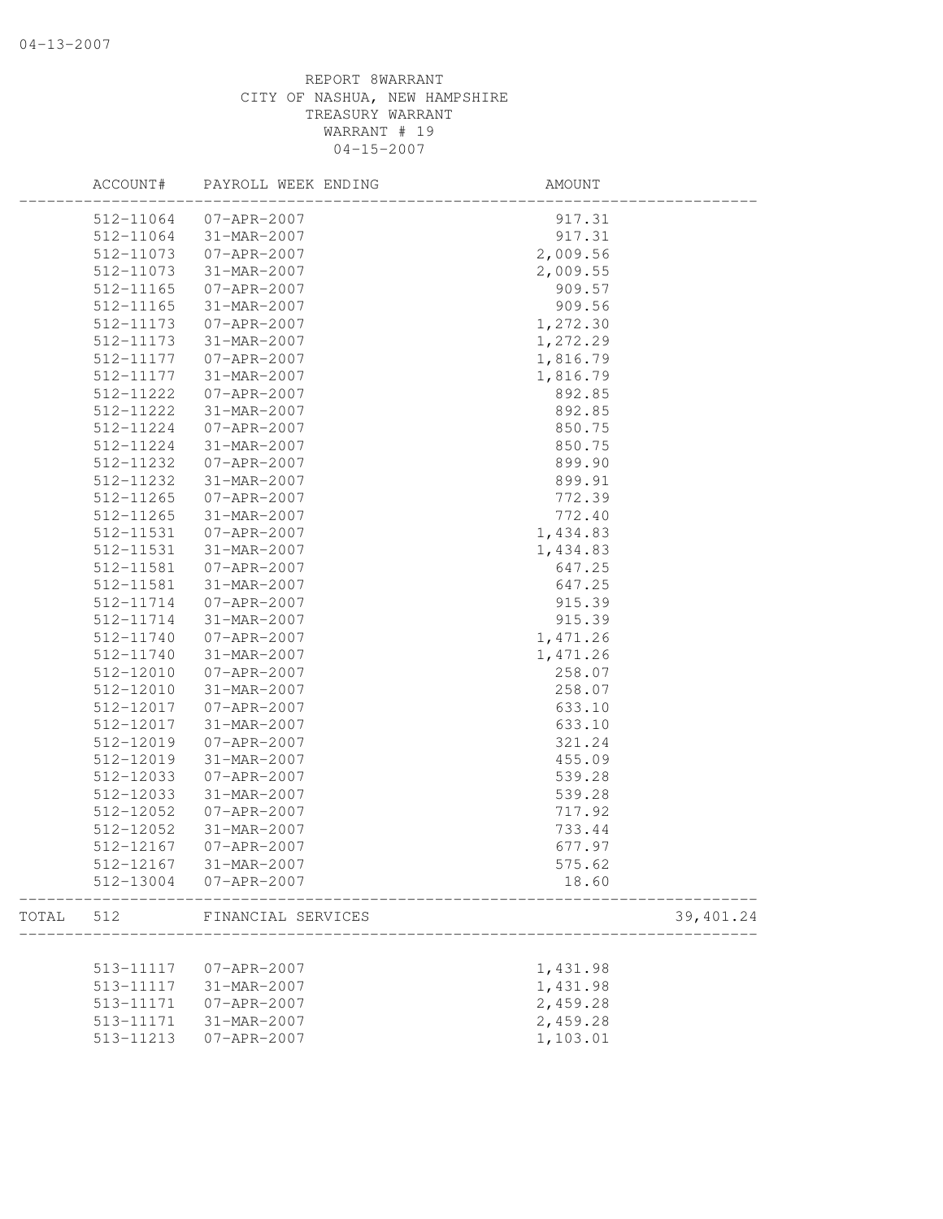REPORT 8WARRANT
CITY OF NASHUA, NEW HAMPSHIRE
TREASURY WARRANT
WARRANT # 19
04-15-2007

| | ACCOUNT# | PAYROLL WEEK ENDING | AMOUNT | |
|---|---|---|---|---|
| | 512-11064 | 07-APR-2007 | 917.31 | |
| | 512-11064 | 31-MAR-2007 | 917.31 | |
| | 512-11073 | 07-APR-2007 | 2,009.56 | |
| | 512-11073 | 31-MAR-2007 | 2,009.55 | |
| | 512-11165 | 07-APR-2007 | 909.57 | |
| | 512-11165 | 31-MAR-2007 | 909.56 | |
| | 512-11173 | 07-APR-2007 | 1,272.30 | |
| | 512-11173 | 31-MAR-2007 | 1,272.29 | |
| | 512-11177 | 07-APR-2007 | 1,816.79 | |
| | 512-11177 | 31-MAR-2007 | 1,816.79 | |
| | 512-11222 | 07-APR-2007 | 892.85 | |
| | 512-11222 | 31-MAR-2007 | 892.85 | |
| | 512-11224 | 07-APR-2007 | 850.75 | |
| | 512-11224 | 31-MAR-2007 | 850.75 | |
| | 512-11232 | 07-APR-2007 | 899.90 | |
| | 512-11232 | 31-MAR-2007 | 899.91 | |
| | 512-11265 | 07-APR-2007 | 772.39 | |
| | 512-11265 | 31-MAR-2007 | 772.40 | |
| | 512-11531 | 07-APR-2007 | 1,434.83 | |
| | 512-11531 | 31-MAR-2007 | 1,434.83 | |
| | 512-11581 | 07-APR-2007 | 647.25 | |
| | 512-11581 | 31-MAR-2007 | 647.25 | |
| | 512-11714 | 07-APR-2007 | 915.39 | |
| | 512-11714 | 31-MAR-2007 | 915.39 | |
| | 512-11740 | 07-APR-2007 | 1,471.26 | |
| | 512-11740 | 31-MAR-2007 | 1,471.26 | |
| | 512-12010 | 07-APR-2007 | 258.07 | |
| | 512-12010 | 31-MAR-2007 | 258.07 | |
| | 512-12017 | 07-APR-2007 | 633.10 | |
| | 512-12017 | 31-MAR-2007 | 633.10 | |
| | 512-12019 | 07-APR-2007 | 321.24 | |
| | 512-12019 | 31-MAR-2007 | 455.09 | |
| | 512-12033 | 07-APR-2007 | 539.28 | |
| | 512-12033 | 31-MAR-2007 | 539.28 | |
| | 512-12052 | 07-APR-2007 | 717.92 | |
| | 512-12052 | 31-MAR-2007 | 733.44 | |
| | 512-12167 | 07-APR-2007 | 677.97 | |
| | 512-12167 | 31-MAR-2007 | 575.62 | |
| | 512-13004 | 07-APR-2007 | 18.60 | |
| TOTAL | 512 | FINANCIAL SERVICES | | 39,401.24 |
| | 513-11117 | 07-APR-2007 | 1,431.98 | |
| | 513-11117 | 31-MAR-2007 | 1,431.98 | |
| | 513-11171 | 07-APR-2007 | 2,459.28 | |
| | 513-11171 | 31-MAR-2007 | 2,459.28 | |
| | 513-11213 | 07-APR-2007 | 1,103.01 | |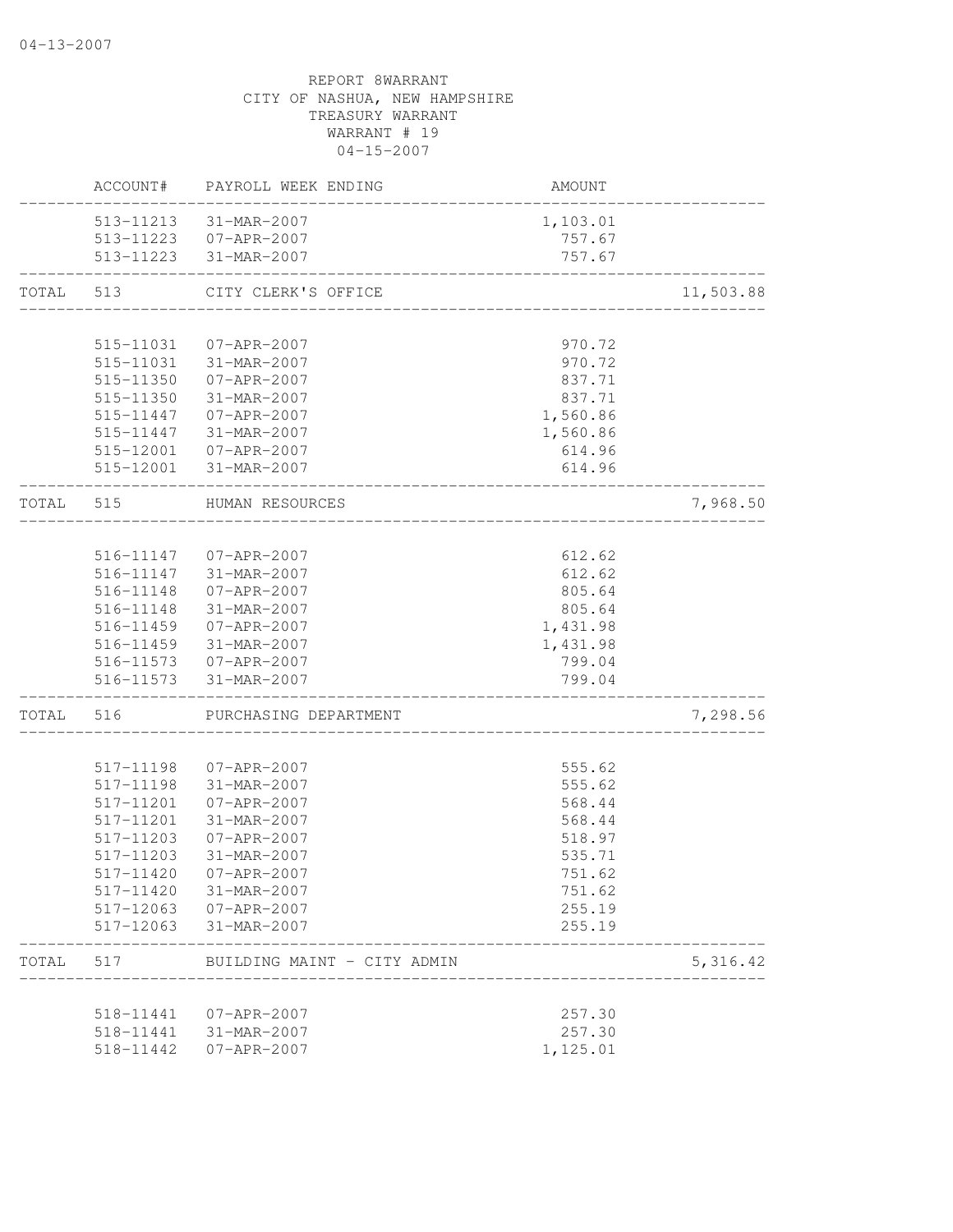REPORT 8WARRANT
CITY OF NASHUA, NEW HAMPSHIRE
TREASURY WARRANT
WARRANT # 19
04-15-2007

| | ACCOUNT# | PAYROLL WEEK ENDING | AMOUNT | |
|---|---|---|---|---|
| | 513-11213 | 31-MAR-2007 | 1,103.01 | |
| | 513-11223 | 07-APR-2007 | 757.67 | |
| | 513-11223 | 31-MAR-2007 | 757.67 | |
| TOTAL | 513 | CITY CLERK'S OFFICE | | 11,503.88 |
| | 515-11031 | 07-APR-2007 | 970.72 | |
| | 515-11031 | 31-MAR-2007 | 970.72 | |
| | 515-11350 | 07-APR-2007 | 837.71 | |
| | 515-11350 | 31-MAR-2007 | 837.71 | |
| | 515-11447 | 07-APR-2007 | 1,560.86 | |
| | 515-11447 | 31-MAR-2007 | 1,560.86 | |
| | 515-12001 | 07-APR-2007 | 614.96 | |
| | 515-12001 | 31-MAR-2007 | 614.96 | |
| TOTAL | 515 | HUMAN RESOURCES | | 7,968.50 |
| | 516-11147 | 07-APR-2007 | 612.62 | |
| | 516-11147 | 31-MAR-2007 | 612.62 | |
| | 516-11148 | 07-APR-2007 | 805.64 | |
| | 516-11148 | 31-MAR-2007 | 805.64 | |
| | 516-11459 | 07-APR-2007 | 1,431.98 | |
| | 516-11459 | 31-MAR-2007 | 1,431.98 | |
| | 516-11573 | 07-APR-2007 | 799.04 | |
| | 516-11573 | 31-MAR-2007 | 799.04 | |
| TOTAL | 516 | PURCHASING DEPARTMENT | | 7,298.56 |
| | 517-11198 | 07-APR-2007 | 555.62 | |
| | 517-11198 | 31-MAR-2007 | 555.62 | |
| | 517-11201 | 07-APR-2007 | 568.44 | |
| | 517-11201 | 31-MAR-2007 | 568.44 | |
| | 517-11203 | 07-APR-2007 | 518.97 | |
| | 517-11203 | 31-MAR-2007 | 535.71 | |
| | 517-11420 | 07-APR-2007 | 751.62 | |
| | 517-11420 | 31-MAR-2007 | 751.62 | |
| | 517-12063 | 07-APR-2007 | 255.19 | |
| | 517-12063 | 31-MAR-2007 | 255.19 | |
| TOTAL | 517 | BUILDING MAINT - CITY ADMIN | | 5,316.42 |
| | 518-11441 | 07-APR-2007 | 257.30 | |
| | 518-11441 | 31-MAR-2007 | 257.30 | |
| | 518-11442 | 07-APR-2007 | 1,125.01 | |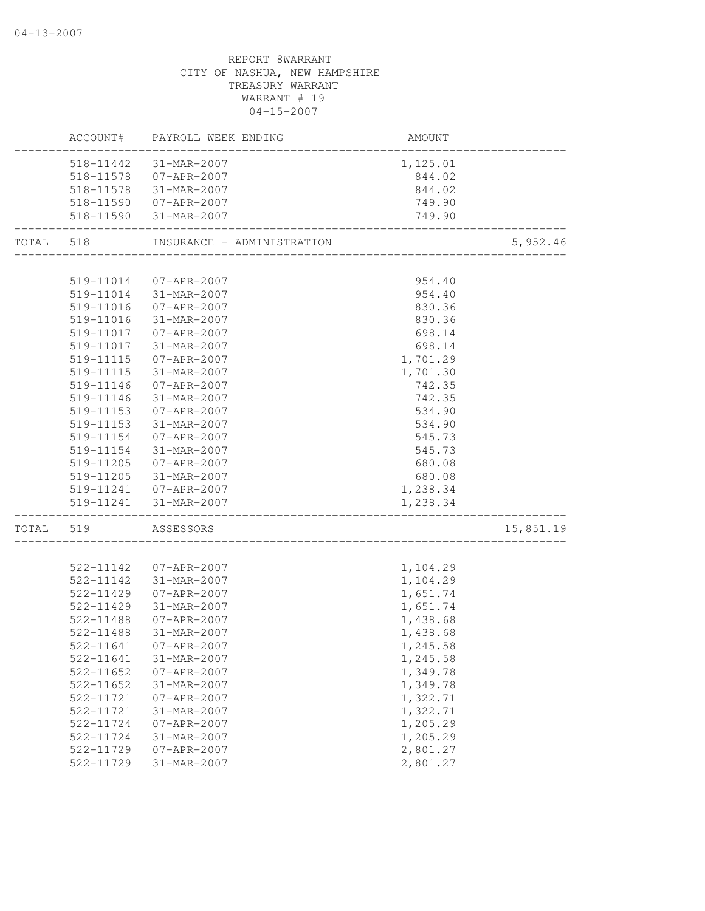REPORT 8WARRANT
CITY OF NASHUA, NEW HAMPSHIRE
TREASURY WARRANT
WARRANT # 19
04-15-2007

| | ACCOUNT# | PAYROLL WEEK ENDING | AMOUNT | |
|---|---|---|---|---|
| | 518-11442 | 31-MAR-2007 | 1,125.01 | |
| | 518-11578 | 07-APR-2007 | 844.02 | |
| | 518-11578 | 31-MAR-2007 | 844.02 | |
| | 518-11590 | 07-APR-2007 | 749.90 | |
| | 518-11590 | 31-MAR-2007 | 749.90 | |
| TOTAL | 518 | INSURANCE - ADMINISTRATION | | 5,952.46 |
| | 519-11014 | 07-APR-2007 | 954.40 | |
| | 519-11014 | 31-MAR-2007 | 954.40 | |
| | 519-11016 | 07-APR-2007 | 830.36 | |
| | 519-11016 | 31-MAR-2007 | 830.36 | |
| | 519-11017 | 07-APR-2007 | 698.14 | |
| | 519-11017 | 31-MAR-2007 | 698.14 | |
| | 519-11115 | 07-APR-2007 | 1,701.29 | |
| | 519-11115 | 31-MAR-2007 | 1,701.30 | |
| | 519-11146 | 07-APR-2007 | 742.35 | |
| | 519-11146 | 31-MAR-2007 | 742.35 | |
| | 519-11153 | 07-APR-2007 | 534.90 | |
| | 519-11153 | 31-MAR-2007 | 534.90 | |
| | 519-11154 | 07-APR-2007 | 545.73 | |
| | 519-11154 | 31-MAR-2007 | 545.73 | |
| | 519-11205 | 07-APR-2007 | 680.08 | |
| | 519-11205 | 31-MAR-2007 | 680.08 | |
| | 519-11241 | 07-APR-2007 | 1,238.34 | |
| | 519-11241 | 31-MAR-2007 | 1,238.34 | |
| TOTAL | 519 | ASSESSORS | | 15,851.19 |
| | 522-11142 | 07-APR-2007 | 1,104.29 | |
| | 522-11142 | 31-MAR-2007 | 1,104.29 | |
| | 522-11429 | 07-APR-2007 | 1,651.74 | |
| | 522-11429 | 31-MAR-2007 | 1,651.74 | |
| | 522-11488 | 07-APR-2007 | 1,438.68 | |
| | 522-11488 | 31-MAR-2007 | 1,438.68 | |
| | 522-11641 | 07-APR-2007 | 1,245.58 | |
| | 522-11641 | 31-MAR-2007 | 1,245.58 | |
| | 522-11652 | 07-APR-2007 | 1,349.78 | |
| | 522-11652 | 31-MAR-2007 | 1,349.78 | |
| | 522-11721 | 07-APR-2007 | 1,322.71 | |
| | 522-11721 | 31-MAR-2007 | 1,322.71 | |
| | 522-11724 | 07-APR-2007 | 1,205.29 | |
| | 522-11724 | 31-MAR-2007 | 1,205.29 | |
| | 522-11729 | 07-APR-2007 | 2,801.27 | |
| | 522-11729 | 31-MAR-2007 | 2,801.27 | |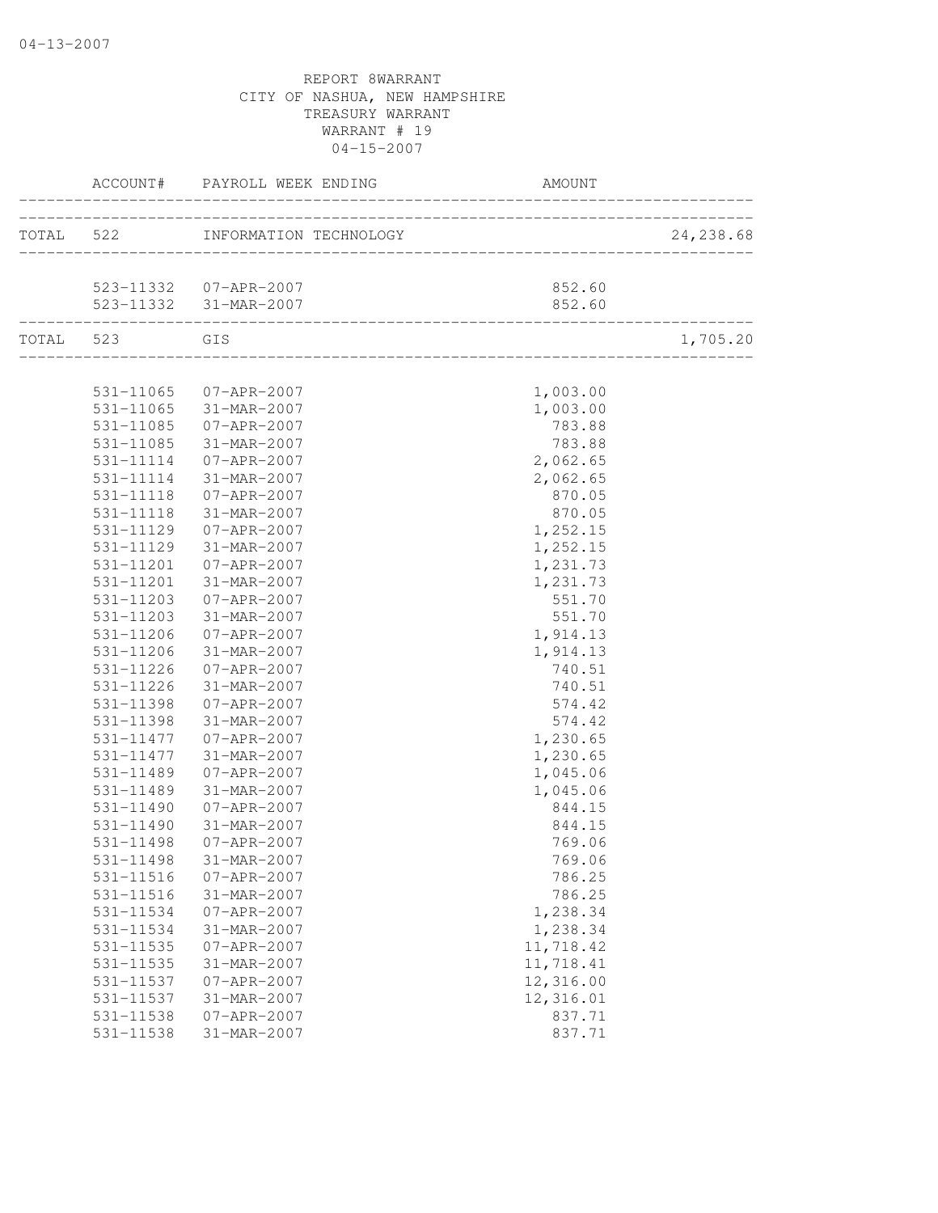REPORT 8WARRANT
CITY OF NASHUA, NEW HAMPSHIRE
TREASURY WARRANT
WARRANT # 19
04-15-2007

| | ACCOUNT# | PAYROLL WEEK ENDING | AMOUNT | |
|---|---|---|---|---|
| TOTAL | 522 | INFORMATION TECHNOLOGY | | 24,238.68 |
| | 523-11332 | 07-APR-2007 | 852.60 | |
| | 523-11332 | 31-MAR-2007 | 852.60 | |
| TOTAL | 523 | GIS | | 1,705.20 |
| | 531-11065 | 07-APR-2007 | 1,003.00 | |
| | 531-11065 | 31-MAR-2007 | 1,003.00 | |
| | 531-11085 | 07-APR-2007 | 783.88 | |
| | 531-11085 | 31-MAR-2007 | 783.88 | |
| | 531-11114 | 07-APR-2007 | 2,062.65 | |
| | 531-11114 | 31-MAR-2007 | 2,062.65 | |
| | 531-11118 | 07-APR-2007 | 870.05 | |
| | 531-11118 | 31-MAR-2007 | 870.05 | |
| | 531-11129 | 07-APR-2007 | 1,252.15 | |
| | 531-11129 | 31-MAR-2007 | 1,252.15 | |
| | 531-11201 | 07-APR-2007 | 1,231.73 | |
| | 531-11201 | 31-MAR-2007 | 1,231.73 | |
| | 531-11203 | 07-APR-2007 | 551.70 | |
| | 531-11203 | 31-MAR-2007 | 551.70 | |
| | 531-11206 | 07-APR-2007 | 1,914.13 | |
| | 531-11206 | 31-MAR-2007 | 1,914.13 | |
| | 531-11226 | 07-APR-2007 | 740.51 | |
| | 531-11226 | 31-MAR-2007 | 740.51 | |
| | 531-11398 | 07-APR-2007 | 574.42 | |
| | 531-11398 | 31-MAR-2007 | 574.42 | |
| | 531-11477 | 07-APR-2007 | 1,230.65 | |
| | 531-11477 | 31-MAR-2007 | 1,230.65 | |
| | 531-11489 | 07-APR-2007 | 1,045.06 | |
| | 531-11489 | 31-MAR-2007 | 1,045.06 | |
| | 531-11490 | 07-APR-2007 | 844.15 | |
| | 531-11490 | 31-MAR-2007 | 844.15 | |
| | 531-11498 | 07-APR-2007 | 769.06 | |
| | 531-11498 | 31-MAR-2007 | 769.06 | |
| | 531-11516 | 07-APR-2007 | 786.25 | |
| | 531-11516 | 31-MAR-2007 | 786.25 | |
| | 531-11534 | 07-APR-2007 | 1,238.34 | |
| | 531-11534 | 31-MAR-2007 | 1,238.34 | |
| | 531-11535 | 07-APR-2007 | 11,718.42 | |
| | 531-11535 | 31-MAR-2007 | 11,718.41 | |
| | 531-11537 | 07-APR-2007 | 12,316.00 | |
| | 531-11537 | 31-MAR-2007 | 12,316.01 | |
| | 531-11538 | 07-APR-2007 | 837.71 | |
| | 531-11538 | 31-MAR-2007 | 837.71 | |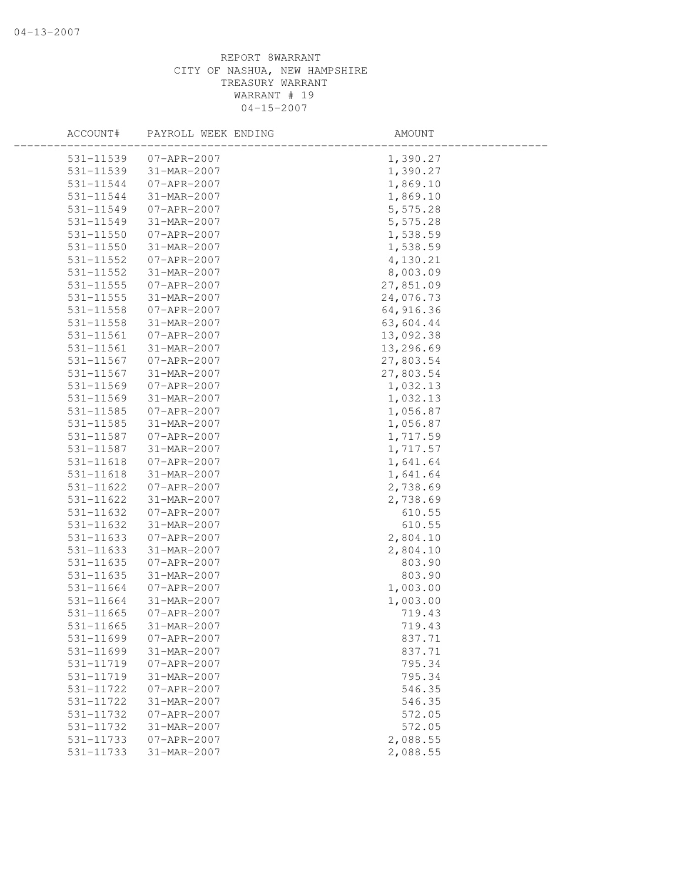REPORT 8WARRANT
CITY OF NASHUA, NEW HAMPSHIRE
TREASURY WARRANT
WARRANT # 19
04-15-2007

| ACCOUNT# | PAYROLL WEEK ENDING | AMOUNT |
|---|---|---|
| 531-11539 | 07-APR-2007 | 1,390.27 |
| 531-11539 | 31-MAR-2007 | 1,390.27 |
| 531-11544 | 07-APR-2007 | 1,869.10 |
| 531-11544 | 31-MAR-2007 | 1,869.10 |
| 531-11549 | 07-APR-2007 | 5,575.28 |
| 531-11549 | 31-MAR-2007 | 5,575.28 |
| 531-11550 | 07-APR-2007 | 1,538.59 |
| 531-11550 | 31-MAR-2007 | 1,538.59 |
| 531-11552 | 07-APR-2007 | 4,130.21 |
| 531-11552 | 31-MAR-2007 | 8,003.09 |
| 531-11555 | 07-APR-2007 | 27,851.09 |
| 531-11555 | 31-MAR-2007 | 24,076.73 |
| 531-11558 | 07-APR-2007 | 64,916.36 |
| 531-11558 | 31-MAR-2007 | 63,604.44 |
| 531-11561 | 07-APR-2007 | 13,092.38 |
| 531-11561 | 31-MAR-2007 | 13,296.69 |
| 531-11567 | 07-APR-2007 | 27,803.54 |
| 531-11567 | 31-MAR-2007 | 27,803.54 |
| 531-11569 | 07-APR-2007 | 1,032.13 |
| 531-11569 | 31-MAR-2007 | 1,032.13 |
| 531-11585 | 07-APR-2007 | 1,056.87 |
| 531-11585 | 31-MAR-2007 | 1,056.87 |
| 531-11587 | 07-APR-2007 | 1,717.59 |
| 531-11587 | 31-MAR-2007 | 1,717.57 |
| 531-11618 | 07-APR-2007 | 1,641.64 |
| 531-11618 | 31-MAR-2007 | 1,641.64 |
| 531-11622 | 07-APR-2007 | 2,738.69 |
| 531-11622 | 31-MAR-2007 | 2,738.69 |
| 531-11632 | 07-APR-2007 | 610.55 |
| 531-11632 | 31-MAR-2007 | 610.55 |
| 531-11633 | 07-APR-2007 | 2,804.10 |
| 531-11633 | 31-MAR-2007 | 2,804.10 |
| 531-11635 | 07-APR-2007 | 803.90 |
| 531-11635 | 31-MAR-2007 | 803.90 |
| 531-11664 | 07-APR-2007 | 1,003.00 |
| 531-11664 | 31-MAR-2007 | 1,003.00 |
| 531-11665 | 07-APR-2007 | 719.43 |
| 531-11665 | 31-MAR-2007 | 719.43 |
| 531-11699 | 07-APR-2007 | 837.71 |
| 531-11699 | 31-MAR-2007 | 837.71 |
| 531-11719 | 07-APR-2007 | 795.34 |
| 531-11719 | 31-MAR-2007 | 795.34 |
| 531-11722 | 07-APR-2007 | 546.35 |
| 531-11722 | 31-MAR-2007 | 546.35 |
| 531-11732 | 07-APR-2007 | 572.05 |
| 531-11732 | 31-MAR-2007 | 572.05 |
| 531-11733 | 07-APR-2007 | 2,088.55 |
| 531-11733 | 31-MAR-2007 | 2,088.55 |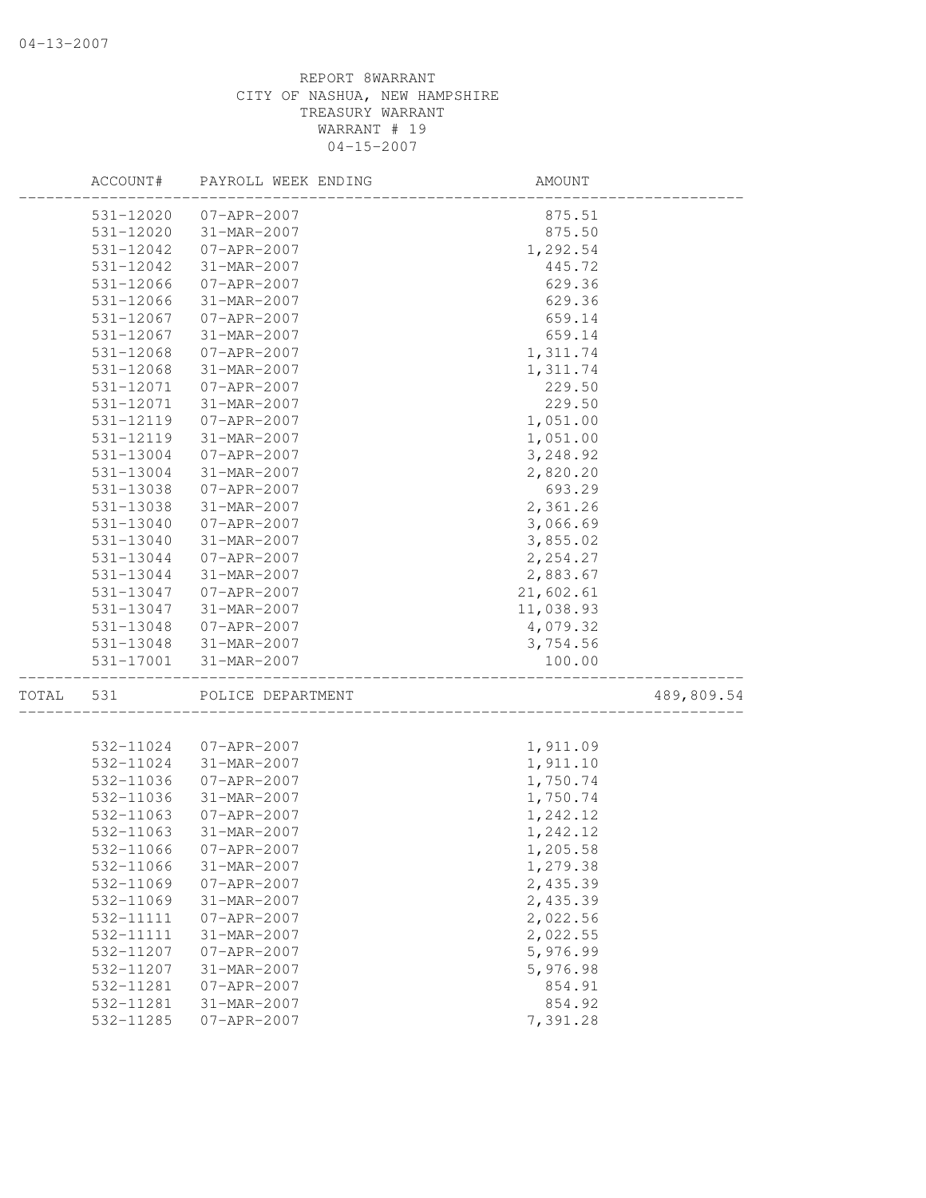REPORT 8WARRANT
CITY OF NASHUA, NEW HAMPSHIRE
TREASURY WARRANT
WARRANT # 19
04-15-2007

| | ACCOUNT# | PAYROLL WEEK ENDING | AMOUNT | |
|---|---|---|---|---|
| | 531-12020 | 07-APR-2007 | 875.51 | |
| | 531-12020 | 31-MAR-2007 | 875.50 | |
| | 531-12042 | 07-APR-2007 | 1,292.54 | |
| | 531-12042 | 31-MAR-2007 | 445.72 | |
| | 531-12066 | 07-APR-2007 | 629.36 | |
| | 531-12066 | 31-MAR-2007 | 629.36 | |
| | 531-12067 | 07-APR-2007 | 659.14 | |
| | 531-12067 | 31-MAR-2007 | 659.14 | |
| | 531-12068 | 07-APR-2007 | 1,311.74 | |
| | 531-12068 | 31-MAR-2007 | 1,311.74 | |
| | 531-12071 | 07-APR-2007 | 229.50 | |
| | 531-12071 | 31-MAR-2007 | 229.50 | |
| | 531-12119 | 07-APR-2007 | 1,051.00 | |
| | 531-12119 | 31-MAR-2007 | 1,051.00 | |
| | 531-13004 | 07-APR-2007 | 3,248.92 | |
| | 531-13004 | 31-MAR-2007 | 2,820.20 | |
| | 531-13038 | 07-APR-2007 | 693.29 | |
| | 531-13038 | 31-MAR-2007 | 2,361.26 | |
| | 531-13040 | 07-APR-2007 | 3,066.69 | |
| | 531-13040 | 31-MAR-2007 | 3,855.02 | |
| | 531-13044 | 07-APR-2007 | 2,254.27 | |
| | 531-13044 | 31-MAR-2007 | 2,883.67 | |
| | 531-13047 | 07-APR-2007 | 21,602.61 | |
| | 531-13047 | 31-MAR-2007 | 11,038.93 | |
| | 531-13048 | 07-APR-2007 | 4,079.32 | |
| | 531-13048 | 31-MAR-2007 | 3,754.56 | |
| | 531-17001 | 31-MAR-2007 | 100.00 | |
| TOTAL | 531 | POLICE DEPARTMENT | | 489,809.54 |
| | 532-11024 | 07-APR-2007 | 1,911.09 | |
| | 532-11024 | 31-MAR-2007 | 1,911.10 | |
| | 532-11036 | 07-APR-2007 | 1,750.74 | |
| | 532-11036 | 31-MAR-2007 | 1,750.74 | |
| | 532-11063 | 07-APR-2007 | 1,242.12 | |
| | 532-11063 | 31-MAR-2007 | 1,242.12 | |
| | 532-11066 | 07-APR-2007 | 1,205.58 | |
| | 532-11066 | 31-MAR-2007 | 1,279.38 | |
| | 532-11069 | 07-APR-2007 | 2,435.39 | |
| | 532-11069 | 31-MAR-2007 | 2,435.39 | |
| | 532-11111 | 07-APR-2007 | 2,022.56 | |
| | 532-11111 | 31-MAR-2007 | 2,022.55 | |
| | 532-11207 | 07-APR-2007 | 5,976.99 | |
| | 532-11207 | 31-MAR-2007 | 5,976.98 | |
| | 532-11281 | 07-APR-2007 | 854.91 | |
| | 532-11281 | 31-MAR-2007 | 854.92 | |
| | 532-11285 | 07-APR-2007 | 7,391.28 | |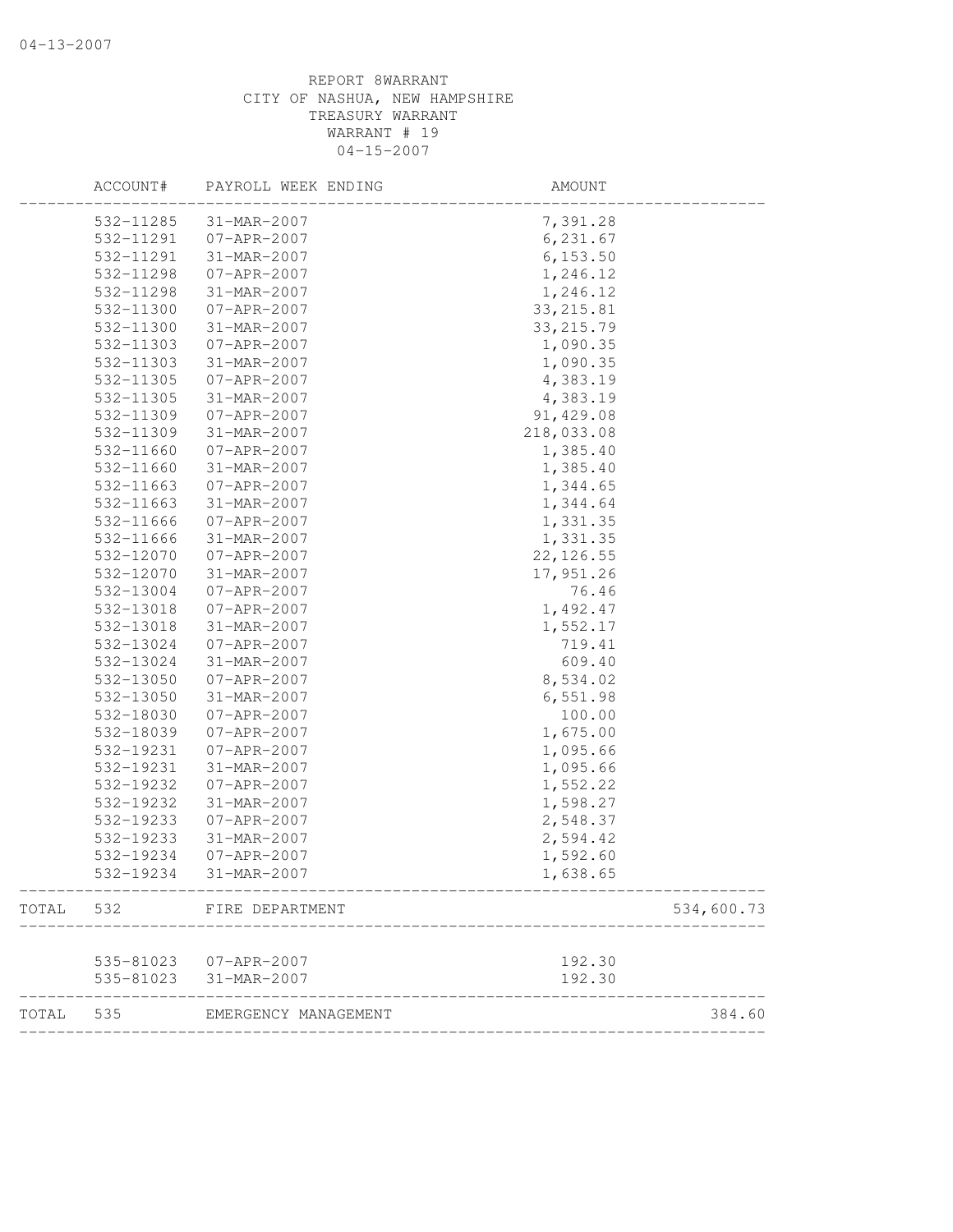REPORT 8WARRANT
CITY OF NASHUA, NEW HAMPSHIRE
TREASURY WARRANT
WARRANT # 19
04-15-2007

| | ACCOUNT# | PAYROLL WEEK ENDING | AMOUNT | |
|---|---|---|---|---|
| | 532-11285 | 31-MAR-2007 | 7,391.28 | |
| | 532-11291 | 07-APR-2007 | 6,231.67 | |
| | 532-11291 | 31-MAR-2007 | 6,153.50 | |
| | 532-11298 | 07-APR-2007 | 1,246.12 | |
| | 532-11298 | 31-MAR-2007 | 1,246.12 | |
| | 532-11300 | 07-APR-2007 | 33,215.81 | |
| | 532-11300 | 31-MAR-2007 | 33,215.79 | |
| | 532-11303 | 07-APR-2007 | 1,090.35 | |
| | 532-11303 | 31-MAR-2007 | 1,090.35 | |
| | 532-11305 | 07-APR-2007 | 4,383.19 | |
| | 532-11305 | 31-MAR-2007 | 4,383.19 | |
| | 532-11309 | 07-APR-2007 | 91,429.08 | |
| | 532-11309 | 31-MAR-2007 | 218,033.08 | |
| | 532-11660 | 07-APR-2007 | 1,385.40 | |
| | 532-11660 | 31-MAR-2007 | 1,385.40 | |
| | 532-11663 | 07-APR-2007 | 1,344.65 | |
| | 532-11663 | 31-MAR-2007 | 1,344.64 | |
| | 532-11666 | 07-APR-2007 | 1,331.35 | |
| | 532-11666 | 31-MAR-2007 | 1,331.35 | |
| | 532-12070 | 07-APR-2007 | 22,126.55 | |
| | 532-12070 | 31-MAR-2007 | 17,951.26 | |
| | 532-13004 | 07-APR-2007 | 76.46 | |
| | 532-13018 | 07-APR-2007 | 1,492.47 | |
| | 532-13018 | 31-MAR-2007 | 1,552.17 | |
| | 532-13024 | 07-APR-2007 | 719.41 | |
| | 532-13024 | 31-MAR-2007 | 609.40 | |
| | 532-13050 | 07-APR-2007 | 8,534.02 | |
| | 532-13050 | 31-MAR-2007 | 6,551.98 | |
| | 532-18030 | 07-APR-2007 | 100.00 | |
| | 532-18039 | 07-APR-2007 | 1,675.00 | |
| | 532-19231 | 07-APR-2007 | 1,095.66 | |
| | 532-19231 | 31-MAR-2007 | 1,095.66 | |
| | 532-19232 | 07-APR-2007 | 1,552.22 | |
| | 532-19232 | 31-MAR-2007 | 1,598.27 | |
| | 532-19233 | 07-APR-2007 | 2,548.37 | |
| | 532-19233 | 31-MAR-2007 | 2,594.42 | |
| | 532-19234 | 07-APR-2007 | 1,592.60 | |
| | 532-19234 | 31-MAR-2007 | 1,638.65 | |
| TOTAL | 532 | FIRE DEPARTMENT | | 534,600.73 |
| | 535-81023 | 07-APR-2007 | 192.30 | |
| | 535-81023 | 31-MAR-2007 | 192.30 | |
| TOTAL | 535 | EMERGENCY MANAGEMENT | | 384.60 |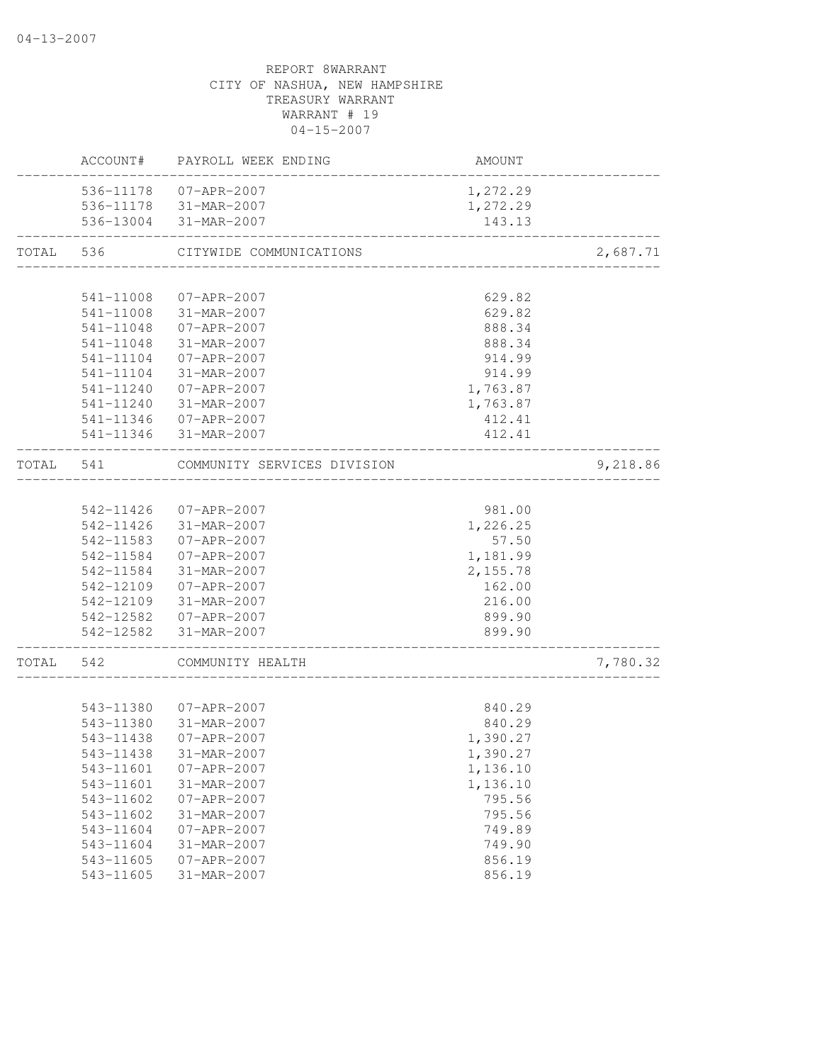REPORT 8WARRANT
CITY OF NASHUA, NEW HAMPSHIRE
TREASURY WARRANT
WARRANT # 19
04-15-2007

| | ACCOUNT# | PAYROLL WEEK ENDING | AMOUNT | |
|---|---|---|---|---|
| | 536-11178 | 07-APR-2007 | 1,272.29 | |
| | 536-11178 | 31-MAR-2007 | 1,272.29 | |
| | 536-13004 | 31-MAR-2007 | 143.13 | |
| TOTAL | 536 | CITYWIDE COMMUNICATIONS | | 2,687.71 |
| | 541-11008 | 07-APR-2007 | 629.82 | |
| | 541-11008 | 31-MAR-2007 | 629.82 | |
| | 541-11048 | 07-APR-2007 | 888.34 | |
| | 541-11048 | 31-MAR-2007 | 888.34 | |
| | 541-11104 | 07-APR-2007 | 914.99 | |
| | 541-11104 | 31-MAR-2007 | 914.99 | |
| | 541-11240 | 07-APR-2007 | 1,763.87 | |
| | 541-11240 | 31-MAR-2007 | 1,763.87 | |
| | 541-11346 | 07-APR-2007 | 412.41 | |
| | 541-11346 | 31-MAR-2007 | 412.41 | |
| TOTAL | 541 | COMMUNITY SERVICES DIVISION | | 9,218.86 |
| | 542-11426 | 07-APR-2007 | 981.00 | |
| | 542-11426 | 31-MAR-2007 | 1,226.25 | |
| | 542-11583 | 07-APR-2007 | 57.50 | |
| | 542-11584 | 07-APR-2007 | 1,181.99 | |
| | 542-11584 | 31-MAR-2007 | 2,155.78 | |
| | 542-12109 | 07-APR-2007 | 162.00 | |
| | 542-12109 | 31-MAR-2007 | 216.00 | |
| | 542-12582 | 07-APR-2007 | 899.90 | |
| | 542-12582 | 31-MAR-2007 | 899.90 | |
| TOTAL | 542 | COMMUNITY HEALTH | | 7,780.32 |
| | 543-11380 | 07-APR-2007 | 840.29 | |
| | 543-11380 | 31-MAR-2007 | 840.29 | |
| | 543-11438 | 07-APR-2007 | 1,390.27 | |
| | 543-11438 | 31-MAR-2007 | 1,390.27 | |
| | 543-11601 | 07-APR-2007 | 1,136.10 | |
| | 543-11601 | 31-MAR-2007 | 1,136.10 | |
| | 543-11602 | 07-APR-2007 | 795.56 | |
| | 543-11602 | 31-MAR-2007 | 795.56 | |
| | 543-11604 | 07-APR-2007 | 749.89 | |
| | 543-11604 | 31-MAR-2007 | 749.90 | |
| | 543-11605 | 07-APR-2007 | 856.19 | |
| | 543-11605 | 31-MAR-2007 | 856.19 | |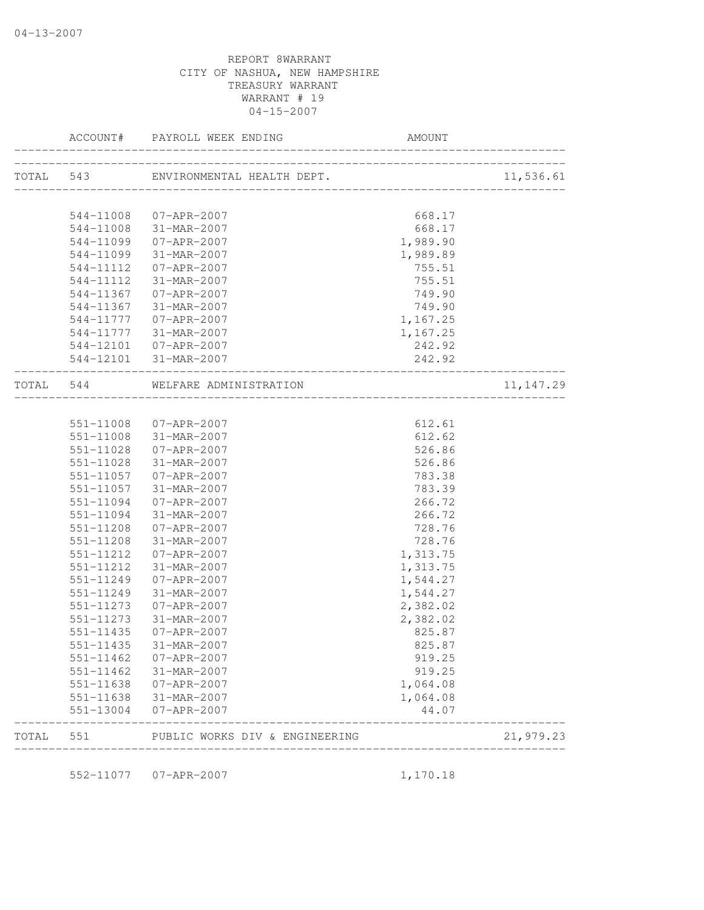04-13-2007

REPORT 8WARRANT
CITY OF NASHUA, NEW HAMPSHIRE
TREASURY WARRANT
WARRANT # 19
04-15-2007

| | ACCOUNT# | PAYROLL WEEK ENDING | AMOUNT | |
|---|---|---|---|---|
| TOTAL | 543 | ENVIRONMENTAL HEALTH DEPT. | | 11,536.61 |
| | 544-11008 | 07-APR-2007 | 668.17 | |
| | 544-11008 | 31-MAR-2007 | 668.17 | |
| | 544-11099 | 07-APR-2007 | 1,989.90 | |
| | 544-11099 | 31-MAR-2007 | 1,989.89 | |
| | 544-11112 | 07-APR-2007 | 755.51 | |
| | 544-11112 | 31-MAR-2007 | 755.51 | |
| | 544-11367 | 07-APR-2007 | 749.90 | |
| | 544-11367 | 31-MAR-2007 | 749.90 | |
| | 544-11777 | 07-APR-2007 | 1,167.25 | |
| | 544-11777 | 31-MAR-2007 | 1,167.25 | |
| | 544-12101 | 07-APR-2007 | 242.92 | |
| | 544-12101 | 31-MAR-2007 | 242.92 | |
| TOTAL | 544 | WELFARE ADMINISTRATION | | 11,147.29 |
| | 551-11008 | 07-APR-2007 | 612.61 | |
| | 551-11008 | 31-MAR-2007 | 612.62 | |
| | 551-11028 | 07-APR-2007 | 526.86 | |
| | 551-11028 | 31-MAR-2007 | 526.86 | |
| | 551-11057 | 07-APR-2007 | 783.38 | |
| | 551-11057 | 31-MAR-2007 | 783.39 | |
| | 551-11094 | 07-APR-2007 | 266.72 | |
| | 551-11094 | 31-MAR-2007 | 266.72 | |
| | 551-11208 | 07-APR-2007 | 728.76 | |
| | 551-11208 | 31-MAR-2007 | 728.76 | |
| | 551-11212 | 07-APR-2007 | 1,313.75 | |
| | 551-11212 | 31-MAR-2007 | 1,313.75 | |
| | 551-11249 | 07-APR-2007 | 1,544.27 | |
| | 551-11249 | 31-MAR-2007 | 1,544.27 | |
| | 551-11273 | 07-APR-2007 | 2,382.02 | |
| | 551-11273 | 31-MAR-2007 | 2,382.02 | |
| | 551-11435 | 07-APR-2007 | 825.87 | |
| | 551-11435 | 31-MAR-2007 | 825.87 | |
| | 551-11462 | 07-APR-2007 | 919.25 | |
| | 551-11462 | 31-MAR-2007 | 919.25 | |
| | 551-11638 | 07-APR-2007 | 1,064.08 | |
| | 551-11638 | 31-MAR-2007 | 1,064.08 | |
| | 551-13004 | 07-APR-2007 | 44.07 | |
| TOTAL | 551 | PUBLIC WORKS DIV & ENGINEERING | | 21,979.23 |
| | 552-11077 | 07-APR-2007 | 1,170.18 | |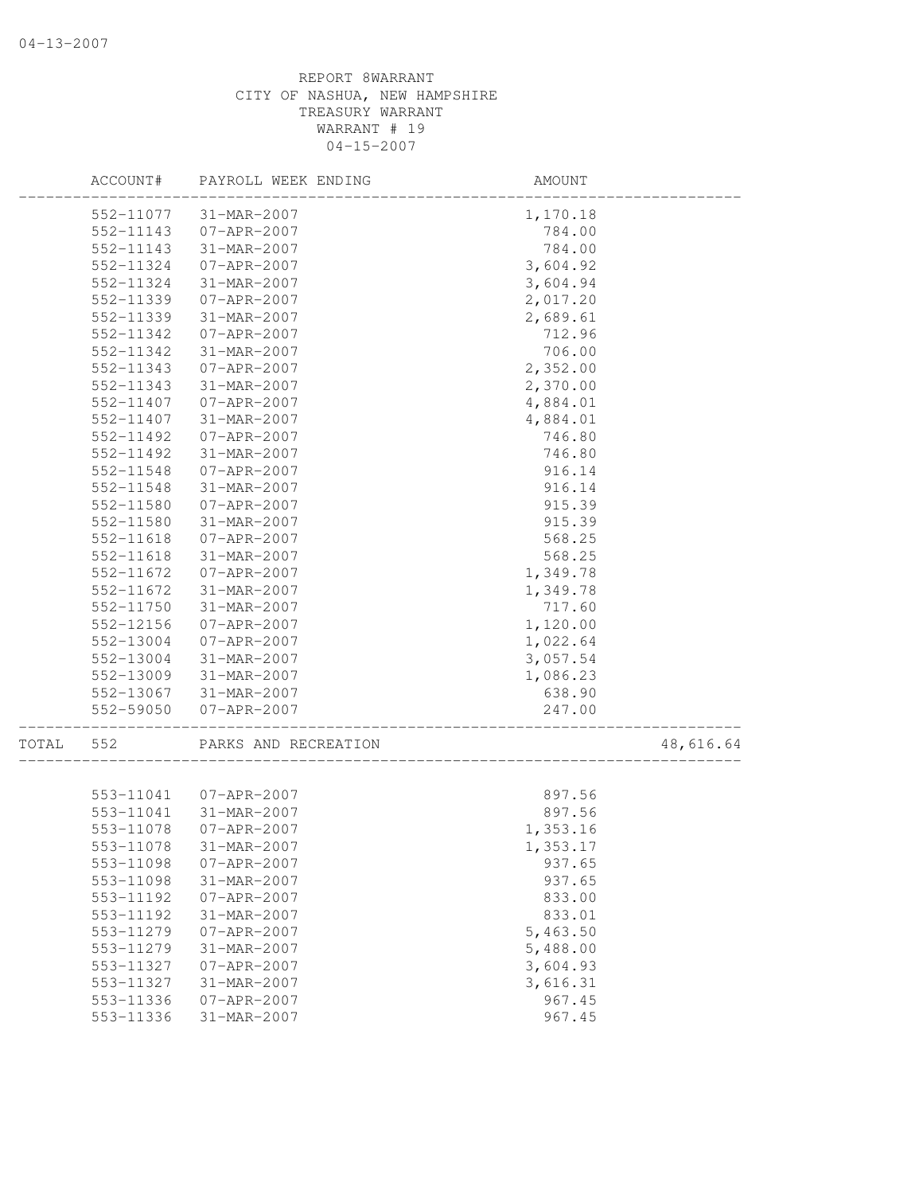REPORT 8WARRANT
CITY OF NASHUA, NEW HAMPSHIRE
TREASURY WARRANT
WARRANT # 19
04-15-2007

| ACCOUNT# | PAYROLL WEEK ENDING | AMOUNT | |
|---|---|---|---|
| 552-11077 | 31-MAR-2007 | 1,170.18 | |
| 552-11143 | 07-APR-2007 | 784.00 | |
| 552-11143 | 31-MAR-2007 | 784.00 | |
| 552-11324 | 07-APR-2007 | 3,604.92 | |
| 552-11324 | 31-MAR-2007 | 3,604.94 | |
| 552-11339 | 07-APR-2007 | 2,017.20 | |
| 552-11339 | 31-MAR-2007 | 2,689.61 | |
| 552-11342 | 07-APR-2007 | 712.96 | |
| 552-11342 | 31-MAR-2007 | 706.00 | |
| 552-11343 | 07-APR-2007 | 2,352.00 | |
| 552-11343 | 31-MAR-2007 | 2,370.00 | |
| 552-11407 | 07-APR-2007 | 4,884.01 | |
| 552-11407 | 31-MAR-2007 | 4,884.01 | |
| 552-11492 | 07-APR-2007 | 746.80 | |
| 552-11492 | 31-MAR-2007 | 746.80 | |
| 552-11548 | 07-APR-2007 | 916.14 | |
| 552-11548 | 31-MAR-2007 | 916.14 | |
| 552-11580 | 07-APR-2007 | 915.39 | |
| 552-11580 | 31-MAR-2007 | 915.39 | |
| 552-11618 | 07-APR-2007 | 568.25 | |
| 552-11618 | 31-MAR-2007 | 568.25 | |
| 552-11672 | 07-APR-2007 | 1,349.78 | |
| 552-11672 | 31-MAR-2007 | 1,349.78 | |
| 552-11750 | 31-MAR-2007 | 717.60 | |
| 552-12156 | 07-APR-2007 | 1,120.00 | |
| 552-13004 | 07-APR-2007 | 1,022.64 | |
| 552-13004 | 31-MAR-2007 | 3,057.54 | |
| 552-13009 | 31-MAR-2007 | 1,086.23 | |
| 552-13067 | 31-MAR-2007 | 638.90 | |
| 552-59050 | 07-APR-2007 | 247.00 | |
| TOTAL 552 | PARKS AND RECREATION | | 48,616.64 |
| 553-11041 | 07-APR-2007 | 897.56 | |
| 553-11041 | 31-MAR-2007 | 897.56 | |
| 553-11078 | 07-APR-2007 | 1,353.16 | |
| 553-11078 | 31-MAR-2007 | 1,353.17 | |
| 553-11098 | 07-APR-2007 | 937.65 | |
| 553-11098 | 31-MAR-2007 | 937.65 | |
| 553-11192 | 07-APR-2007 | 833.00 | |
| 553-11192 | 31-MAR-2007 | 833.01 | |
| 553-11279 | 07-APR-2007 | 5,463.50 | |
| 553-11279 | 31-MAR-2007 | 5,488.00 | |
| 553-11327 | 07-APR-2007 | 3,604.93 | |
| 553-11327 | 31-MAR-2007 | 3,616.31 | |
| 553-11336 | 07-APR-2007 | 967.45 | |
| 553-11336 | 31-MAR-2007 | 967.45 | |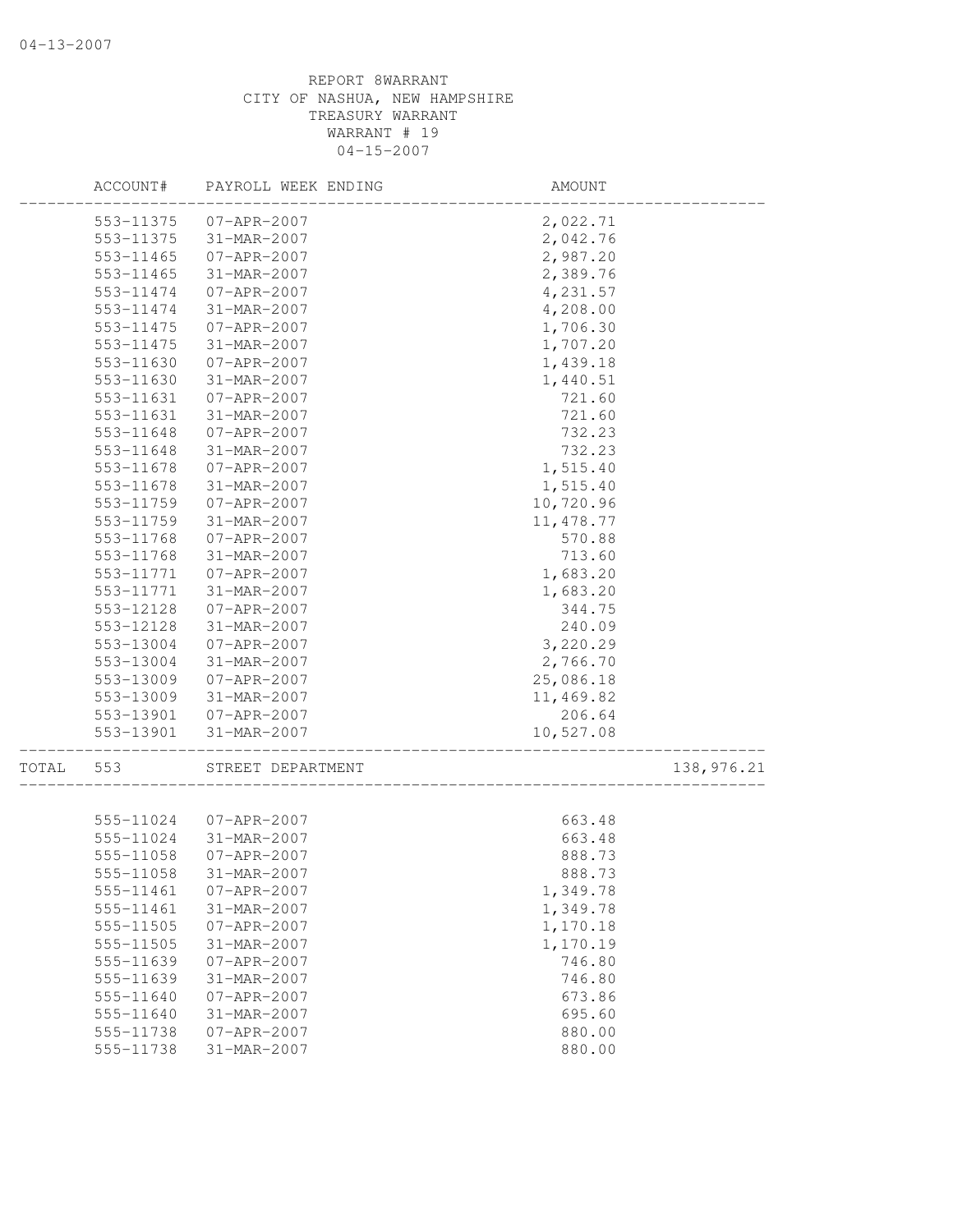REPORT 8WARRANT
CITY OF NASHUA, NEW HAMPSHIRE
TREASURY WARRANT
WARRANT # 19
04-15-2007

| | ACCOUNT# | PAYROLL WEEK ENDING | AMOUNT | |
|---|---|---|---|---|
| | 553-11375 | 07-APR-2007 | 2,022.71 | |
| | 553-11375 | 31-MAR-2007 | 2,042.76 | |
| | 553-11465 | 07-APR-2007 | 2,987.20 | |
| | 553-11465 | 31-MAR-2007 | 2,389.76 | |
| | 553-11474 | 07-APR-2007 | 4,231.57 | |
| | 553-11474 | 31-MAR-2007 | 4,208.00 | |
| | 553-11475 | 07-APR-2007 | 1,706.30 | |
| | 553-11475 | 31-MAR-2007 | 1,707.20 | |
| | 553-11630 | 07-APR-2007 | 1,439.18 | |
| | 553-11630 | 31-MAR-2007 | 1,440.51 | |
| | 553-11631 | 07-APR-2007 | 721.60 | |
| | 553-11631 | 31-MAR-2007 | 721.60 | |
| | 553-11648 | 07-APR-2007 | 732.23 | |
| | 553-11648 | 31-MAR-2007 | 732.23 | |
| | 553-11678 | 07-APR-2007 | 1,515.40 | |
| | 553-11678 | 31-MAR-2007 | 1,515.40 | |
| | 553-11759 | 07-APR-2007 | 10,720.96 | |
| | 553-11759 | 31-MAR-2007 | 11,478.77 | |
| | 553-11768 | 07-APR-2007 | 570.88 | |
| | 553-11768 | 31-MAR-2007 | 713.60 | |
| | 553-11771 | 07-APR-2007 | 1,683.20 | |
| | 553-11771 | 31-MAR-2007 | 1,683.20 | |
| | 553-12128 | 07-APR-2007 | 344.75 | |
| | 553-12128 | 31-MAR-2007 | 240.09 | |
| | 553-13004 | 07-APR-2007 | 3,220.29 | |
| | 553-13004 | 31-MAR-2007 | 2,766.70 | |
| | 553-13009 | 07-APR-2007 | 25,086.18 | |
| | 553-13009 | 31-MAR-2007 | 11,469.82 | |
| | 553-13901 | 07-APR-2007 | 206.64 | |
| | 553-13901 | 31-MAR-2007 | 10,527.08 | |
| TOTAL | 553 | STREET DEPARTMENT | | 138,976.21 |
| | 555-11024 | 07-APR-2007 | 663.48 | |
| | 555-11024 | 31-MAR-2007 | 663.48 | |
| | 555-11058 | 07-APR-2007 | 888.73 | |
| | 555-11058 | 31-MAR-2007 | 888.73 | |
| | 555-11461 | 07-APR-2007 | 1,349.78 | |
| | 555-11461 | 31-MAR-2007 | 1,349.78 | |
| | 555-11505 | 07-APR-2007 | 1,170.18 | |
| | 555-11505 | 31-MAR-2007 | 1,170.19 | |
| | 555-11639 | 07-APR-2007 | 746.80 | |
| | 555-11639 | 31-MAR-2007 | 746.80 | |
| | 555-11640 | 07-APR-2007 | 673.86 | |
| | 555-11640 | 31-MAR-2007 | 695.60 | |
| | 555-11738 | 07-APR-2007 | 880.00 | |
| | 555-11738 | 31-MAR-2007 | 880.00 | |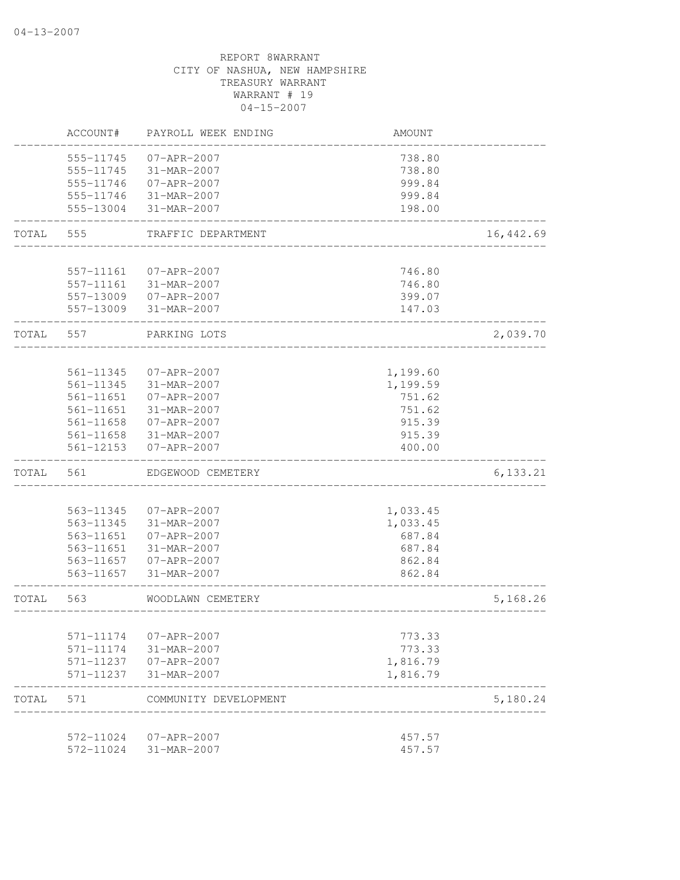REPORT 8WARRANT
CITY OF NASHUA, NEW HAMPSHIRE
TREASURY WARRANT
WARRANT # 19
04-15-2007

| | ACCOUNT# | PAYROLL WEEK ENDING | AMOUNT | |
|---|---|---|---|---|
| | 555-11745 | 07-APR-2007 | 738.80 | |
| | 555-11745 | 31-MAR-2007 | 738.80 | |
| | 555-11746 | 07-APR-2007 | 999.84 | |
| | 555-11746 | 31-MAR-2007 | 999.84 | |
| | 555-13004 | 31-MAR-2007 | 198.00 | |
| TOTAL | 555 | TRAFFIC DEPARTMENT | | 16,442.69 |
| | 557-11161 | 07-APR-2007 | 746.80 | |
| | 557-11161 | 31-MAR-2007 | 746.80 | |
| | 557-13009 | 07-APR-2007 | 399.07 | |
| | 557-13009 | 31-MAR-2007 | 147.03 | |
| TOTAL | 557 | PARKING LOTS | | 2,039.70 |
| | 561-11345 | 07-APR-2007 | 1,199.60 | |
| | 561-11345 | 31-MAR-2007 | 1,199.59 | |
| | 561-11651 | 07-APR-2007 | 751.62 | |
| | 561-11651 | 31-MAR-2007 | 751.62 | |
| | 561-11658 | 07-APR-2007 | 915.39 | |
| | 561-11658 | 31-MAR-2007 | 915.39 | |
| | 561-12153 | 07-APR-2007 | 400.00 | |
| TOTAL | 561 | EDGEWOOD CEMETERY | | 6,133.21 |
| | 563-11345 | 07-APR-2007 | 1,033.45 | |
| | 563-11345 | 31-MAR-2007 | 1,033.45 | |
| | 563-11651 | 07-APR-2007 | 687.84 | |
| | 563-11651 | 31-MAR-2007 | 687.84 | |
| | 563-11657 | 07-APR-2007 | 862.84 | |
| | 563-11657 | 31-MAR-2007 | 862.84 | |
| TOTAL | 563 | WOODLAWN CEMETERY | | 5,168.26 |
| | 571-11174 | 07-APR-2007 | 773.33 | |
| | 571-11174 | 31-MAR-2007 | 773.33 | |
| | 571-11237 | 07-APR-2007 | 1,816.79 | |
| | 571-11237 | 31-MAR-2007 | 1,816.79 | |
| TOTAL | 571 | COMMUNITY DEVELOPMENT | | 5,180.24 |
| | 572-11024 | 07-APR-2007 | 457.57 | |
| | 572-11024 | 31-MAR-2007 | 457.57 | |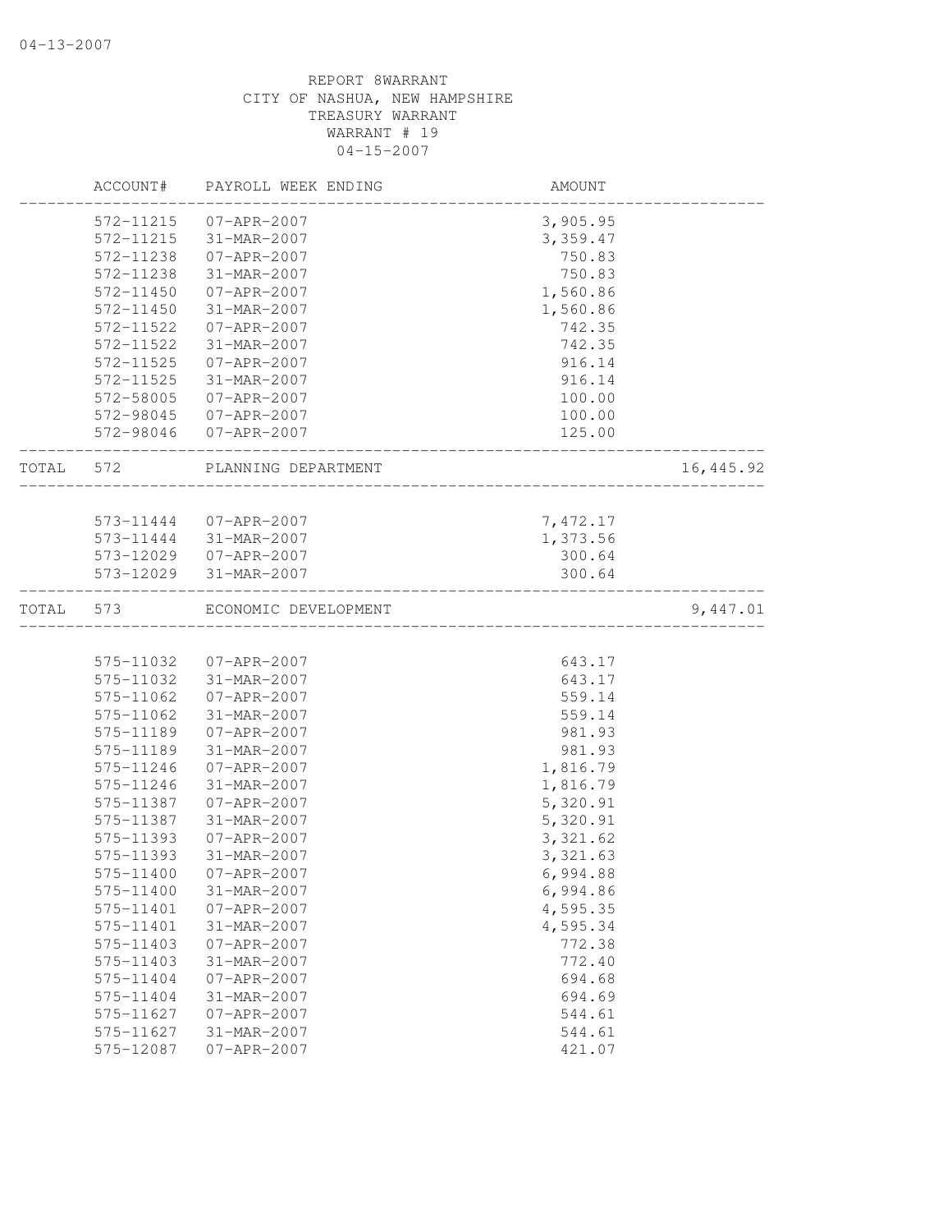REPORT 8WARRANT
CITY OF NASHUA, NEW HAMPSHIRE
TREASURY WARRANT
WARRANT # 19
04-15-2007

| | ACCOUNT# | PAYROLL WEEK ENDING | AMOUNT | |
|---|---|---|---|---|
| | 572-11215 | 07-APR-2007 | 3,905.95 | |
| | 572-11215 | 31-MAR-2007 | 3,359.47 | |
| | 572-11238 | 07-APR-2007 | 750.83 | |
| | 572-11238 | 31-MAR-2007 | 750.83 | |
| | 572-11450 | 07-APR-2007 | 1,560.86 | |
| | 572-11450 | 31-MAR-2007 | 1,560.86 | |
| | 572-11522 | 07-APR-2007 | 742.35 | |
| | 572-11522 | 31-MAR-2007 | 742.35 | |
| | 572-11525 | 07-APR-2007 | 916.14 | |
| | 572-11525 | 31-MAR-2007 | 916.14 | |
| | 572-58005 | 07-APR-2007 | 100.00 | |
| | 572-98045 | 07-APR-2007 | 100.00 | |
| | 572-98046 | 07-APR-2007 | 125.00 | |
| TOTAL | 572 | PLANNING DEPARTMENT | | 16,445.92 |
| | 573-11444 | 07-APR-2007 | 7,472.17 | |
| | 573-11444 | 31-MAR-2007 | 1,373.56 | |
| | 573-12029 | 07-APR-2007 | 300.64 | |
| | 573-12029 | 31-MAR-2007 | 300.64 | |
| TOTAL | 573 | ECONOMIC DEVELOPMENT | | 9,447.01 |
| | 575-11032 | 07-APR-2007 | 643.17 | |
| | 575-11032 | 31-MAR-2007 | 643.17 | |
| | 575-11062 | 07-APR-2007 | 559.14 | |
| | 575-11062 | 31-MAR-2007 | 559.14 | |
| | 575-11189 | 07-APR-2007 | 981.93 | |
| | 575-11189 | 31-MAR-2007 | 981.93 | |
| | 575-11246 | 07-APR-2007 | 1,816.79 | |
| | 575-11246 | 31-MAR-2007 | 1,816.79 | |
| | 575-11387 | 07-APR-2007 | 5,320.91 | |
| | 575-11387 | 31-MAR-2007 | 5,320.91 | |
| | 575-11393 | 07-APR-2007 | 3,321.62 | |
| | 575-11393 | 31-MAR-2007 | 3,321.63 | |
| | 575-11400 | 07-APR-2007 | 6,994.88 | |
| | 575-11400 | 31-MAR-2007 | 6,994.86 | |
| | 575-11401 | 07-APR-2007 | 4,595.35 | |
| | 575-11401 | 31-MAR-2007 | 4,595.34 | |
| | 575-11403 | 07-APR-2007 | 772.38 | |
| | 575-11403 | 31-MAR-2007 | 772.40 | |
| | 575-11404 | 07-APR-2007 | 694.68 | |
| | 575-11404 | 31-MAR-2007 | 694.69 | |
| | 575-11627 | 07-APR-2007 | 544.61 | |
| | 575-11627 | 31-MAR-2007 | 544.61 | |
| | 575-12087 | 07-APR-2007 | 421.07 | |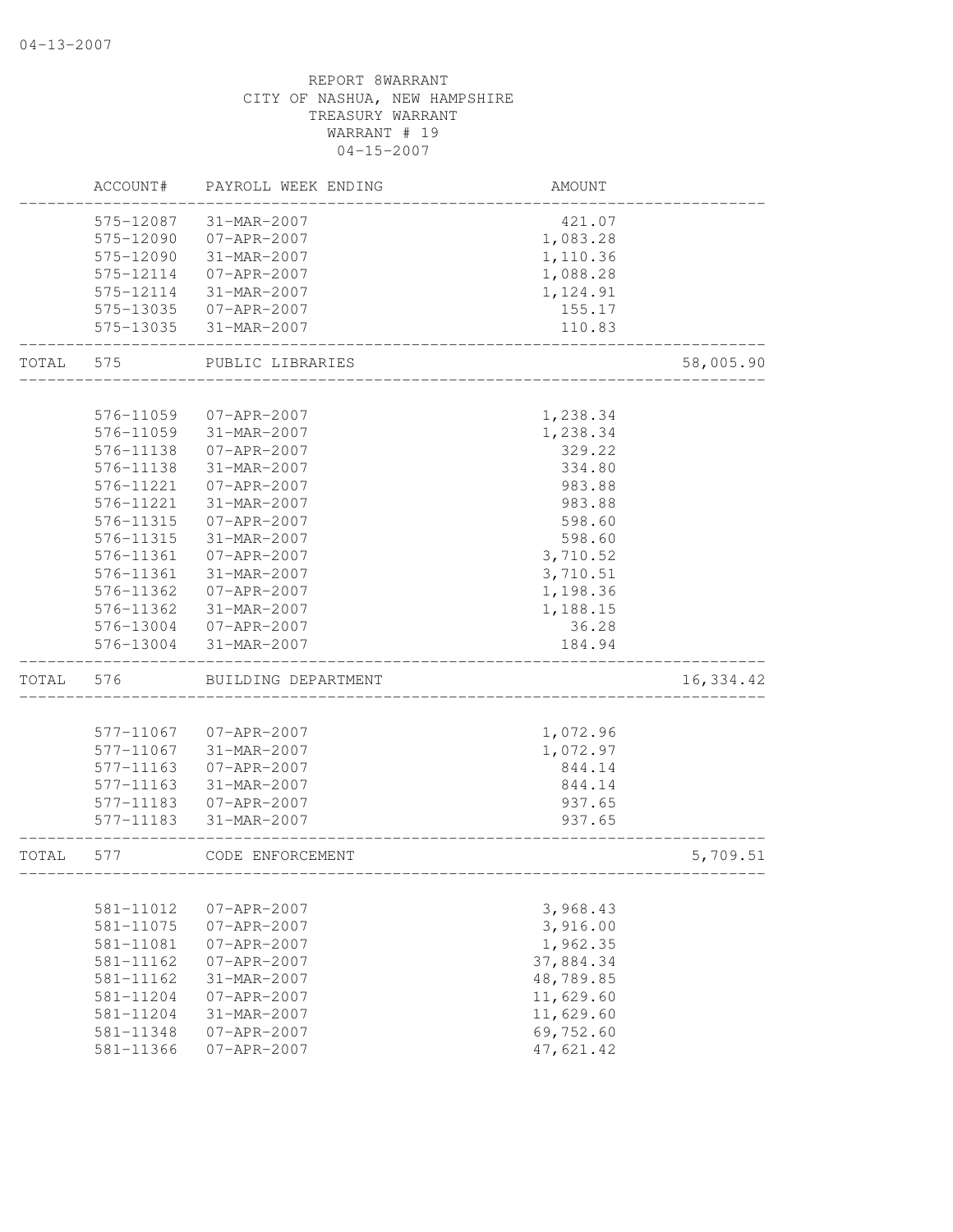REPORT 8WARRANT
CITY OF NASHUA, NEW HAMPSHIRE
TREASURY WARRANT
WARRANT # 19
04-15-2007

| | ACCOUNT# | PAYROLL WEEK ENDING | AMOUNT | |
|---|---|---|---|---|
| | 575-12087 | 31-MAR-2007 | 421.07 | |
| | 575-12090 | 07-APR-2007 | 1,083.28 | |
| | 575-12090 | 31-MAR-2007 | 1,110.36 | |
| | 575-12114 | 07-APR-2007 | 1,088.28 | |
| | 575-12114 | 31-MAR-2007 | 1,124.91 | |
| | 575-13035 | 07-APR-2007 | 155.17 | |
| | 575-13035 | 31-MAR-2007 | 110.83 | |
| TOTAL | 575 | PUBLIC LIBRARIES | | 58,005.90 |
| | 576-11059 | 07-APR-2007 | 1,238.34 | |
| | 576-11059 | 31-MAR-2007 | 1,238.34 | |
| | 576-11138 | 07-APR-2007 | 329.22 | |
| | 576-11138 | 31-MAR-2007 | 334.80 | |
| | 576-11221 | 07-APR-2007 | 983.88 | |
| | 576-11221 | 31-MAR-2007 | 983.88 | |
| | 576-11315 | 07-APR-2007 | 598.60 | |
| | 576-11315 | 31-MAR-2007 | 598.60 | |
| | 576-11361 | 07-APR-2007 | 3,710.52 | |
| | 576-11361 | 31-MAR-2007 | 3,710.51 | |
| | 576-11362 | 07-APR-2007 | 1,198.36 | |
| | 576-11362 | 31-MAR-2007 | 1,188.15 | |
| | 576-13004 | 07-APR-2007 | 36.28 | |
| | 576-13004 | 31-MAR-2007 | 184.94 | |
| TOTAL | 576 | BUILDING DEPARTMENT | | 16,334.42 |
| | 577-11067 | 07-APR-2007 | 1,072.96 | |
| | 577-11067 | 31-MAR-2007 | 1,072.97 | |
| | 577-11163 | 07-APR-2007 | 844.14 | |
| | 577-11163 | 31-MAR-2007 | 844.14 | |
| | 577-11183 | 07-APR-2007 | 937.65 | |
| | 577-11183 | 31-MAR-2007 | 937.65 | |
| TOTAL | 577 | CODE ENFORCEMENT | | 5,709.51 |
| | 581-11012 | 07-APR-2007 | 3,968.43 | |
| | 581-11075 | 07-APR-2007 | 3,916.00 | |
| | 581-11081 | 07-APR-2007 | 1,962.35 | |
| | 581-11162 | 07-APR-2007 | 37,884.34 | |
| | 581-11162 | 31-MAR-2007 | 48,789.85 | |
| | 581-11204 | 07-APR-2007 | 11,629.60 | |
| | 581-11204 | 31-MAR-2007 | 11,629.60 | |
| | 581-11348 | 07-APR-2007 | 69,752.60 | |
| | 581-11366 | 07-APR-2007 | 47,621.42 | |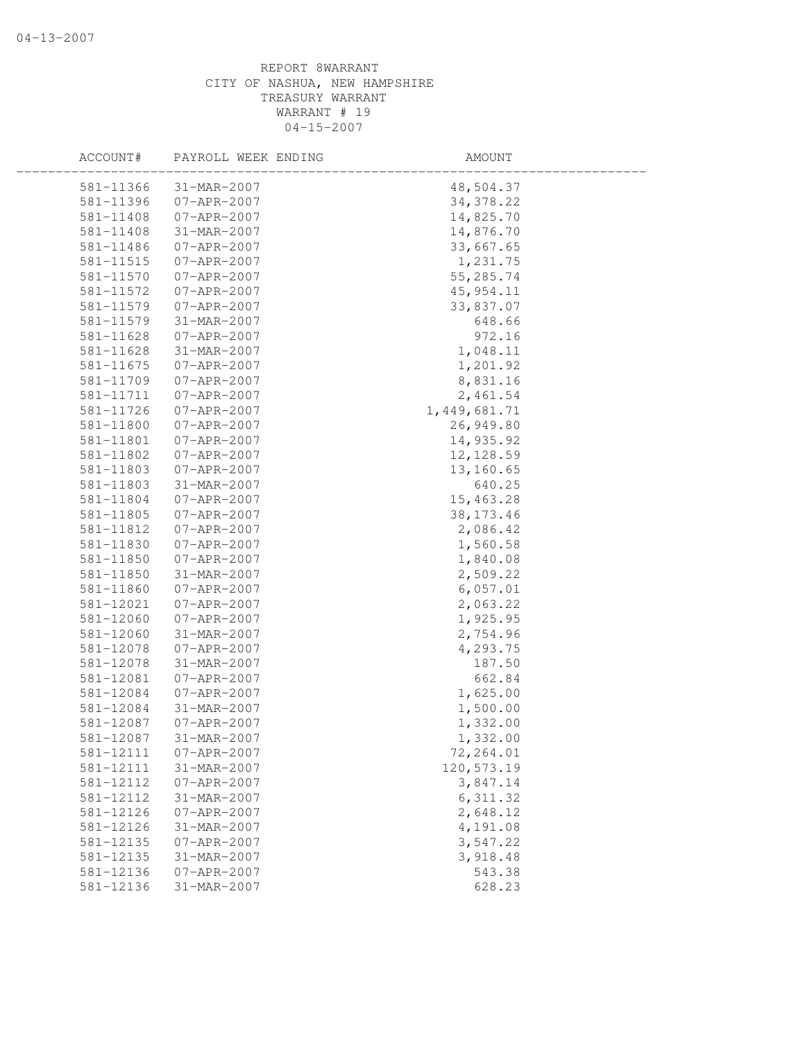REPORT 8WARRANT
CITY OF NASHUA, NEW HAMPSHIRE
TREASURY WARRANT
WARRANT # 19
04-15-2007

| ACCOUNT# | PAYROLL WEEK ENDING | AMOUNT |
|---|---|---|
| 581-11366 | 31-MAR-2007 | 48,504.37 |
| 581-11396 | 07-APR-2007 | 34,378.22 |
| 581-11408 | 07-APR-2007 | 14,825.70 |
| 581-11408 | 31-MAR-2007 | 14,876.70 |
| 581-11486 | 07-APR-2007 | 33,667.65 |
| 581-11515 | 07-APR-2007 | 1,231.75 |
| 581-11570 | 07-APR-2007 | 55,285.74 |
| 581-11572 | 07-APR-2007 | 45,954.11 |
| 581-11579 | 07-APR-2007 | 33,837.07 |
| 581-11579 | 31-MAR-2007 | 648.66 |
| 581-11628 | 07-APR-2007 | 972.16 |
| 581-11628 | 31-MAR-2007 | 1,048.11 |
| 581-11675 | 07-APR-2007 | 1,201.92 |
| 581-11709 | 07-APR-2007 | 8,831.16 |
| 581-11711 | 07-APR-2007 | 2,461.54 |
| 581-11726 | 07-APR-2007 | 1,449,681.71 |
| 581-11800 | 07-APR-2007 | 26,949.80 |
| 581-11801 | 07-APR-2007 | 14,935.92 |
| 581-11802 | 07-APR-2007 | 12,128.59 |
| 581-11803 | 07-APR-2007 | 13,160.65 |
| 581-11803 | 31-MAR-2007 | 640.25 |
| 581-11804 | 07-APR-2007 | 15,463.28 |
| 581-11805 | 07-APR-2007 | 38,173.46 |
| 581-11812 | 07-APR-2007 | 2,086.42 |
| 581-11830 | 07-APR-2007 | 1,560.58 |
| 581-11850 | 07-APR-2007 | 1,840.08 |
| 581-11850 | 31-MAR-2007 | 2,509.22 |
| 581-11860 | 07-APR-2007 | 6,057.01 |
| 581-12021 | 07-APR-2007 | 2,063.22 |
| 581-12060 | 07-APR-2007 | 1,925.95 |
| 581-12060 | 31-MAR-2007 | 2,754.96 |
| 581-12078 | 07-APR-2007 | 4,293.75 |
| 581-12078 | 31-MAR-2007 | 187.50 |
| 581-12081 | 07-APR-2007 | 662.84 |
| 581-12084 | 07-APR-2007 | 1,625.00 |
| 581-12084 | 31-MAR-2007 | 1,500.00 |
| 581-12087 | 07-APR-2007 | 1,332.00 |
| 581-12087 | 31-MAR-2007 | 1,332.00 |
| 581-12111 | 07-APR-2007 | 72,264.01 |
| 581-12111 | 31-MAR-2007 | 120,573.19 |
| 581-12112 | 07-APR-2007 | 3,847.14 |
| 581-12112 | 31-MAR-2007 | 6,311.32 |
| 581-12126 | 07-APR-2007 | 2,648.12 |
| 581-12126 | 31-MAR-2007 | 4,191.08 |
| 581-12135 | 07-APR-2007 | 3,547.22 |
| 581-12135 | 31-MAR-2007 | 3,918.48 |
| 581-12136 | 07-APR-2007 | 543.38 |
| 581-12136 | 31-MAR-2007 | 628.23 |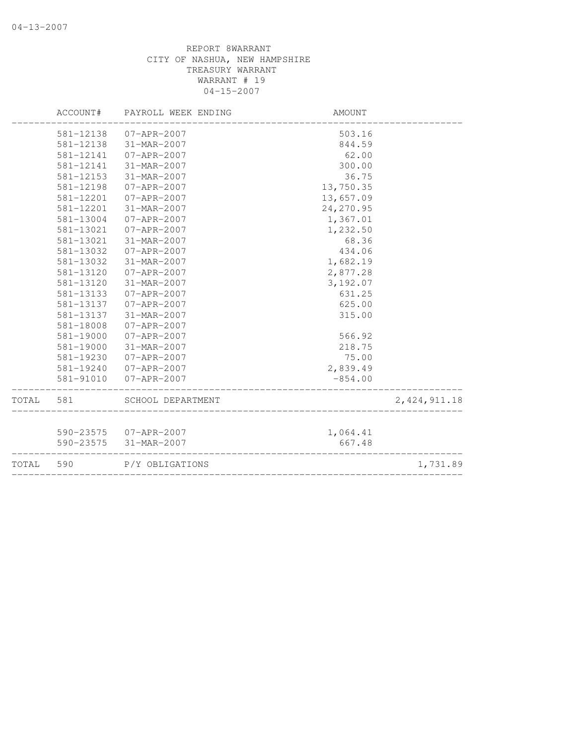REPORT 8WARRANT
CITY OF NASHUA, NEW HAMPSHIRE
TREASURY WARRANT
WARRANT # 19
04-15-2007

| | ACCOUNT# | PAYROLL WEEK ENDING | AMOUNT | |
|---|---|---|---|---|
| | 581-12138 | 07-APR-2007 | 503.16 | |
| | 581-12138 | 31-MAR-2007 | 844.59 | |
| | 581-12141 | 07-APR-2007 | 62.00 | |
| | 581-12141 | 31-MAR-2007 | 300.00 | |
| | 581-12153 | 31-MAR-2007 | 36.75 | |
| | 581-12198 | 07-APR-2007 | 13,750.35 | |
| | 581-12201 | 07-APR-2007 | 13,657.09 | |
| | 581-12201 | 31-MAR-2007 | 24,270.95 | |
| | 581-13004 | 07-APR-2007 | 1,367.01 | |
| | 581-13021 | 07-APR-2007 | 1,232.50 | |
| | 581-13021 | 31-MAR-2007 | 68.36 | |
| | 581-13032 | 07-APR-2007 | 434.06 | |
| | 581-13032 | 31-MAR-2007 | 1,682.19 | |
| | 581-13120 | 07-APR-2007 | 2,877.28 | |
| | 581-13120 | 31-MAR-2007 | 3,192.07 | |
| | 581-13133 | 07-APR-2007 | 631.25 | |
| | 581-13137 | 07-APR-2007 | 625.00 | |
| | 581-13137 | 31-MAR-2007 | 315.00 | |
| | 581-18008 | 07-APR-2007 | | |
| | 581-19000 | 07-APR-2007 | 566.92 | |
| | 581-19000 | 31-MAR-2007 | 218.75 | |
| | 581-19230 | 07-APR-2007 | 75.00 | |
| | 581-19240 | 07-APR-2007 | 2,839.49 | |
| | 581-91010 | 07-APR-2007 | -854.00 | |
| TOTAL | 581 | SCHOOL DEPARTMENT | | 2,424,911.18 |
| | 590-23575 | 07-APR-2007 | 1,064.41 | |
| | 590-23575 | 31-MAR-2007 | 667.48 | |
| TOTAL | 590 | P/Y OBLIGATIONS | | 1,731.89 |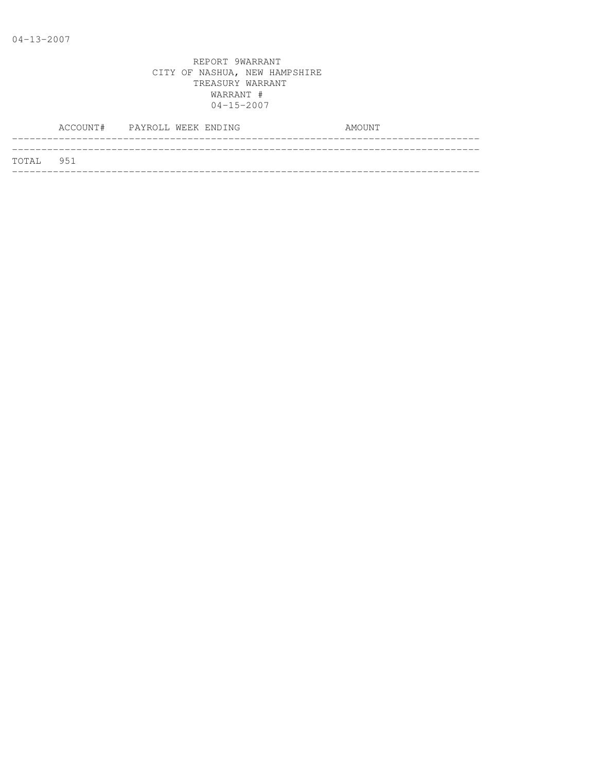04-13-2007

REPORT 9WARRANT
CITY OF NASHUA, NEW HAMPSHIRE
TREASURY WARRANT
WARRANT #
04-15-2007

| | ACCOUNT# | PAYROLL WEEK ENDING | AMOUNT |
|---|---|---|---|
| TOTAL | 951 | | |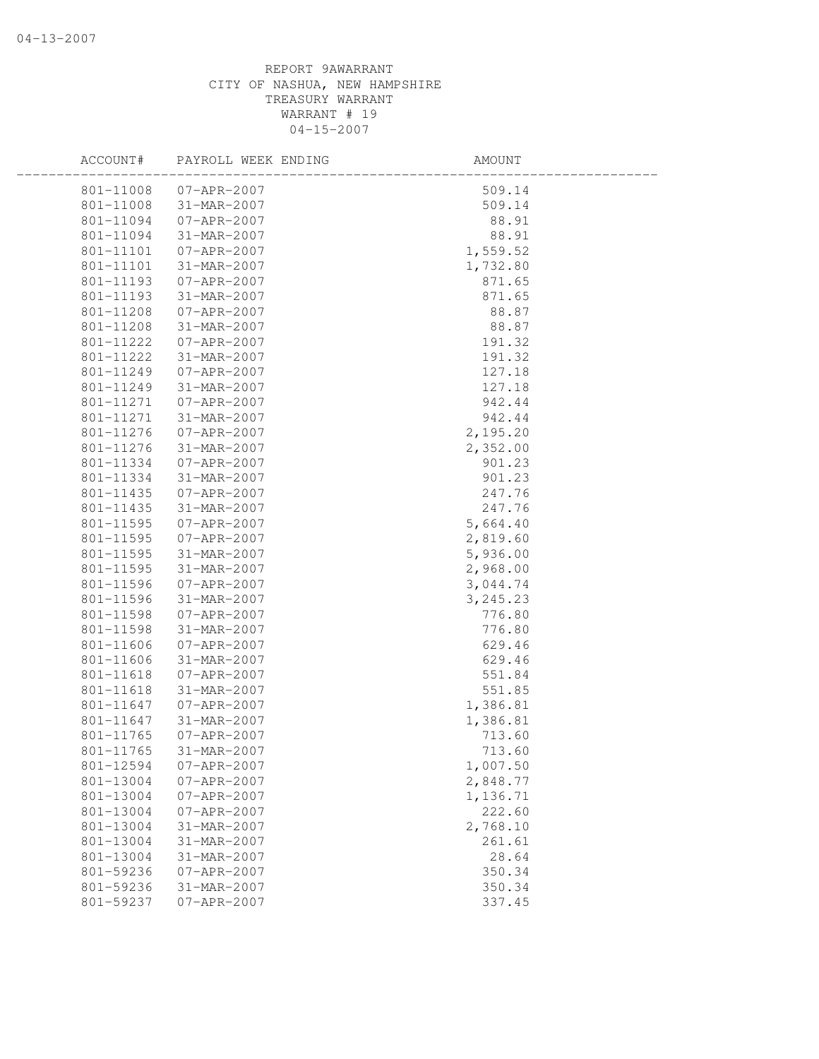REPORT 9AWARRANT
CITY OF NASHUA, NEW HAMPSHIRE
TREASURY WARRANT
WARRANT # 19
04-15-2007

| ACCOUNT# | PAYROLL WEEK ENDING | AMOUNT |
|---|---|---|
| 801-11008 | 07-APR-2007 | 509.14 |
| 801-11008 | 31-MAR-2007 | 509.14 |
| 801-11094 | 07-APR-2007 | 88.91 |
| 801-11094 | 31-MAR-2007 | 88.91 |
| 801-11101 | 07-APR-2007 | 1,559.52 |
| 801-11101 | 31-MAR-2007 | 1,732.80 |
| 801-11193 | 07-APR-2007 | 871.65 |
| 801-11193 | 31-MAR-2007 | 871.65 |
| 801-11208 | 07-APR-2007 | 88.87 |
| 801-11208 | 31-MAR-2007 | 88.87 |
| 801-11222 | 07-APR-2007 | 191.32 |
| 801-11222 | 31-MAR-2007 | 191.32 |
| 801-11249 | 07-APR-2007 | 127.18 |
| 801-11249 | 31-MAR-2007 | 127.18 |
| 801-11271 | 07-APR-2007 | 942.44 |
| 801-11271 | 31-MAR-2007 | 942.44 |
| 801-11276 | 07-APR-2007 | 2,195.20 |
| 801-11276 | 31-MAR-2007 | 2,352.00 |
| 801-11334 | 07-APR-2007 | 901.23 |
| 801-11334 | 31-MAR-2007 | 901.23 |
| 801-11435 | 07-APR-2007 | 247.76 |
| 801-11435 | 31-MAR-2007 | 247.76 |
| 801-11595 | 07-APR-2007 | 5,664.40 |
| 801-11595 | 07-APR-2007 | 2,819.60 |
| 801-11595 | 31-MAR-2007 | 5,936.00 |
| 801-11595 | 31-MAR-2007 | 2,968.00 |
| 801-11596 | 07-APR-2007 | 3,044.74 |
| 801-11596 | 31-MAR-2007 | 3,245.23 |
| 801-11598 | 07-APR-2007 | 776.80 |
| 801-11598 | 31-MAR-2007 | 776.80 |
| 801-11606 | 07-APR-2007 | 629.46 |
| 801-11606 | 31-MAR-2007 | 629.46 |
| 801-11618 | 07-APR-2007 | 551.84 |
| 801-11618 | 31-MAR-2007 | 551.85 |
| 801-11647 | 07-APR-2007 | 1,386.81 |
| 801-11647 | 31-MAR-2007 | 1,386.81 |
| 801-11765 | 07-APR-2007 | 713.60 |
| 801-11765 | 31-MAR-2007 | 713.60 |
| 801-12594 | 07-APR-2007 | 1,007.50 |
| 801-13004 | 07-APR-2007 | 2,848.77 |
| 801-13004 | 07-APR-2007 | 1,136.71 |
| 801-13004 | 07-APR-2007 | 222.60 |
| 801-13004 | 31-MAR-2007 | 2,768.10 |
| 801-13004 | 31-MAR-2007 | 261.61 |
| 801-13004 | 31-MAR-2007 | 28.64 |
| 801-59236 | 07-APR-2007 | 350.34 |
| 801-59236 | 31-MAR-2007 | 350.34 |
| 801-59237 | 07-APR-2007 | 337.45 |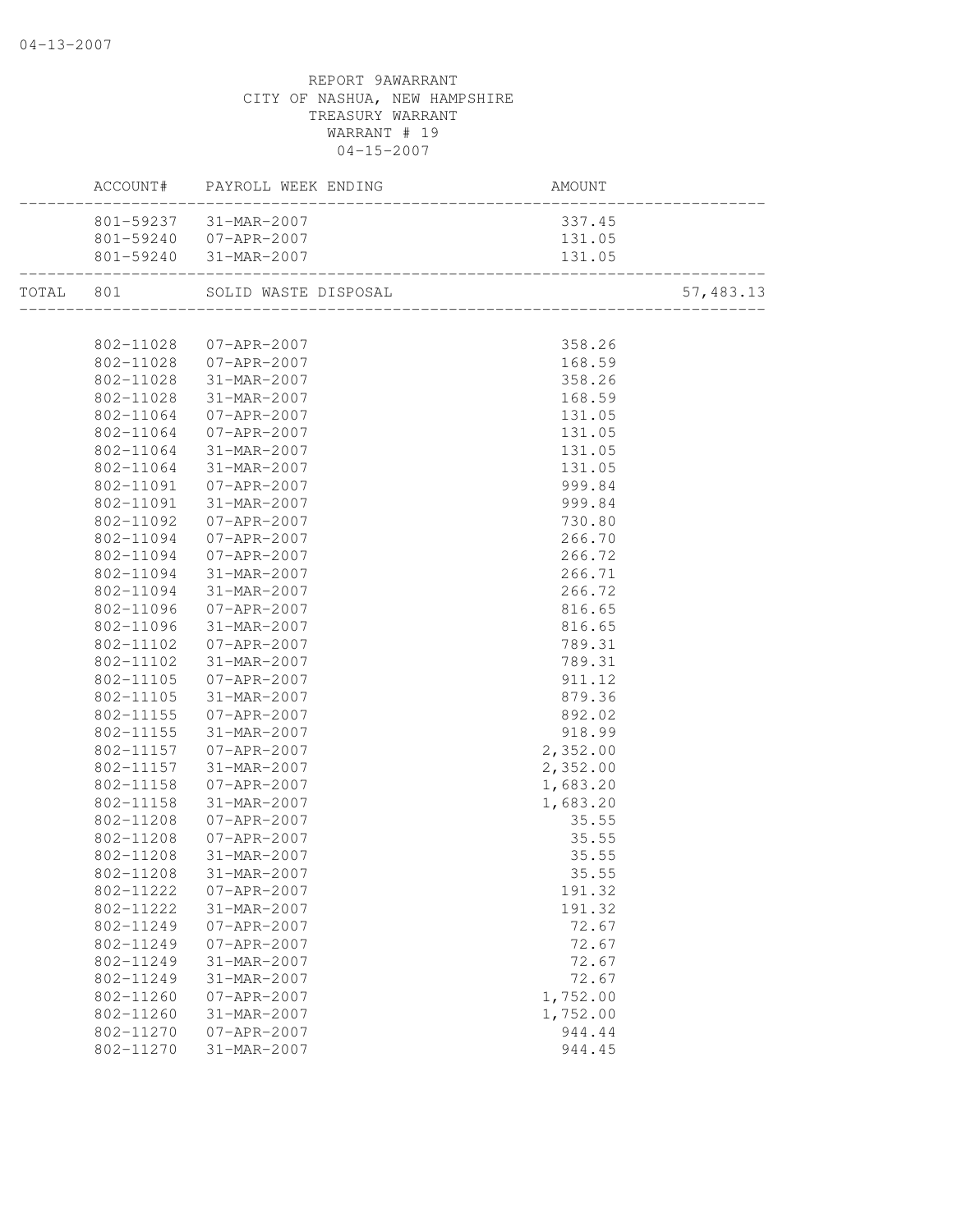04-13-2007

REPORT 9AWARRANT
CITY OF NASHUA, NEW HAMPSHIRE
TREASURY WARRANT
WARRANT # 19
04-15-2007

| | ACCOUNT# | PAYROLL WEEK ENDING | AMOUNT | |
|---|---|---|---|---|
| | 801-59237 | 31-MAR-2007 | 337.45 | |
| | 801-59240 | 07-APR-2007 | 131.05 | |
| | 801-59240 | 31-MAR-2007 | 131.05 | |
| TOTAL | 801 | SOLID WASTE DISPOSAL | | 57,483.13 |
| | 802-11028 | 07-APR-2007 | 358.26 | |
| | 802-11028 | 07-APR-2007 | 168.59 | |
| | 802-11028 | 31-MAR-2007 | 358.26 | |
| | 802-11028 | 31-MAR-2007 | 168.59 | |
| | 802-11064 | 07-APR-2007 | 131.05 | |
| | 802-11064 | 07-APR-2007 | 131.05 | |
| | 802-11064 | 31-MAR-2007 | 131.05 | |
| | 802-11064 | 31-MAR-2007 | 131.05 | |
| | 802-11091 | 07-APR-2007 | 999.84 | |
| | 802-11091 | 31-MAR-2007 | 999.84 | |
| | 802-11092 | 07-APR-2007 | 730.80 | |
| | 802-11094 | 07-APR-2007 | 266.70 | |
| | 802-11094 | 07-APR-2007 | 266.72 | |
| | 802-11094 | 31-MAR-2007 | 266.71 | |
| | 802-11094 | 31-MAR-2007 | 266.72 | |
| | 802-11096 | 07-APR-2007 | 816.65 | |
| | 802-11096 | 31-MAR-2007 | 816.65 | |
| | 802-11102 | 07-APR-2007 | 789.31 | |
| | 802-11102 | 31-MAR-2007 | 789.31 | |
| | 802-11105 | 07-APR-2007 | 911.12 | |
| | 802-11105 | 31-MAR-2007 | 879.36 | |
| | 802-11155 | 07-APR-2007 | 892.02 | |
| | 802-11155 | 31-MAR-2007 | 918.99 | |
| | 802-11157 | 07-APR-2007 | 2,352.00 | |
| | 802-11157 | 31-MAR-2007 | 2,352.00 | |
| | 802-11158 | 07-APR-2007 | 1,683.20 | |
| | 802-11158 | 31-MAR-2007 | 1,683.20 | |
| | 802-11208 | 07-APR-2007 | 35.55 | |
| | 802-11208 | 07-APR-2007 | 35.55 | |
| | 802-11208 | 31-MAR-2007 | 35.55 | |
| | 802-11208 | 31-MAR-2007 | 35.55 | |
| | 802-11222 | 07-APR-2007 | 191.32 | |
| | 802-11222 | 31-MAR-2007 | 191.32 | |
| | 802-11249 | 07-APR-2007 | 72.67 | |
| | 802-11249 | 07-APR-2007 | 72.67 | |
| | 802-11249 | 31-MAR-2007 | 72.67 | |
| | 802-11249 | 31-MAR-2007 | 72.67 | |
| | 802-11260 | 07-APR-2007 | 1,752.00 | |
| | 802-11260 | 31-MAR-2007 | 1,752.00 | |
| | 802-11270 | 07-APR-2007 | 944.44 | |
| | 802-11270 | 31-MAR-2007 | 944.45 | |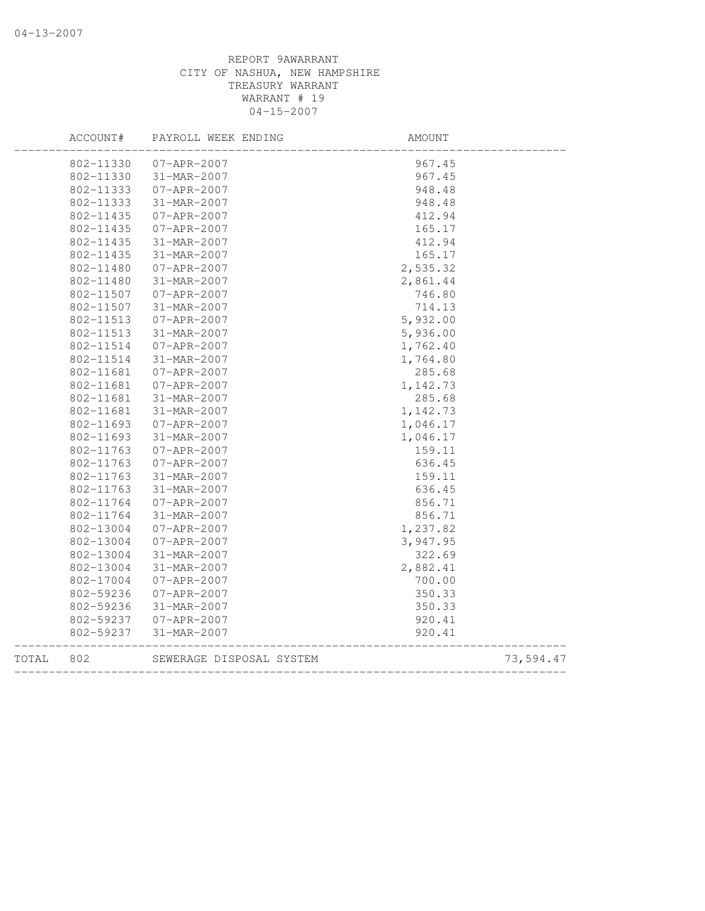REPORT 9AWARRANT
CITY OF NASHUA, NEW HAMPSHIRE
TREASURY WARRANT
WARRANT # 19
04-15-2007

| | ACCOUNT# | PAYROLL WEEK ENDING | AMOUNT | |
|---|---|---|---|---|
| | 802-11330 | 07-APR-2007 | 967.45 | |
| | 802-11330 | 31-MAR-2007 | 967.45 | |
| | 802-11333 | 07-APR-2007 | 948.48 | |
| | 802-11333 | 31-MAR-2007 | 948.48 | |
| | 802-11435 | 07-APR-2007 | 412.94 | |
| | 802-11435 | 07-APR-2007 | 165.17 | |
| | 802-11435 | 31-MAR-2007 | 412.94 | |
| | 802-11435 | 31-MAR-2007 | 165.17 | |
| | 802-11480 | 07-APR-2007 | 2,535.32 | |
| | 802-11480 | 31-MAR-2007 | 2,861.44 | |
| | 802-11507 | 07-APR-2007 | 746.80 | |
| | 802-11507 | 31-MAR-2007 | 714.13 | |
| | 802-11513 | 07-APR-2007 | 5,932.00 | |
| | 802-11513 | 31-MAR-2007 | 5,936.00 | |
| | 802-11514 | 07-APR-2007 | 1,762.40 | |
| | 802-11514 | 31-MAR-2007 | 1,764.80 | |
| | 802-11681 | 07-APR-2007 | 285.68 | |
| | 802-11681 | 07-APR-2007 | 1,142.73 | |
| | 802-11681 | 31-MAR-2007 | 285.68 | |
| | 802-11681 | 31-MAR-2007 | 1,142.73 | |
| | 802-11693 | 07-APR-2007 | 1,046.17 | |
| | 802-11693 | 31-MAR-2007 | 1,046.17 | |
| | 802-11763 | 07-APR-2007 | 159.11 | |
| | 802-11763 | 07-APR-2007 | 636.45 | |
| | 802-11763 | 31-MAR-2007 | 159.11 | |
| | 802-11763 | 31-MAR-2007 | 636.45 | |
| | 802-11764 | 07-APR-2007 | 856.71 | |
| | 802-11764 | 31-MAR-2007 | 856.71 | |
| | 802-13004 | 07-APR-2007 | 1,237.82 | |
| | 802-13004 | 07-APR-2007 | 3,947.95 | |
| | 802-13004 | 31-MAR-2007 | 322.69 | |
| | 802-13004 | 31-MAR-2007 | 2,882.41 | |
| | 802-17004 | 07-APR-2007 | 700.00 | |
| | 802-59236 | 07-APR-2007 | 350.33 | |
| | 802-59236 | 31-MAR-2007 | 350.33 | |
| | 802-59237 | 07-APR-2007 | 920.41 | |
| | 802-59237 | 31-MAR-2007 | 920.41 | |
| TOTAL | 802 | SEWERAGE DISPOSAL SYSTEM | | 73,594.47 |